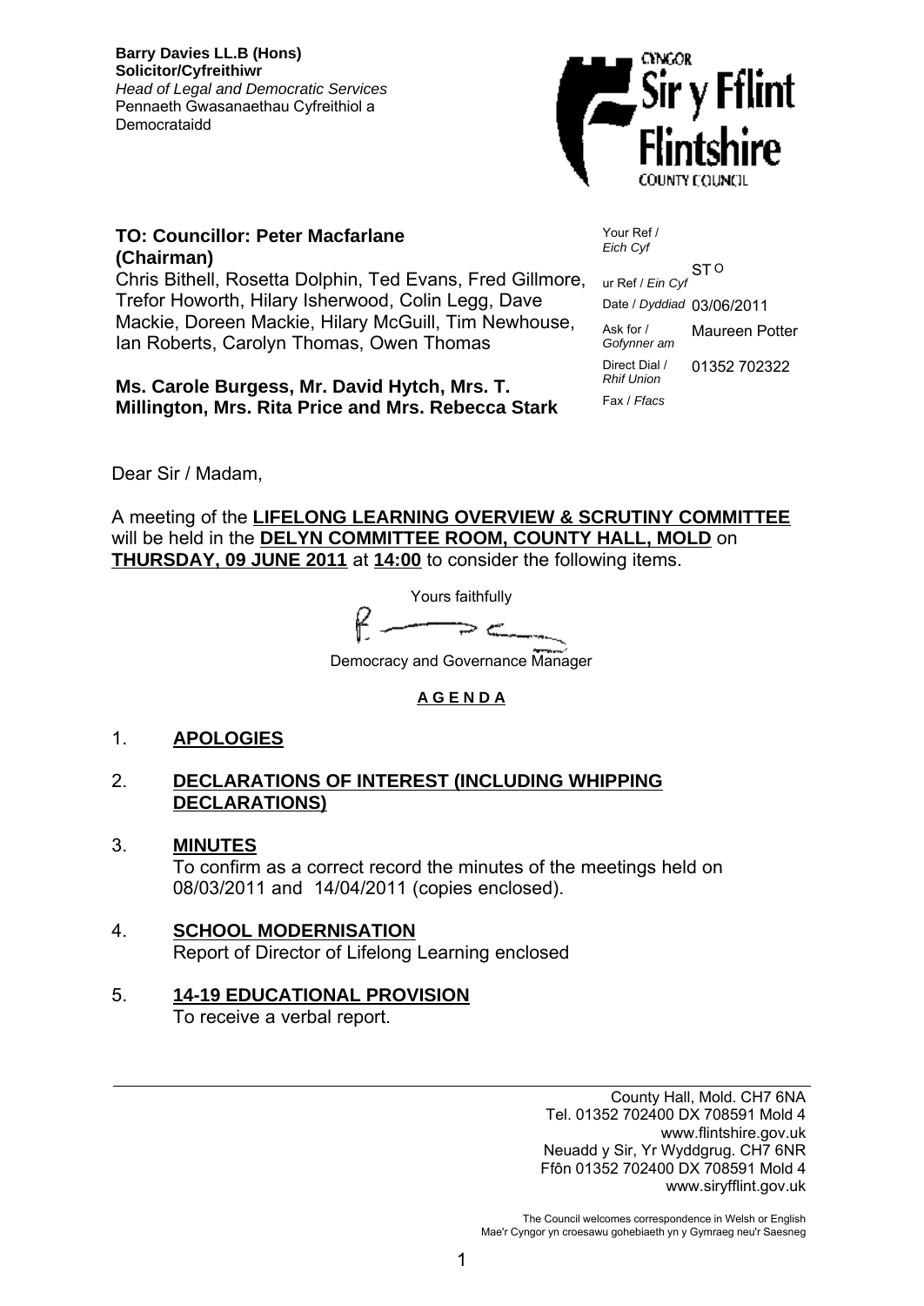**Barry Davies LL.B (Hons)**
**Solicitor/Cyfreithiwr**
*Head of Legal and Democratic Services*
Pennaeth Gwasanaethau Cyfreithiol a Democrataidd

CYNGOR Sir y Fflint Flintshire COUNTY COUNCIL

**TO: Councillor: Peter Macfarlane (Chairman)**

Chris Bithell, Rosetta Dolphin, Ted Evans, Fred Gillmore, Trefor Howorth, Hilary Isherwood, Colin Legg, Dave Mackie, Doreen Mackie, Hilary McGuill, Tim Newhouse, Ian Roberts, Carolyn Thomas, Owen Thomas

**Ms. Carole Burgess, Mr. David Hytch, Mrs. T. Millington, Mrs. Rita Price and Mrs. Rebecca Stark**

| | |
|---|---|
| Your Ref / *Eich Cyf* | |
| Our Ref / *Ein Cyf* | ST O |
| Date / *Dyddiad* | 03/06/2011 |
| Ask for / *Gofynner am* | Maureen Potter |
| Direct Dial / *Rhif Union* | 01352 702322 |
| Fax / *Ffacs* | |

Dear Sir / Madam,

A meeting of the **LIFELONG LEARNING OVERVIEW & SCRUTINY COMMITTEE** will be held in the **DELYN COMMITTEE ROOM, COUNTY HALL, MOLD** on **THURSDAY, 09 JUNE 2011** at **14:00** to consider the following items.

Yours faithfully

Democracy and Governance Manager

**A G E N D A**

1. **APOLOGIES**

2. **DECLARATIONS OF INTEREST (INCLUDING WHIPPING DECLARATIONS)**

3. **MINUTES**
   To confirm as a correct record the minutes of the meetings held on 08/03/2011 and 14/04/2011 (copies enclosed).

4. **SCHOOL MODERNISATION**
   Report of Director of Lifelong Learning enclosed

5. **14-19 EDUCATIONAL PROVISION**
   To receive a verbal report.

County Hall, Mold. CH7 6NA
Tel. 01352 702400 DX 708591 Mold 4
www.flintshire.gov.uk
Neuadd y Sir, Yr Wyddgrug. CH7 6NR
Ffôn 01352 702400 DX 708591 Mold 4
www.siryfflint.gov.uk

The Council welcomes correspondence in Welsh or English
Mae'r Cyngor yn croesawu gohebiaeth yn y Gymraeg neu'r Saesneg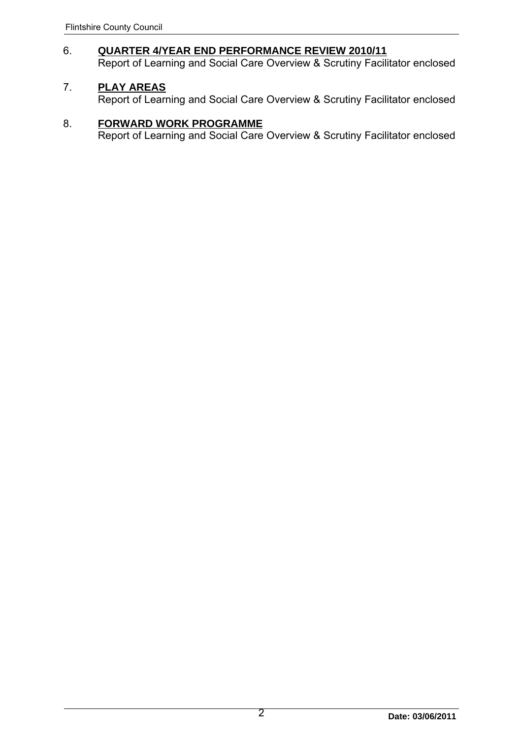6. **QUARTER 4/YEAR END PERFORMANCE REVIEW 2010/11**
   Report of Learning and Social Care Overview & Scrutiny Facilitator enclosed

7. **PLAY AREAS**
   Report of Learning and Social Care Overview & Scrutiny Facilitator enclosed

8. **FORWARD WORK PROGRAMME**
   Report of Learning and Social Care Overview & Scrutiny Facilitator enclosed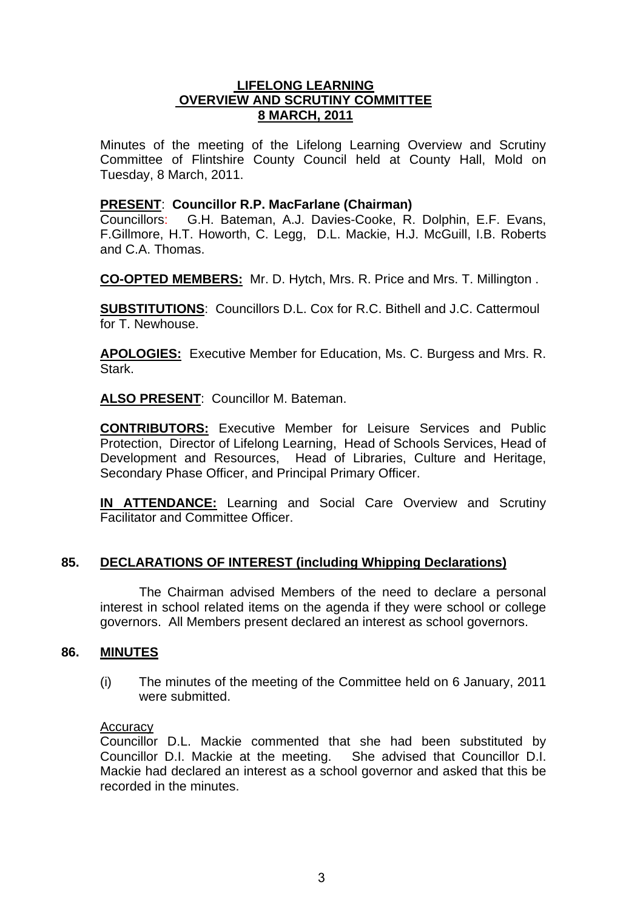# LIFELONG LEARNING OVERVIEW AND SCRUTINY COMMITTEE 8 MARCH, 2011

Minutes of the meeting of the Lifelong Learning Overview and Scrutiny Committee of Flintshire County Council held at County Hall, Mold on Tuesday, 8 March, 2011.

**PRESENT**: **Councillor R.P. MacFarlane (Chairman)**
Councillors: G.H. Bateman, A.J. Davies-Cooke, R. Dolphin, E.F. Evans, F.Gillmore, H.T. Howorth, C. Legg, D.L. Mackie, H.J. McGuill, I.B. Roberts and C.A. Thomas.

**CO-OPTED MEMBERS:** Mr. D. Hytch, Mrs. R. Price and Mrs. T. Millington .

**SUBSTITUTIONS**: Councillors D.L. Cox for R.C. Bithell and J.C. Cattermoul for T. Newhouse.

**APOLOGIES:** Executive Member for Education, Ms. C. Burgess and Mrs. R. Stark.

**ALSO PRESENT**: Councillor M. Bateman.

**CONTRIBUTORS:** Executive Member for Leisure Services and Public Protection, Director of Lifelong Learning, Head of Schools Services, Head of Development and Resources, Head of Libraries, Culture and Heritage, Secondary Phase Officer, and Principal Primary Officer.

**IN ATTENDANCE:** Learning and Social Care Overview and Scrutiny Facilitator and Committee Officer.

## 85. DECLARATIONS OF INTEREST (including Whipping Declarations)

The Chairman advised Members of the need to declare a personal interest in school related items on the agenda if they were school or college governors. All Members present declared an interest as school governors.

## 86. MINUTES

(i) The minutes of the meeting of the Committee held on 6 January, 2011 were submitted.

Accuracy
Councillor D.L. Mackie commented that she had been substituted by Councillor D.I. Mackie at the meeting. She advised that Councillor D.I. Mackie had declared an interest as a school governor and asked that this be recorded in the minutes.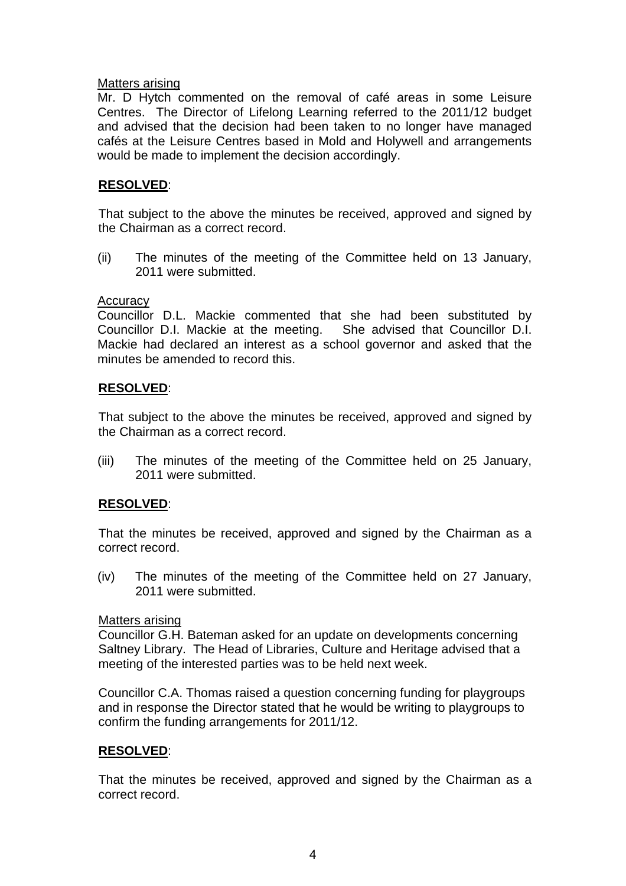Matters arising

Mr. D Hytch commented on the removal of café areas in some Leisure Centres. The Director of Lifelong Learning referred to the 2011/12 budget and advised that the decision had been taken to no longer have managed cafés at the Leisure Centres based in Mold and Holywell and arrangements would be made to implement the decision accordingly.

**RESOLVED**:

That subject to the above the minutes be received, approved and signed by the Chairman as a correct record.

(ii) The minutes of the meeting of the Committee held on 13 January, 2011 were submitted.

Accuracy

Councillor D.L. Mackie commented that she had been substituted by Councillor D.I. Mackie at the meeting. She advised that Councillor D.I. Mackie had declared an interest as a school governor and asked that the minutes be amended to record this.

**RESOLVED**:

That subject to the above the minutes be received, approved and signed by the Chairman as a correct record.

(iii) The minutes of the meeting of the Committee held on 25 January, 2011 were submitted.

**RESOLVED**:

That the minutes be received, approved and signed by the Chairman as a correct record.

(iv) The minutes of the meeting of the Committee held on 27 January, 2011 were submitted.

Matters arising

Councillor G.H. Bateman asked for an update on developments concerning Saltney Library. The Head of Libraries, Culture and Heritage advised that a meeting of the interested parties was to be held next week.

Councillor C.A. Thomas raised a question concerning funding for playgroups and in response the Director stated that he would be writing to playgroups to confirm the funding arrangements for 2011/12.

**RESOLVED**:

That the minutes be received, approved and signed by the Chairman as a correct record.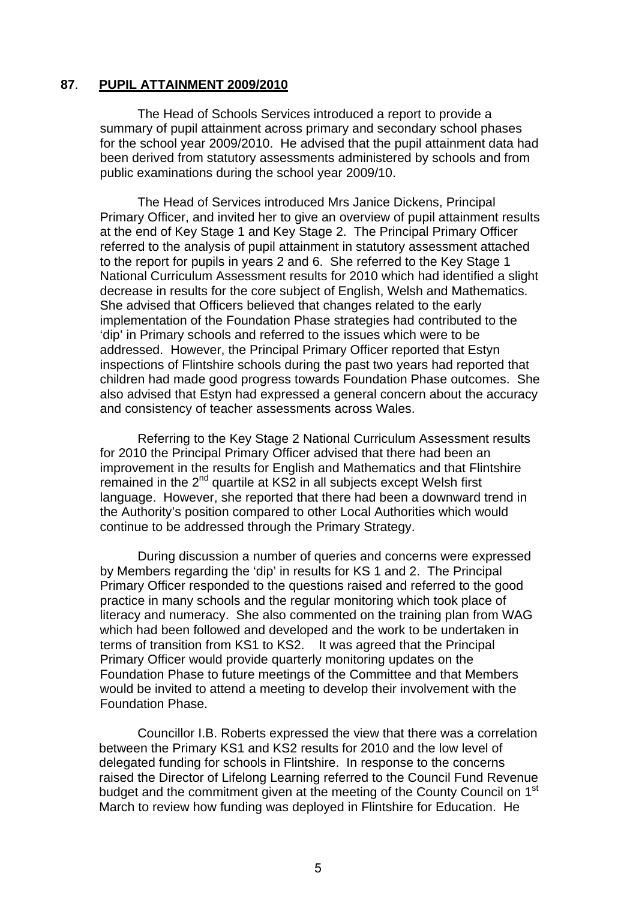**87**. **PUPIL ATTAINMENT 2009/2010**

The Head of Schools Services introduced a report to provide a summary of pupil attainment across primary and secondary school phases for the school year 2009/2010. He advised that the pupil attainment data had been derived from statutory assessments administered by schools and from public examinations during the school year 2009/10.

The Head of Services introduced Mrs Janice Dickens, Principal Primary Officer, and invited her to give an overview of pupil attainment results at the end of Key Stage 1 and Key Stage 2. The Principal Primary Officer referred to the analysis of pupil attainment in statutory assessment attached to the report for pupils in years 2 and 6. She referred to the Key Stage 1 National Curriculum Assessment results for 2010 which had identified a slight decrease in results for the core subject of English, Welsh and Mathematics. She advised that Officers believed that changes related to the early implementation of the Foundation Phase strategies had contributed to the 'dip' in Primary schools and referred to the issues which were to be addressed. However, the Principal Primary Officer reported that Estyn inspections of Flintshire schools during the past two years had reported that children had made good progress towards Foundation Phase outcomes. She also advised that Estyn had expressed a general concern about the accuracy and consistency of teacher assessments across Wales.

Referring to the Key Stage 2 National Curriculum Assessment results for 2010 the Principal Primary Officer advised that there had been an improvement in the results for English and Mathematics and that Flintshire remained in the 2nd quartile at KS2 in all subjects except Welsh first language. However, she reported that there had been a downward trend in the Authority's position compared to other Local Authorities which would continue to be addressed through the Primary Strategy.

During discussion a number of queries and concerns were expressed by Members regarding the 'dip' in results for KS 1 and 2. The Principal Primary Officer responded to the questions raised and referred to the good practice in many schools and the regular monitoring which took place of literacy and numeracy. She also commented on the training plan from WAG which had been followed and developed and the work to be undertaken in terms of transition from KS1 to KS2. It was agreed that the Principal Primary Officer would provide quarterly monitoring updates on the Foundation Phase to future meetings of the Committee and that Members would be invited to attend a meeting to develop their involvement with the Foundation Phase.

Councillor I.B. Roberts expressed the view that there was a correlation between the Primary KS1 and KS2 results for 2010 and the low level of delegated funding for schools in Flintshire. In response to the concerns raised the Director of Lifelong Learning referred to the Council Fund Revenue budget and the commitment given at the meeting of the County Council on 1st March to review how funding was deployed in Flintshire for Education. He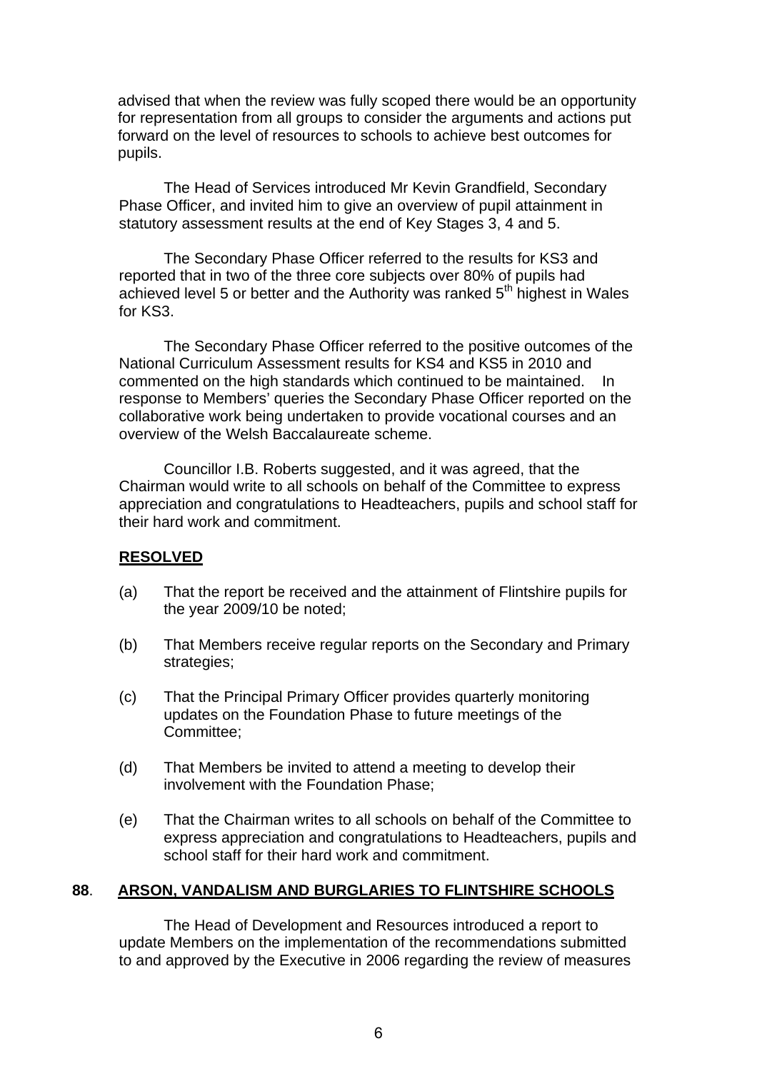advised that when the review was fully scoped there would be an opportunity for representation from all groups to consider the arguments and actions put forward on the level of resources to schools to achieve best outcomes for pupils.

The Head of Services introduced Mr Kevin Grandfield, Secondary Phase Officer, and invited him to give an overview of pupil attainment in statutory assessment results at the end of Key Stages 3, 4 and 5.

The Secondary Phase Officer referred to the results for KS3 and reported that in two of the three core subjects over 80% of pupils had achieved level 5 or better and the Authority was ranked 5th highest in Wales for KS3.

The Secondary Phase Officer referred to the positive outcomes of the National Curriculum Assessment results for KS4 and KS5 in 2010 and commented on the high standards which continued to be maintained. In response to Members' queries the Secondary Phase Officer reported on the collaborative work being undertaken to provide vocational courses and an overview of the Welsh Baccalaureate scheme.

Councillor I.B. Roberts suggested, and it was agreed, that the Chairman would write to all schools on behalf of the Committee to express appreciation and congratulations to Headteachers, pupils and school staff for their hard work and commitment.

**RESOLVED**

(a) That the report be received and the attainment of Flintshire pupils for the year 2009/10 be noted;

(b) That Members receive regular reports on the Secondary and Primary strategies;

(c) That the Principal Primary Officer provides quarterly monitoring updates on the Foundation Phase to future meetings of the Committee;

(d) That Members be invited to attend a meeting to develop their involvement with the Foundation Phase;

(e) That the Chairman writes to all schools on behalf of the Committee to express appreciation and congratulations to Headteachers, pupils and school staff for their hard work and commitment.

## 88. ARSON, VANDALISM AND BURGLARIES TO FLINTSHIRE SCHOOLS

The Head of Development and Resources introduced a report to update Members on the implementation of the recommendations submitted to and approved by the Executive in 2006 regarding the review of measures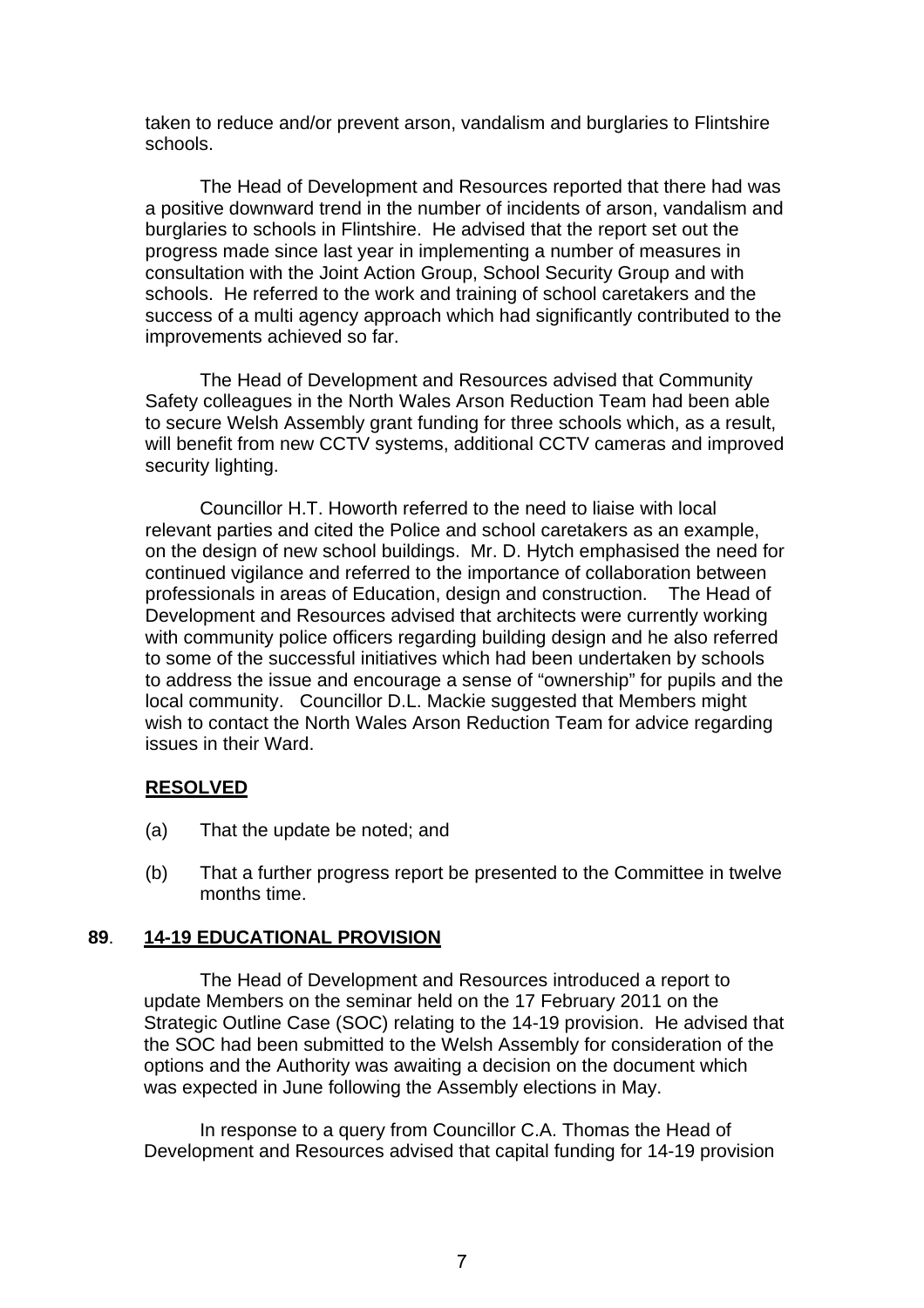taken to reduce and/or prevent arson, vandalism and burglaries to Flintshire schools.

The Head of Development and Resources reported that there had was a positive downward trend in the number of incidents of arson, vandalism and burglaries to schools in Flintshire. He advised that the report set out the progress made since last year in implementing a number of measures in consultation with the Joint Action Group, School Security Group and with schools. He referred to the work and training of school caretakers and the success of a multi agency approach which had significantly contributed to the improvements achieved so far.

The Head of Development and Resources advised that Community Safety colleagues in the North Wales Arson Reduction Team had been able to secure Welsh Assembly grant funding for three schools which, as a result, will benefit from new CCTV systems, additional CCTV cameras and improved security lighting.

Councillor H.T. Howorth referred to the need to liaise with local relevant parties and cited the Police and school caretakers as an example, on the design of new school buildings. Mr. D. Hytch emphasised the need for continued vigilance and referred to the importance of collaboration between professionals in areas of Education, design and construction. The Head of Development and Resources advised that architects were currently working with community police officers regarding building design and he also referred to some of the successful initiatives which had been undertaken by schools to address the issue and encourage a sense of "ownership" for pupils and the local community. Councillor D.L. Mackie suggested that Members might wish to contact the North Wales Arson Reduction Team for advice regarding issues in their Ward.

**RESOLVED**

(a) That the update be noted; and

(b) That a further progress report be presented to the Committee in twelve months time.

**89. 14-19 EDUCATIONAL PROVISION**

The Head of Development and Resources introduced a report to update Members on the seminar held on the 17 February 2011 on the Strategic Outline Case (SOC) relating to the 14-19 provision. He advised that the SOC had been submitted to the Welsh Assembly for consideration of the options and the Authority was awaiting a decision on the document which was expected in June following the Assembly elections in May.

In response to a query from Councillor C.A. Thomas the Head of Development and Resources advised that capital funding for 14-19 provision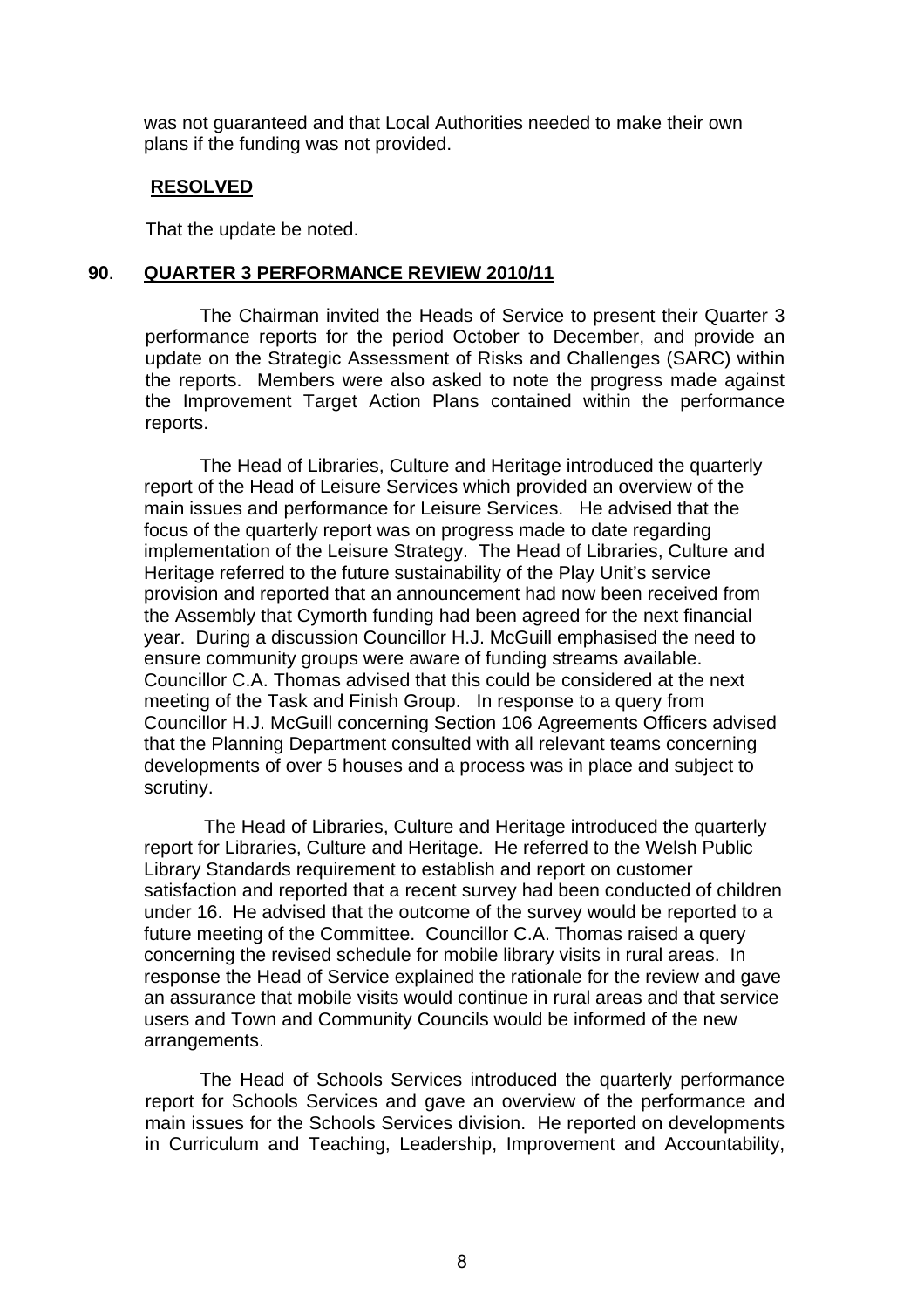was not guaranteed and that Local Authorities needed to make their own plans if the funding was not provided.

**RESOLVED**

That the update be noted.

**90. QUARTER 3 PERFORMANCE REVIEW 2010/11**

The Chairman invited the Heads of Service to present their Quarter 3 performance reports for the period October to December, and provide an update on the Strategic Assessment of Risks and Challenges (SARC) within the reports. Members were also asked to note the progress made against the Improvement Target Action Plans contained within the performance reports.

The Head of Libraries, Culture and Heritage introduced the quarterly report of the Head of Leisure Services which provided an overview of the main issues and performance for Leisure Services. He advised that the focus of the quarterly report was on progress made to date regarding implementation of the Leisure Strategy. The Head of Libraries, Culture and Heritage referred to the future sustainability of the Play Unit's service provision and reported that an announcement had now been received from the Assembly that Cymorth funding had been agreed for the next financial year. During a discussion Councillor H.J. McGuill emphasised the need to ensure community groups were aware of funding streams available. Councillor C.A. Thomas advised that this could be considered at the next meeting of the Task and Finish Group. In response to a query from Councillor H.J. McGuill concerning Section 106 Agreements Officers advised that the Planning Department consulted with all relevant teams concerning developments of over 5 houses and a process was in place and subject to scrutiny.

The Head of Libraries, Culture and Heritage introduced the quarterly report for Libraries, Culture and Heritage. He referred to the Welsh Public Library Standards requirement to establish and report on customer satisfaction and reported that a recent survey had been conducted of children under 16. He advised that the outcome of the survey would be reported to a future meeting of the Committee. Councillor C.A. Thomas raised a query concerning the revised schedule for mobile library visits in rural areas. In response the Head of Service explained the rationale for the review and gave an assurance that mobile visits would continue in rural areas and that service users and Town and Community Councils would be informed of the new arrangements.

The Head of Schools Services introduced the quarterly performance report for Schools Services and gave an overview of the performance and main issues for the Schools Services division. He reported on developments in Curriculum and Teaching, Leadership, Improvement and Accountability,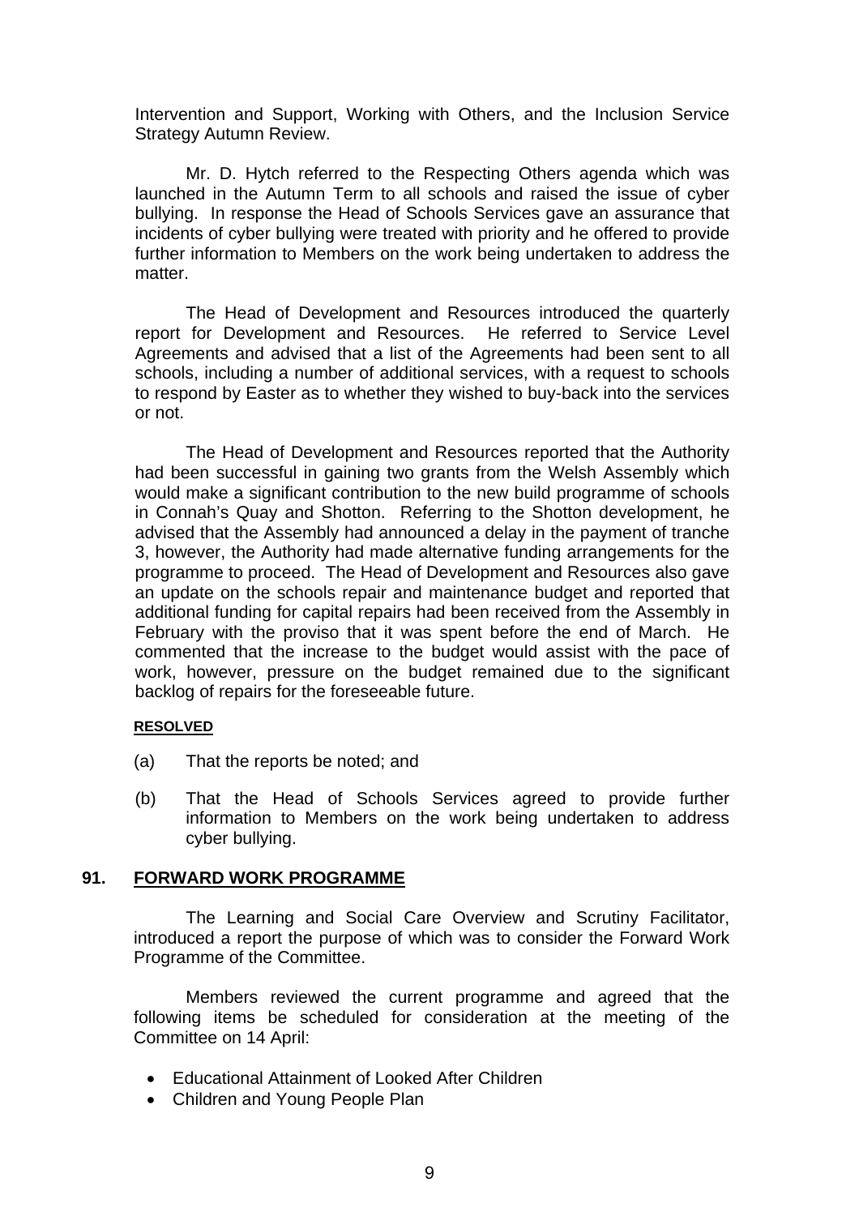Intervention and Support, Working with Others, and the Inclusion Service Strategy Autumn Review.

Mr. D. Hytch referred to the Respecting Others agenda which was launched in the Autumn Term to all schools and raised the issue of cyber bullying. In response the Head of Schools Services gave an assurance that incidents of cyber bullying were treated with priority and he offered to provide further information to Members on the work being undertaken to address the matter.

The Head of Development and Resources introduced the quarterly report for Development and Resources. He referred to Service Level Agreements and advised that a list of the Agreements had been sent to all schools, including a number of additional services, with a request to schools to respond by Easter as to whether they wished to buy-back into the services or not.

The Head of Development and Resources reported that the Authority had been successful in gaining two grants from the Welsh Assembly which would make a significant contribution to the new build programme of schools in Connah's Quay and Shotton. Referring to the Shotton development, he advised that the Assembly had announced a delay in the payment of tranche 3, however, the Authority had made alternative funding arrangements for the programme to proceed. The Head of Development and Resources also gave an update on the schools repair and maintenance budget and reported that additional funding for capital repairs had been received from the Assembly in February with the proviso that it was spent before the end of March. He commented that the increase to the budget would assist with the pace of work, however, pressure on the budget remained due to the significant backlog of repairs for the foreseeable future.

**RESOLVED**

(a) That the reports be noted; and

(b) That the Head of Schools Services agreed to provide further information to Members on the work being undertaken to address cyber bullying.

## 91. FORWARD WORK PROGRAMME

The Learning and Social Care Overview and Scrutiny Facilitator, introduced a report the purpose of which was to consider the Forward Work Programme of the Committee.

Members reviewed the current programme and agreed that the following items be scheduled for consideration at the meeting of the Committee on 14 April:

- Educational Attainment of Looked After Children
- Children and Young People Plan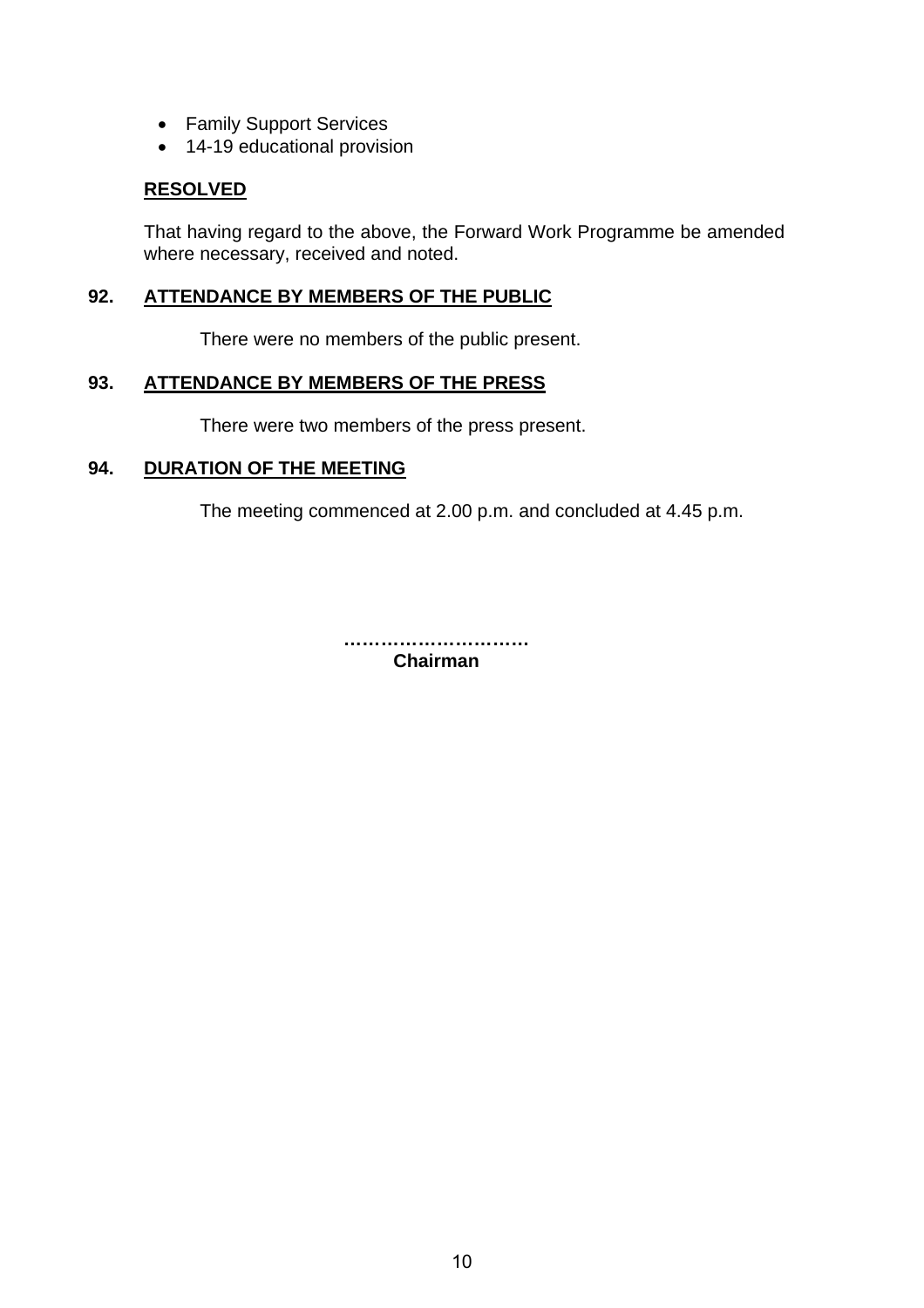- Family Support Services
- 14-19 educational provision

**RESOLVED**

That having regard to the above, the Forward Work Programme be amended where necessary, received and noted.

## 92. ATTENDANCE BY MEMBERS OF THE PUBLIC

There were no members of the public present.

## 93. ATTENDANCE BY MEMBERS OF THE PRESS

There were two members of the press present.

## 94. DURATION OF THE MEETING

The meeting commenced at 2.00 p.m. and concluded at 4.45 p.m.

**…………………………**
**Chairman**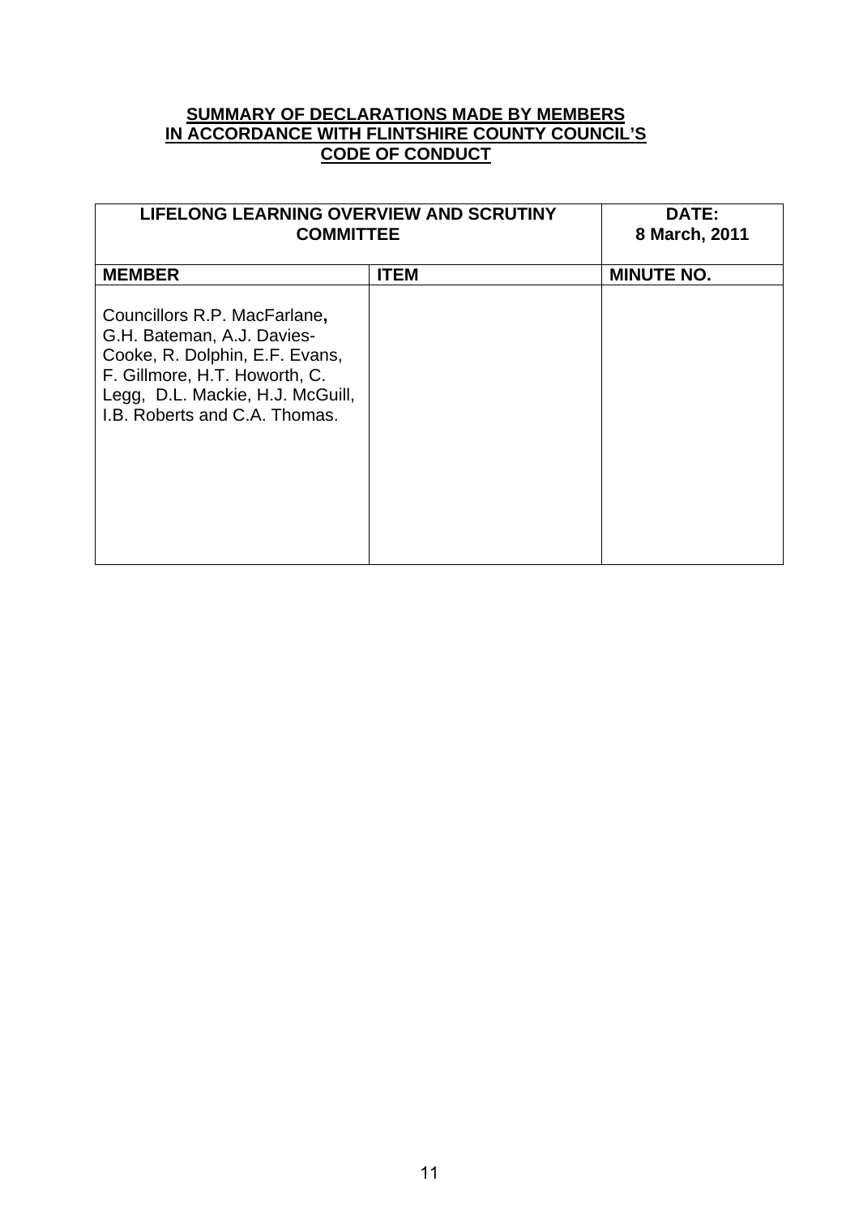**SUMMARY OF DECLARATIONS MADE BY MEMBERS IN ACCORDANCE WITH FLINTSHIRE COUNTY COUNCIL'S CODE OF CONDUCT**

| LIFELONG LEARNING OVERVIEW AND SCRUTINY COMMITTEE | | DATE: 8 March, 2011 |
|---|---|---|
| **MEMBER** | **ITEM** | **MINUTE NO.** |
| Councillors R.P. MacFarlane, G.H. Bateman, A.J. Davies-Cooke, R. Dolphin, E.F. Evans, F. Gillmore, H.T. Howorth, C. Legg, D.L. Mackie, H.J. McGuill, I.B. Roberts and C.A. Thomas. | | |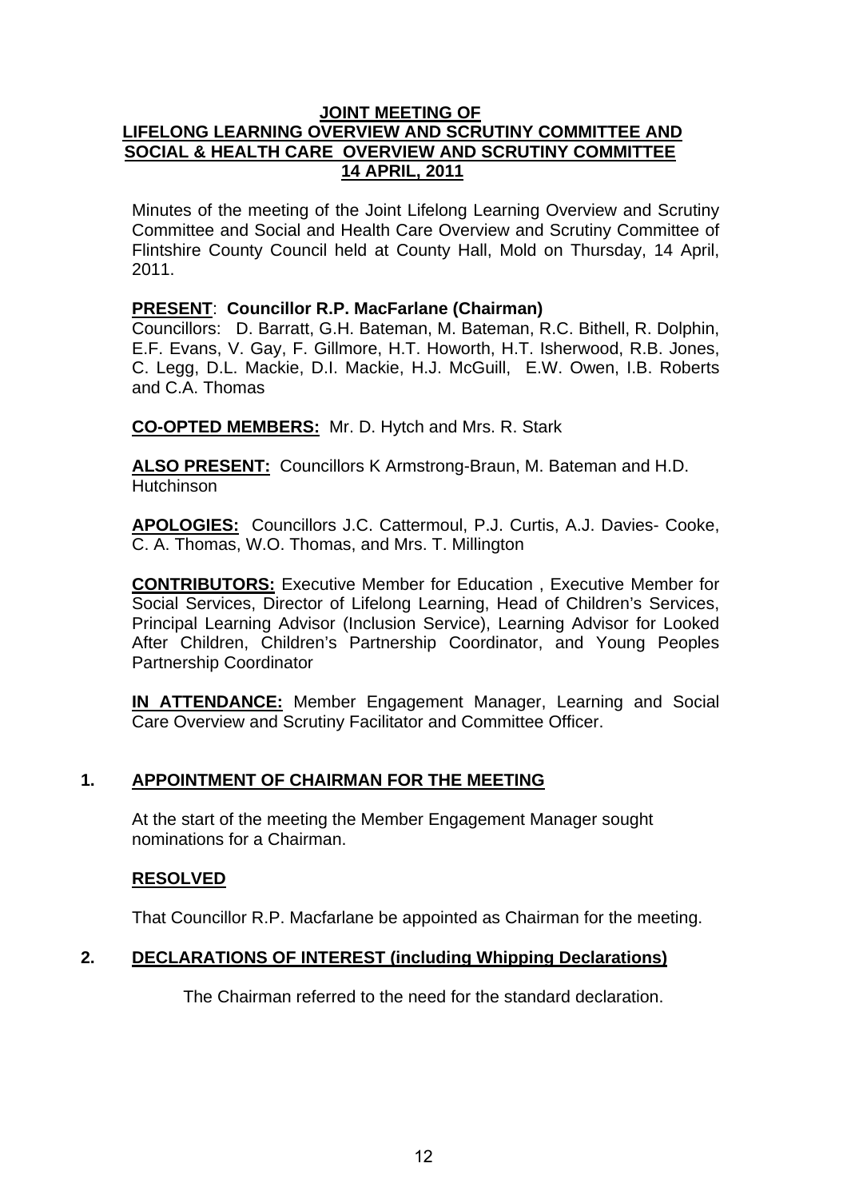# JOINT MEETING OF
# LIFELONG LEARNING OVERVIEW AND SCRUTINY COMMITTEE AND SOCIAL & HEALTH CARE OVERVIEW AND SCRUTINY COMMITTEE
# 14 APRIL, 2011

Minutes of the meeting of the Joint Lifelong Learning Overview and Scrutiny Committee and Social and Health Care Overview and Scrutiny Committee of Flintshire County Council held at County Hall, Mold on Thursday, 14 April, 2011.

**PRESENT**: **Councillor R.P. MacFarlane (Chairman)**
Councillors: D. Barratt, G.H. Bateman, M. Bateman, R.C. Bithell, R. Dolphin, E.F. Evans, V. Gay, F. Gillmore, H.T. Howorth, H.T. Isherwood, R.B. Jones, C. Legg, D.L. Mackie, D.I. Mackie, H.J. McGuill, E.W. Owen, I.B. Roberts and C.A. Thomas

**CO-OPTED MEMBERS:** Mr. D. Hytch and Mrs. R. Stark

**ALSO PRESENT:** Councillors K Armstrong-Braun, M. Bateman and H.D. Hutchinson

**APOLOGIES:** Councillors J.C. Cattermoul, P.J. Curtis, A.J. Davies- Cooke, C. A. Thomas, W.O. Thomas, and Mrs. T. Millington

**CONTRIBUTORS:** Executive Member for Education , Executive Member for Social Services, Director of Lifelong Learning, Head of Children's Services, Principal Learning Advisor (Inclusion Service), Learning Advisor for Looked After Children, Children's Partnership Coordinator, and Young Peoples Partnership Coordinator

**IN ATTENDANCE:** Member Engagement Manager, Learning and Social Care Overview and Scrutiny Facilitator and Committee Officer.

## 1. APPOINTMENT OF CHAIRMAN FOR THE MEETING

At the start of the meeting the Member Engagement Manager sought nominations for a Chairman.

**RESOLVED**

That Councillor R.P. Macfarlane be appointed as Chairman for the meeting.

## 2. DECLARATIONS OF INTEREST (including Whipping Declarations)

The Chairman referred to the need for the standard declaration.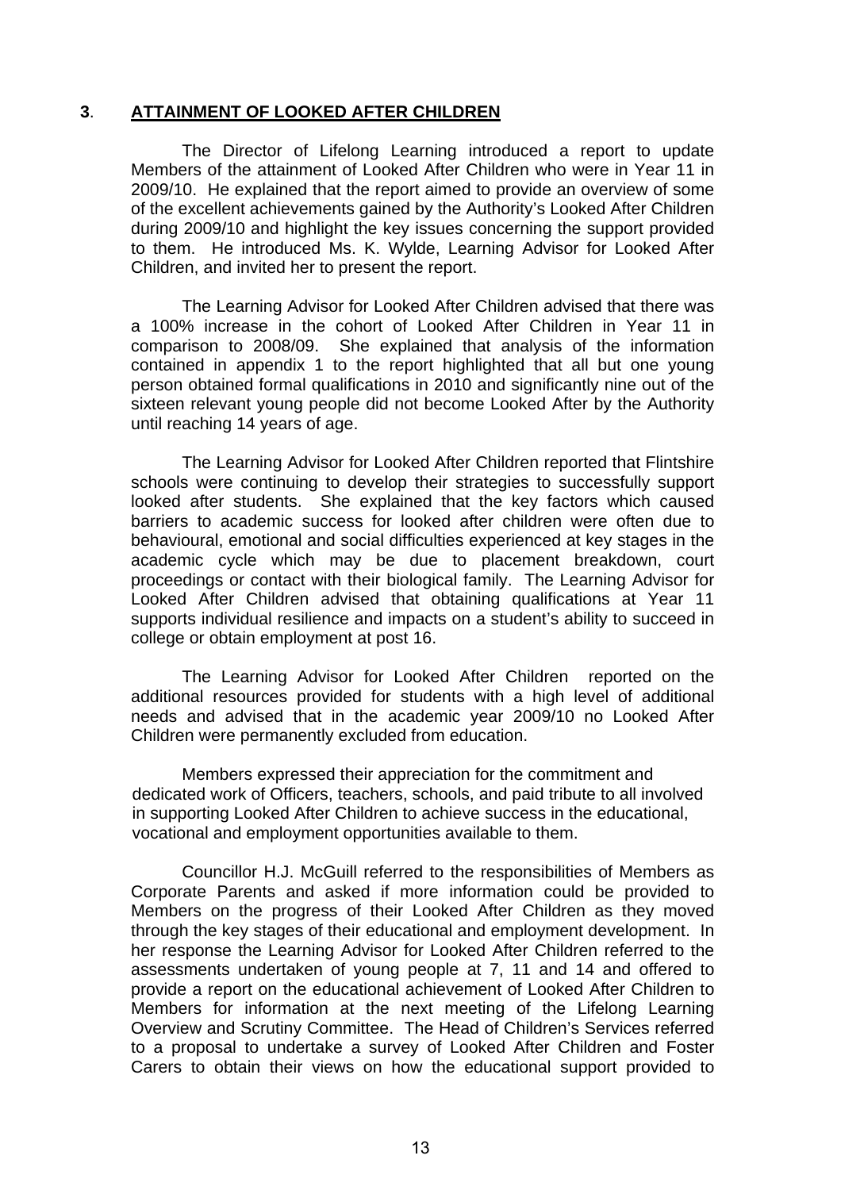## 3. ATTAINMENT OF LOOKED AFTER CHILDREN

The Director of Lifelong Learning introduced a report to update Members of the attainment of Looked After Children who were in Year 11 in 2009/10. He explained that the report aimed to provide an overview of some of the excellent achievements gained by the Authority's Looked After Children during 2009/10 and highlight the key issues concerning the support provided to them. He introduced Ms. K. Wylde, Learning Advisor for Looked After Children, and invited her to present the report.

The Learning Advisor for Looked After Children advised that there was a 100% increase in the cohort of Looked After Children in Year 11 in comparison to 2008/09. She explained that analysis of the information contained in appendix 1 to the report highlighted that all but one young person obtained formal qualifications in 2010 and significantly nine out of the sixteen relevant young people did not become Looked After by the Authority until reaching 14 years of age.

The Learning Advisor for Looked After Children reported that Flintshire schools were continuing to develop their strategies to successfully support looked after students. She explained that the key factors which caused barriers to academic success for looked after children were often due to behavioural, emotional and social difficulties experienced at key stages in the academic cycle which may be due to placement breakdown, court proceedings or contact with their biological family. The Learning Advisor for Looked After Children advised that obtaining qualifications at Year 11 supports individual resilience and impacts on a student's ability to succeed in college or obtain employment at post 16.

The Learning Advisor for Looked After Children reported on the additional resources provided for students with a high level of additional needs and advised that in the academic year 2009/10 no Looked After Children were permanently excluded from education.

Members expressed their appreciation for the commitment and dedicated work of Officers, teachers, schools, and paid tribute to all involved in supporting Looked After Children to achieve success in the educational, vocational and employment opportunities available to them.

Councillor H.J. McGuill referred to the responsibilities of Members as Corporate Parents and asked if more information could be provided to Members on the progress of their Looked After Children as they moved through the key stages of their educational and employment development. In her response the Learning Advisor for Looked After Children referred to the assessments undertaken of young people at 7, 11 and 14 and offered to provide a report on the educational achievement of Looked After Children to Members for information at the next meeting of the Lifelong Learning Overview and Scrutiny Committee. The Head of Children's Services referred to a proposal to undertake a survey of Looked After Children and Foster Carers to obtain their views on how the educational support provided to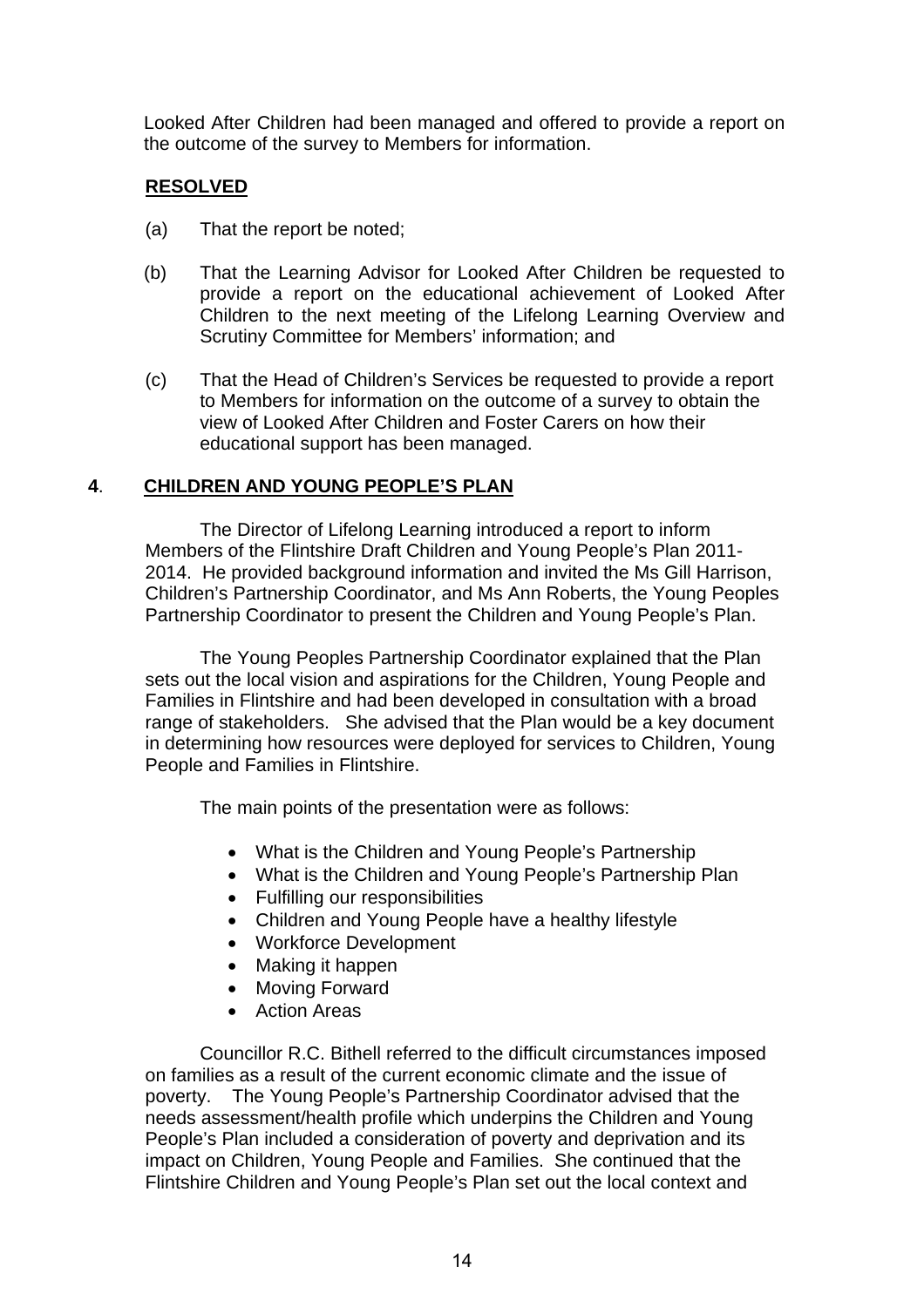Looked After Children had been managed and offered to provide a report on the outcome of the survey to Members for information.

**RESOLVED**

(a) That the report be noted;

(b) That the Learning Advisor for Looked After Children be requested to provide a report on the educational achievement of Looked After Children to the next meeting of the Lifelong Learning Overview and Scrutiny Committee for Members' information; and

(c) That the Head of Children's Services be requested to provide a report to Members for information on the outcome of a survey to obtain the view of Looked After Children and Foster Carers on how their educational support has been managed.

## 4. CHILDREN AND YOUNG PEOPLE'S PLAN

The Director of Lifelong Learning introduced a report to inform Members of the Flintshire Draft Children and Young People's Plan 2011-2014. He provided background information and invited the Ms Gill Harrison, Children's Partnership Coordinator, and Ms Ann Roberts, the Young Peoples Partnership Coordinator to present the Children and Young People's Plan.

The Young Peoples Partnership Coordinator explained that the Plan sets out the local vision and aspirations for the Children, Young People and Families in Flintshire and had been developed in consultation with a broad range of stakeholders. She advised that the Plan would be a key document in determining how resources were deployed for services to Children, Young People and Families in Flintshire.

The main points of the presentation were as follows:

- What is the Children and Young People's Partnership
- What is the Children and Young People's Partnership Plan
- Fulfilling our responsibilities
- Children and Young People have a healthy lifestyle
- Workforce Development
- Making it happen
- Moving Forward
- Action Areas

Councillor R.C. Bithell referred to the difficult circumstances imposed on families as a result of the current economic climate and the issue of poverty. The Young People's Partnership Coordinator advised that the needs assessment/health profile which underpins the Children and Young People's Plan included a consideration of poverty and deprivation and its impact on Children, Young People and Families. She continued that the Flintshire Children and Young People's Plan set out the local context and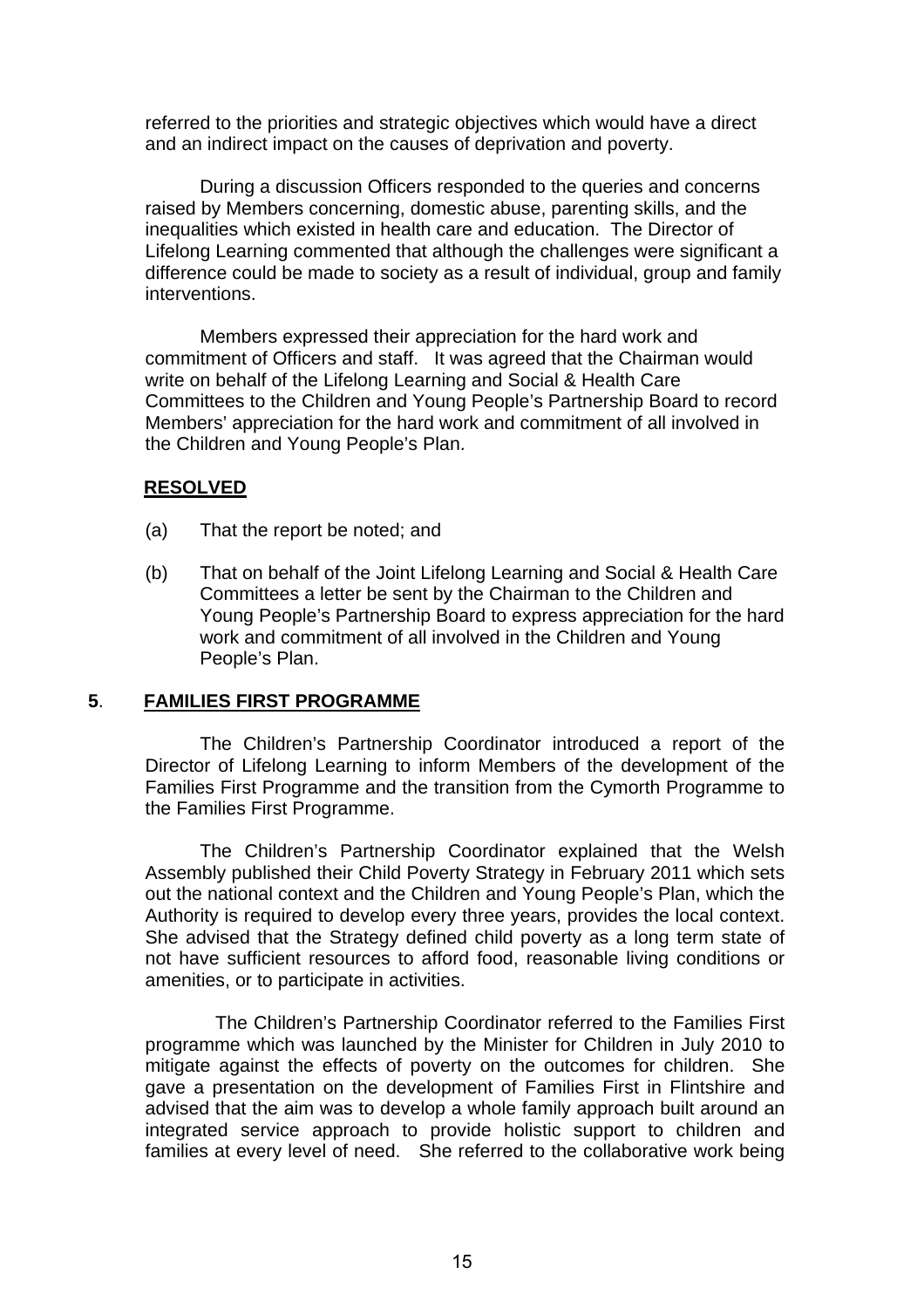referred to the priorities and strategic objectives which would have a direct and an indirect impact on the causes of deprivation and poverty.

During a discussion Officers responded to the queries and concerns raised by Members concerning, domestic abuse, parenting skills, and the inequalities which existed in health care and education. The Director of Lifelong Learning commented that although the challenges were significant a difference could be made to society as a result of individual, group and family interventions.

Members expressed their appreciation for the hard work and commitment of Officers and staff. It was agreed that the Chairman would write on behalf of the Lifelong Learning and Social & Health Care Committees to the Children and Young People's Partnership Board to record Members' appreciation for the hard work and commitment of all involved in the Children and Young People's Plan.

**RESOLVED**

(a) That the report be noted; and

(b) That on behalf of the Joint Lifelong Learning and Social & Health Care Committees a letter be sent by the Chairman to the Children and Young People's Partnership Board to express appreciation for the hard work and commitment of all involved in the Children and Young People's Plan.

## 5. FAMILIES FIRST PROGRAMME

The Children's Partnership Coordinator introduced a report of the Director of Lifelong Learning to inform Members of the development of the Families First Programme and the transition from the Cymorth Programme to the Families First Programme.

The Children's Partnership Coordinator explained that the Welsh Assembly published their Child Poverty Strategy in February 2011 which sets out the national context and the Children and Young People's Plan, which the Authority is required to develop every three years, provides the local context. She advised that the Strategy defined child poverty as a long term state of not have sufficient resources to afford food, reasonable living conditions or amenities, or to participate in activities.

The Children's Partnership Coordinator referred to the Families First programme which was launched by the Minister for Children in July 2010 to mitigate against the effects of poverty on the outcomes for children. She gave a presentation on the development of Families First in Flintshire and advised that the aim was to develop a whole family approach built around an integrated service approach to provide holistic support to children and families at every level of need. She referred to the collaborative work being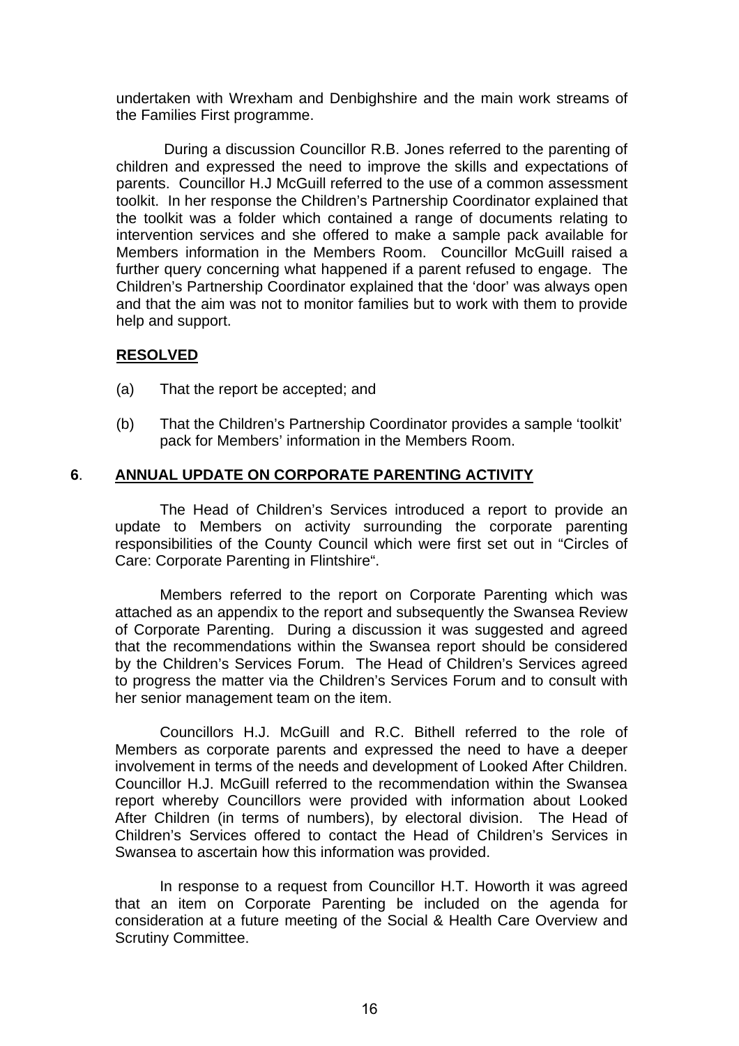undertaken with Wrexham and Denbighshire and the main work streams of the Families First programme.

During a discussion Councillor R.B. Jones referred to the parenting of children and expressed the need to improve the skills and expectations of parents. Councillor H.J McGuill referred to the use of a common assessment toolkit. In her response the Children's Partnership Coordinator explained that the toolkit was a folder which contained a range of documents relating to intervention services and she offered to make a sample pack available for Members information in the Members Room. Councillor McGuill raised a further query concerning what happened if a parent refused to engage. The Children's Partnership Coordinator explained that the 'door' was always open and that the aim was not to monitor families but to work with them to provide help and support.

**RESOLVED**

(a) That the report be accepted; and

(b) That the Children's Partnership Coordinator provides a sample 'toolkit' pack for Members' information in the Members Room.

## 6. ANNUAL UPDATE ON CORPORATE PARENTING ACTIVITY

The Head of Children's Services introduced a report to provide an update to Members on activity surrounding the corporate parenting responsibilities of the County Council which were first set out in "Circles of Care: Corporate Parenting in Flintshire".

Members referred to the report on Corporate Parenting which was attached as an appendix to the report and subsequently the Swansea Review of Corporate Parenting. During a discussion it was suggested and agreed that the recommendations within the Swansea report should be considered by the Children's Services Forum. The Head of Children's Services agreed to progress the matter via the Children's Services Forum and to consult with her senior management team on the item.

Councillors H.J. McGuill and R.C. Bithell referred to the role of Members as corporate parents and expressed the need to have a deeper involvement in terms of the needs and development of Looked After Children. Councillor H.J. McGuill referred to the recommendation within the Swansea report whereby Councillors were provided with information about Looked After Children (in terms of numbers), by electoral division. The Head of Children's Services offered to contact the Head of Children's Services in Swansea to ascertain how this information was provided.

In response to a request from Councillor H.T. Howorth it was agreed that an item on Corporate Parenting be included on the agenda for consideration at a future meeting of the Social & Health Care Overview and Scrutiny Committee.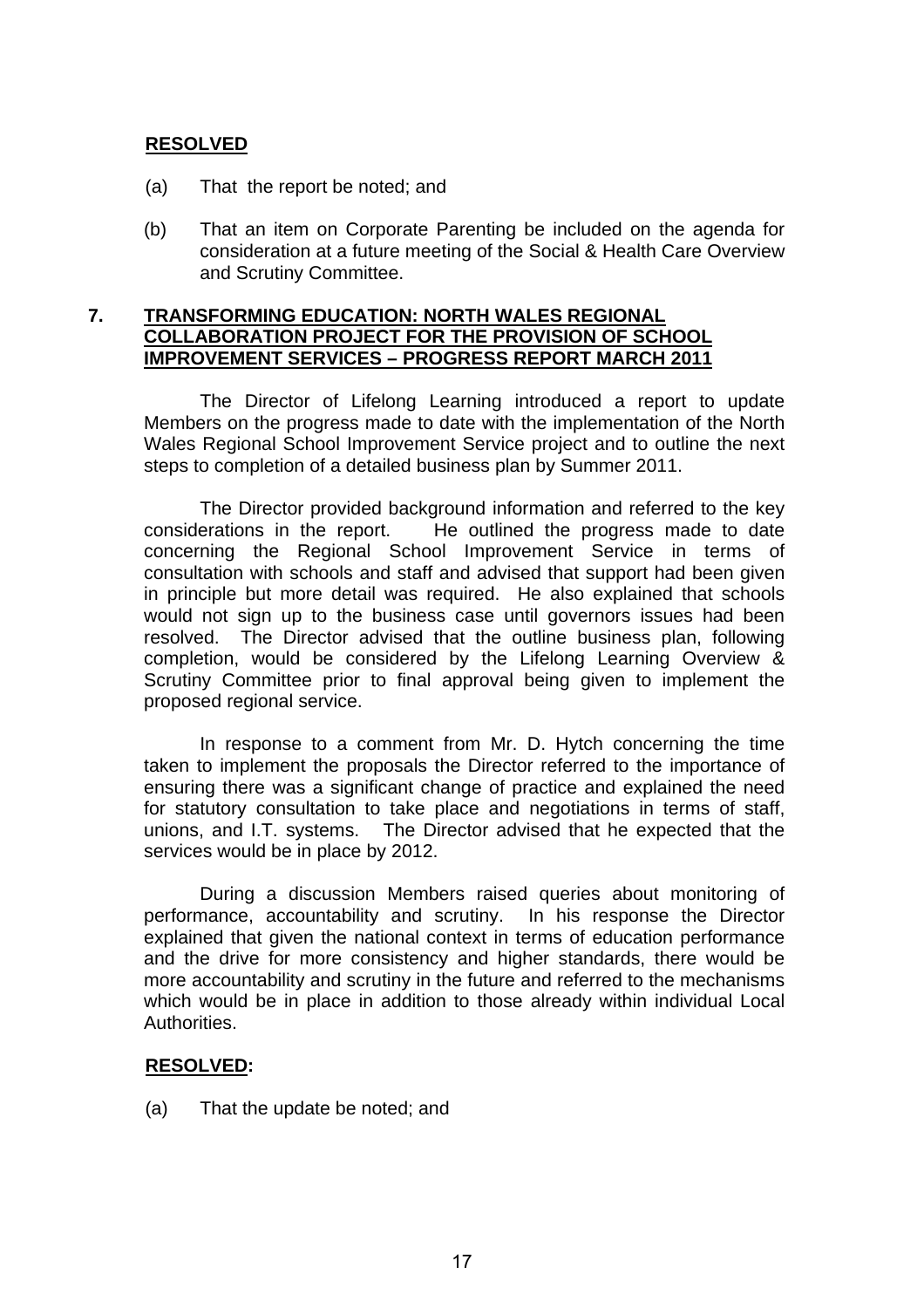**RESOLVED**

(a) That the report be noted; and

(b) That an item on Corporate Parenting be included on the agenda for consideration at a future meeting of the Social & Health Care Overview and Scrutiny Committee.

## 7. TRANSFORMING EDUCATION: NORTH WALES REGIONAL COLLABORATION PROJECT FOR THE PROVISION OF SCHOOL IMPROVEMENT SERVICES – PROGRESS REPORT MARCH 2011

The Director of Lifelong Learning introduced a report to update Members on the progress made to date with the implementation of the North Wales Regional School Improvement Service project and to outline the next steps to completion of a detailed business plan by Summer 2011.

The Director provided background information and referred to the key considerations in the report. He outlined the progress made to date concerning the Regional School Improvement Service in terms of consultation with schools and staff and advised that support had been given in principle but more detail was required. He also explained that schools would not sign up to the business case until governors issues had been resolved. The Director advised that the outline business plan, following completion, would be considered by the Lifelong Learning Overview & Scrutiny Committee prior to final approval being given to implement the proposed regional service.

In response to a comment from Mr. D. Hytch concerning the time taken to implement the proposals the Director referred to the importance of ensuring there was a significant change of practice and explained the need for statutory consultation to take place and negotiations in terms of staff, unions, and I.T. systems. The Director advised that he expected that the services would be in place by 2012.

During a discussion Members raised queries about monitoring of performance, accountability and scrutiny. In his response the Director explained that given the national context in terms of education performance and the drive for more consistency and higher standards, there would be more accountability and scrutiny in the future and referred to the mechanisms which would be in place in addition to those already within individual Local Authorities.

**RESOLVED:**

(a) That the update be noted; and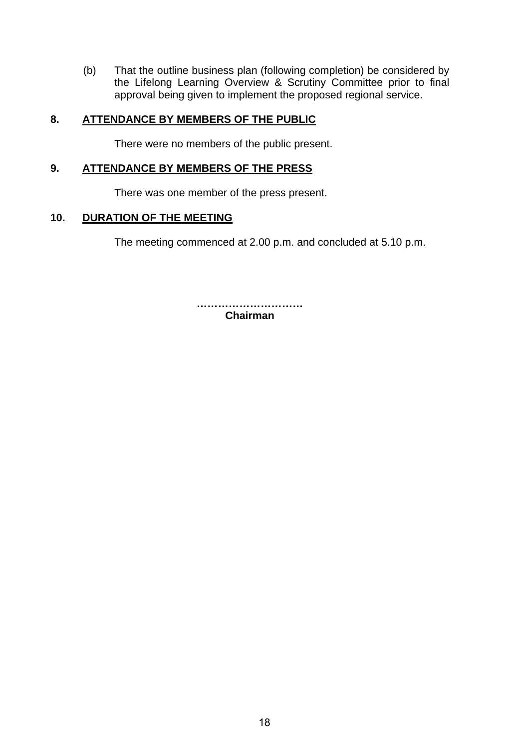(b) That the outline business plan (following completion) be considered by the Lifelong Learning Overview & Scrutiny Committee prior to final approval being given to implement the proposed regional service.

## 8. ATTENDANCE BY MEMBERS OF THE PUBLIC

There were no members of the public present.

## 9. ATTENDANCE BY MEMBERS OF THE PRESS

There was one member of the press present.

## 10. DURATION OF THE MEETING

The meeting commenced at 2.00 p.m. and concluded at 5.10 p.m.

**……………………….**
**Chairman**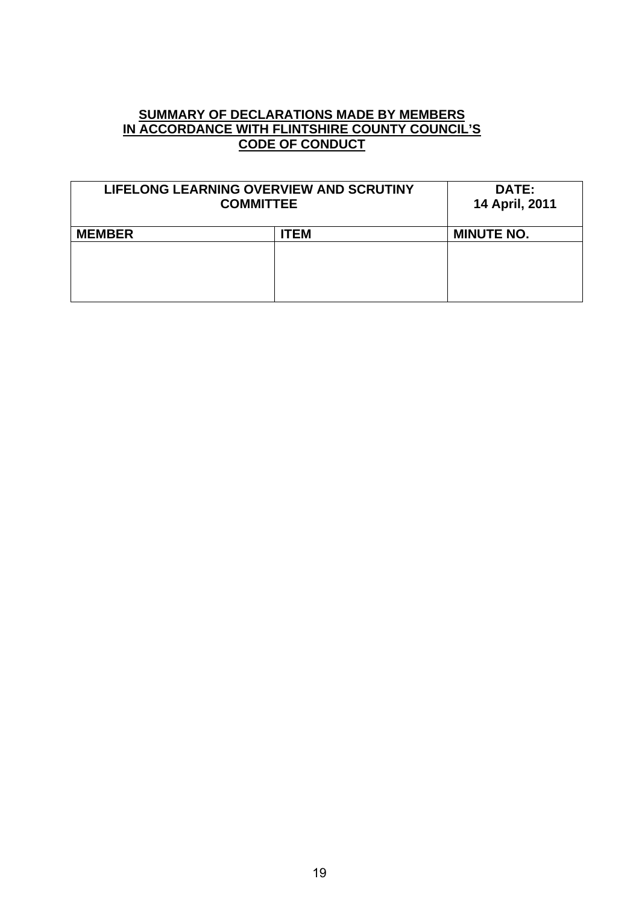**SUMMARY OF DECLARATIONS MADE BY MEMBERS**
**IN ACCORDANCE WITH FLINTSHIRE COUNTY COUNCIL'S**
**CODE OF CONDUCT**

| **LIFELONG LEARNING OVERVIEW AND SCRUTINY COMMITTEE** | | **DATE: 14 April, 2011** |
|---|---|---|
| **MEMBER** | **ITEM** | **MINUTE NO.** |
| | | |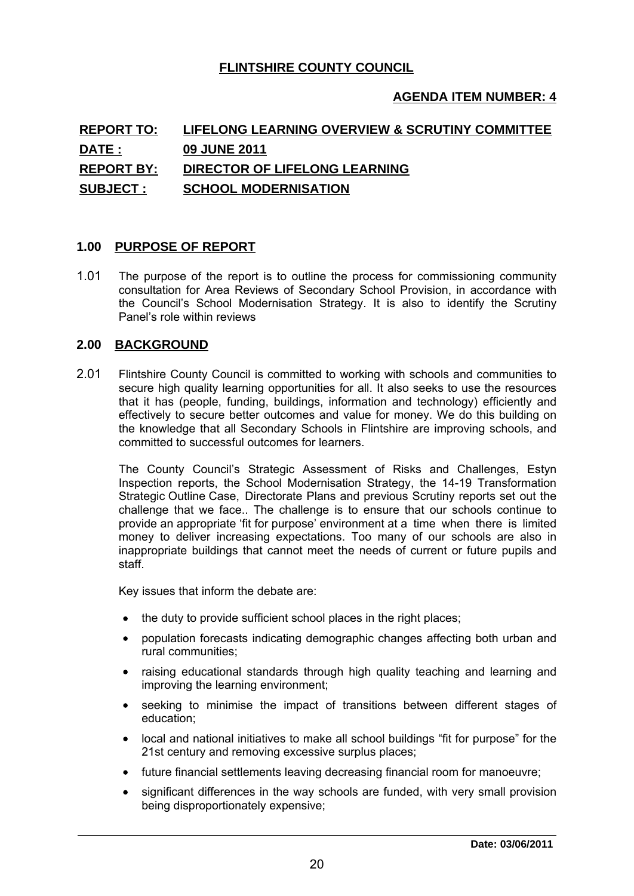**FLINTSHIRE COUNTY COUNCIL**

**AGENDA ITEM NUMBER: 4**

| | |
|---|---|
| **REPORT TO:** | **LIFELONG LEARNING OVERVIEW & SCRUTINY COMMITTEE** |
| **DATE :** | **09 JUNE 2011** |
| **REPORT BY:** | **DIRECTOR OF LIFELONG LEARNING** |
| **SUBJECT :** | **SCHOOL MODERNISATION** |

## 1.00 PURPOSE OF REPORT

1.01 The purpose of the report is to outline the process for commissioning community consultation for Area Reviews of Secondary School Provision, in accordance with the Council's School Modernisation Strategy. It is also to identify the Scrutiny Panel's role within reviews

## 2.00 BACKGROUND

2.01 Flintshire County Council is committed to working with schools and communities to secure high quality learning opportunities for all. It also seeks to use the resources that it has (people, funding, buildings, information and technology) efficiently and effectively to secure better outcomes and value for money. We do this building on the knowledge that all Secondary Schools in Flintshire are improving schools, and committed to successful outcomes for learners.

The County Council's Strategic Assessment of Risks and Challenges, Estyn Inspection reports, the School Modernisation Strategy, the 14-19 Transformation Strategic Outline Case, Directorate Plans and previous Scrutiny reports set out the challenge that we face.. The challenge is to ensure that our schools continue to provide an appropriate 'fit for purpose' environment at a time when there is limited money to deliver increasing expectations. Too many of our schools are also in inappropriate buildings that cannot meet the needs of current or future pupils and staff.

Key issues that inform the debate are:

- the duty to provide sufficient school places in the right places;
- population forecasts indicating demographic changes affecting both urban and rural communities;
- raising educational standards through high quality teaching and learning and improving the learning environment;
- seeking to minimise the impact of transitions between different stages of education;
- local and national initiatives to make all school buildings "fit for purpose" for the 21st century and removing excessive surplus places;
- future financial settlements leaving decreasing financial room for manoeuvre;
- significant differences in the way schools are funded, with very small provision being disproportionately expensive;

**Date: 03/06/2011**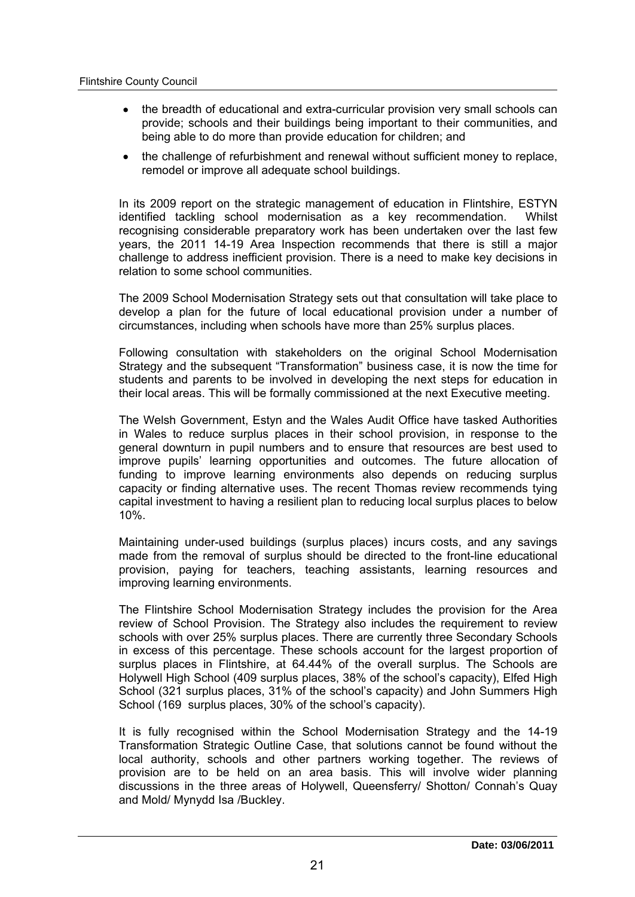- the breadth of educational and extra-curricular provision very small schools can provide; schools and their buildings being important to their communities, and being able to do more than provide education for children; and
- the challenge of refurbishment and renewal without sufficient money to replace, remodel or improve all adequate school buildings.

In its 2009 report on the strategic management of education in Flintshire, ESTYN identified tackling school modernisation as a key recommendation. Whilst recognising considerable preparatory work has been undertaken over the last few years, the 2011 14-19 Area Inspection recommends that there is still a major challenge to address inefficient provision. There is a need to make key decisions in relation to some school communities.

The 2009 School Modernisation Strategy sets out that consultation will take place to develop a plan for the future of local educational provision under a number of circumstances, including when schools have more than 25% surplus places.

Following consultation with stakeholders on the original School Modernisation Strategy and the subsequent "Transformation" business case, it is now the time for students and parents to be involved in developing the next steps for education in their local areas. This will be formally commissioned at the next Executive meeting.

The Welsh Government, Estyn and the Wales Audit Office have tasked Authorities in Wales to reduce surplus places in their school provision, in response to the general downturn in pupil numbers and to ensure that resources are best used to improve pupils' learning opportunities and outcomes. The future allocation of funding to improve learning environments also depends on reducing surplus capacity or finding alternative uses. The recent Thomas review recommends tying capital investment to having a resilient plan to reducing local surplus places to below 10%.

Maintaining under-used buildings (surplus places) incurs costs, and any savings made from the removal of surplus should be directed to the front-line educational provision, paying for teachers, teaching assistants, learning resources and improving learning environments.

The Flintshire School Modernisation Strategy includes the provision for the Area review of School Provision. The Strategy also includes the requirement to review schools with over 25% surplus places. There are currently three Secondary Schools in excess of this percentage. These schools account for the largest proportion of surplus places in Flintshire, at 64.44% of the overall surplus. The Schools are Holywell High School (409 surplus places, 38% of the school's capacity), Elfed High School (321 surplus places, 31% of the school's capacity) and John Summers High School (169 surplus places, 30% of the school's capacity).

It is fully recognised within the School Modernisation Strategy and the 14-19 Transformation Strategic Outline Case, that solutions cannot be found without the local authority, schools and other partners working together. The reviews of provision are to be held on an area basis. This will involve wider planning discussions in the three areas of Holywell, Queensferry/ Shotton/ Connah's Quay and Mold/ Mynydd Isa /Buckley.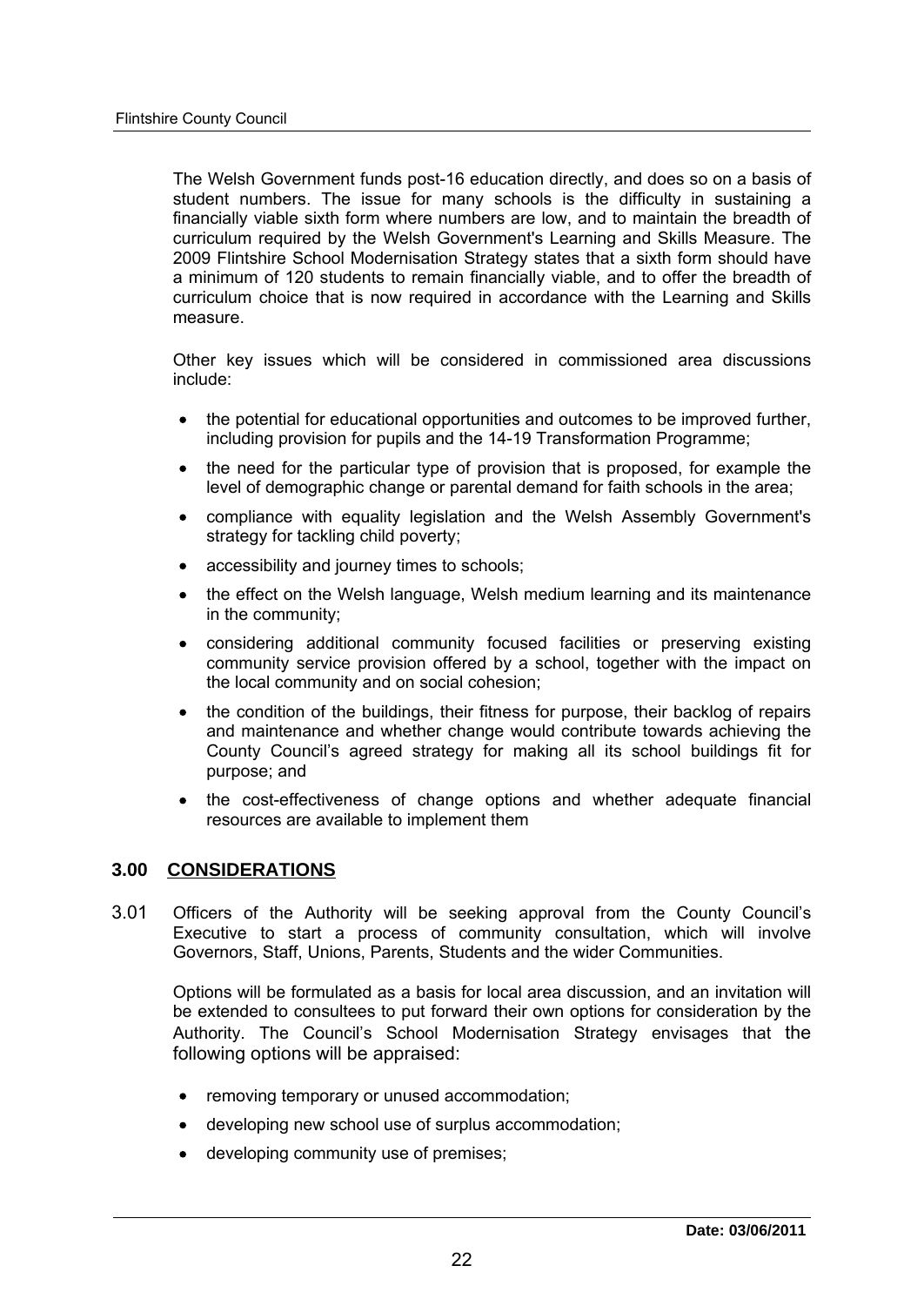The Welsh Government funds post-16 education directly, and does so on a basis of student numbers. The issue for many schools is the difficulty in sustaining a financially viable sixth form where numbers are low, and to maintain the breadth of curriculum required by the Welsh Government's Learning and Skills Measure. The 2009 Flintshire School Modernisation Strategy states that a sixth form should have a minimum of 120 students to remain financially viable, and to offer the breadth of curriculum choice that is now required in accordance with the Learning and Skills measure.

Other key issues which will be considered in commissioned area discussions include:

- the potential for educational opportunities and outcomes to be improved further, including provision for pupils and the 14-19 Transformation Programme;
- the need for the particular type of provision that is proposed, for example the level of demographic change or parental demand for faith schools in the area;
- compliance with equality legislation and the Welsh Assembly Government's strategy for tackling child poverty;
- accessibility and journey times to schools;
- the effect on the Welsh language, Welsh medium learning and its maintenance in the community;
- considering additional community focused facilities or preserving existing community service provision offered by a school, together with the impact on the local community and on social cohesion;
- the condition of the buildings, their fitness for purpose, their backlog of repairs and maintenance and whether change would contribute towards achieving the County Council's agreed strategy for making all its school buildings fit for purpose; and
- the cost-effectiveness of change options and whether adequate financial resources are available to implement them

## 3.00 CONSIDERATIONS

3.01 Officers of the Authority will be seeking approval from the County Council's Executive to start a process of community consultation, which will involve Governors, Staff, Unions, Parents, Students and the wider Communities.

Options will be formulated as a basis for local area discussion, and an invitation will be extended to consultees to put forward their own options for consideration by the Authority. The Council's School Modernisation Strategy envisages that the following options will be appraised:

- removing temporary or unused accommodation;
- developing new school use of surplus accommodation;
- developing community use of premises;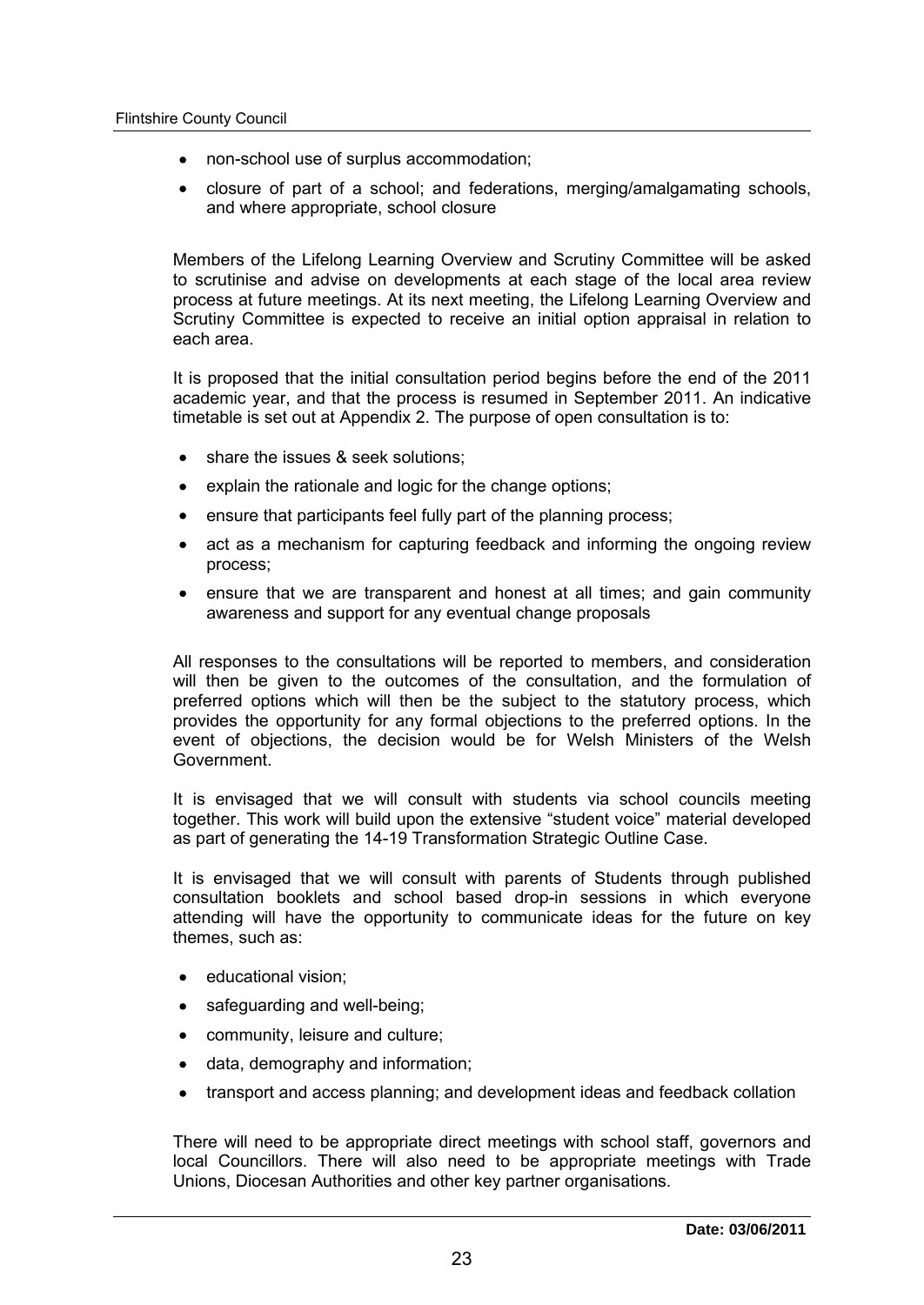- non-school use of surplus accommodation;
- closure of part of a school; and federations, merging/amalgamating schools, and where appropriate, school closure

Members of the Lifelong Learning Overview and Scrutiny Committee will be asked to scrutinise and advise on developments at each stage of the local area review process at future meetings. At its next meeting, the Lifelong Learning Overview and Scrutiny Committee is expected to receive an initial option appraisal in relation to each area.

It is proposed that the initial consultation period begins before the end of the 2011 academic year, and that the process is resumed in September 2011. An indicative timetable is set out at Appendix 2. The purpose of open consultation is to:

- share the issues & seek solutions;
- explain the rationale and logic for the change options;
- ensure that participants feel fully part of the planning process;
- act as a mechanism for capturing feedback and informing the ongoing review process;
- ensure that we are transparent and honest at all times; and gain community awareness and support for any eventual change proposals

All responses to the consultations will be reported to members, and consideration will then be given to the outcomes of the consultation, and the formulation of preferred options which will then be the subject to the statutory process, which provides the opportunity for any formal objections to the preferred options. In the event of objections, the decision would be for Welsh Ministers of the Welsh Government.

It is envisaged that we will consult with students via school councils meeting together. This work will build upon the extensive "student voice" material developed as part of generating the 14-19 Transformation Strategic Outline Case.

It is envisaged that we will consult with parents of Students through published consultation booklets and school based drop-in sessions in which everyone attending will have the opportunity to communicate ideas for the future on key themes, such as:

- educational vision;
- safeguarding and well-being;
- community, leisure and culture;
- data, demography and information;
- transport and access planning; and development ideas and feedback collation

There will need to be appropriate direct meetings with school staff, governors and local Councillors. There will also need to be appropriate meetings with Trade Unions, Diocesan Authorities and other key partner organisations.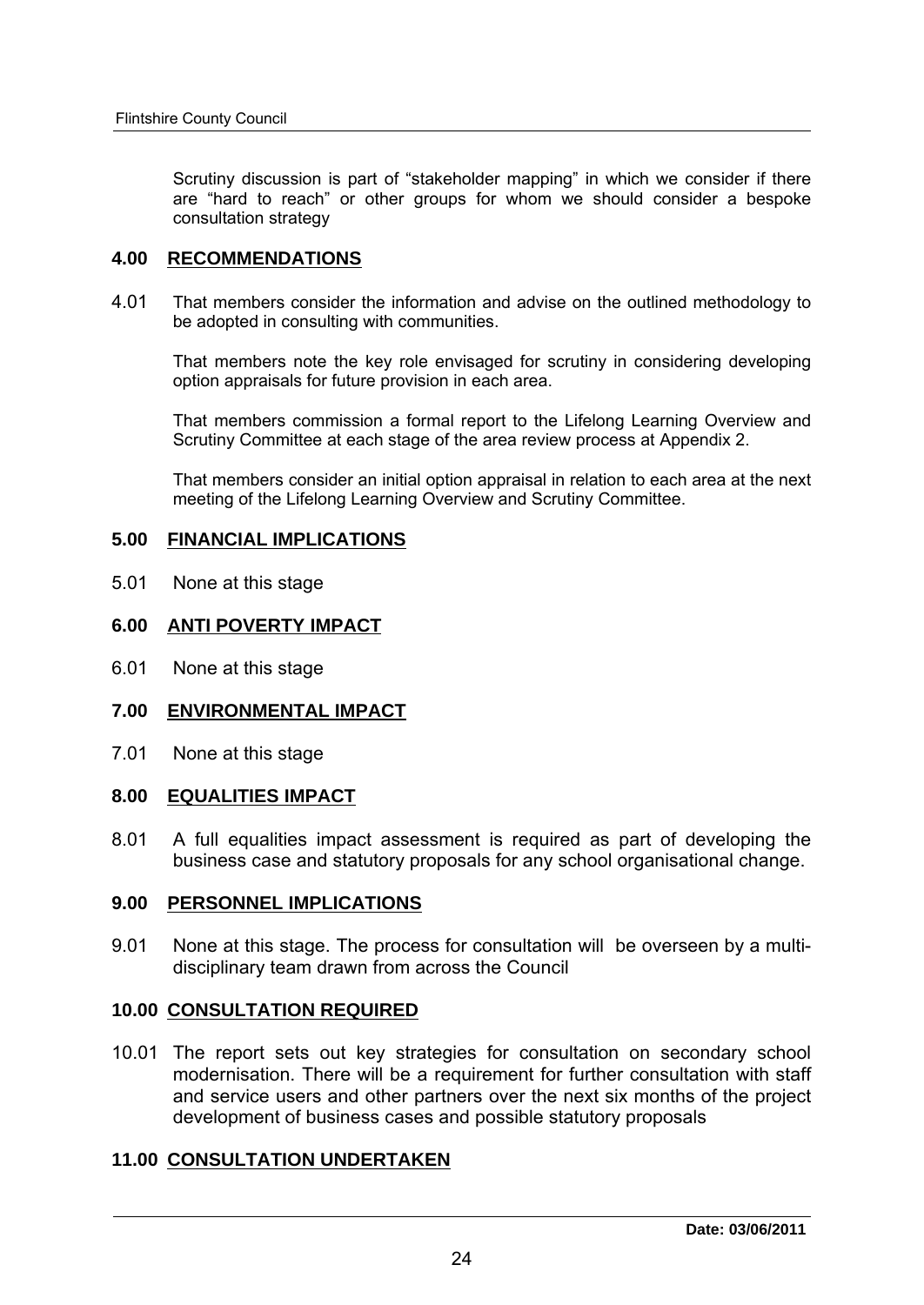Scrutiny discussion is part of "stakeholder mapping" in which we consider if there are "hard to reach" or other groups for whom we should consider a bespoke consultation strategy

## 4.00 RECOMMENDATIONS

4.01 That members consider the information and advise on the outlined methodology to be adopted in consulting with communities.

That members note the key role envisaged for scrutiny in considering developing option appraisals for future provision in each area.

That members commission a formal report to the Lifelong Learning Overview and Scrutiny Committee at each stage of the area review process at Appendix 2.

That members consider an initial option appraisal in relation to each area at the next meeting of the Lifelong Learning Overview and Scrutiny Committee.

## 5.00 FINANCIAL IMPLICATIONS

5.01 None at this stage

## 6.00 ANTI POVERTY IMPACT

6.01 None at this stage

## 7.00 ENVIRONMENTAL IMPACT

7.01 None at this stage

## 8.00 EQUALITIES IMPACT

8.01 A full equalities impact assessment is required as part of developing the business case and statutory proposals for any school organisational change.

## 9.00 PERSONNEL IMPLICATIONS

9.01 None at this stage. The process for consultation will be overseen by a multi-disciplinary team drawn from across the Council

## 10.00 CONSULTATION REQUIRED

10.01 The report sets out key strategies for consultation on secondary school modernisation. There will be a requirement for further consultation with staff and service users and other partners over the next six months of the project development of business cases and possible statutory proposals

## 11.00 CONSULTATION UNDERTAKEN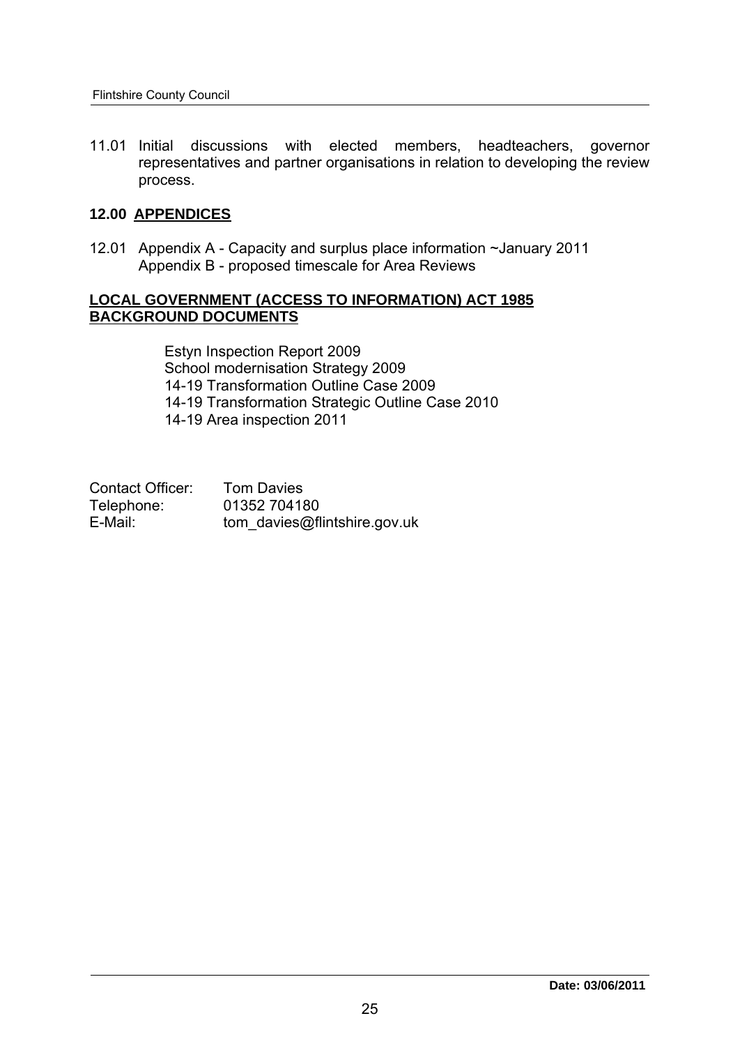11.01 Initial discussions with elected members, headteachers, governor representatives and partner organisations in relation to developing the review process.

## 12.00 APPENDICES

12.01 Appendix A - Capacity and surplus place information ~January 2011
Appendix B - proposed timescale for Area Reviews

## LOCAL GOVERNMENT (ACCESS TO INFORMATION) ACT 1985 BACKGROUND DOCUMENTS

Estyn Inspection Report 2009
School modernisation Strategy 2009
14-19 Transformation Outline Case 2009
14-19 Transformation Strategic Outline Case 2010
14-19 Area inspection 2011

Contact Officer: Tom Davies
Telephone: 01352 704180
E-Mail: tom_davies@flintshire.gov.uk

**Date: 03/06/2011**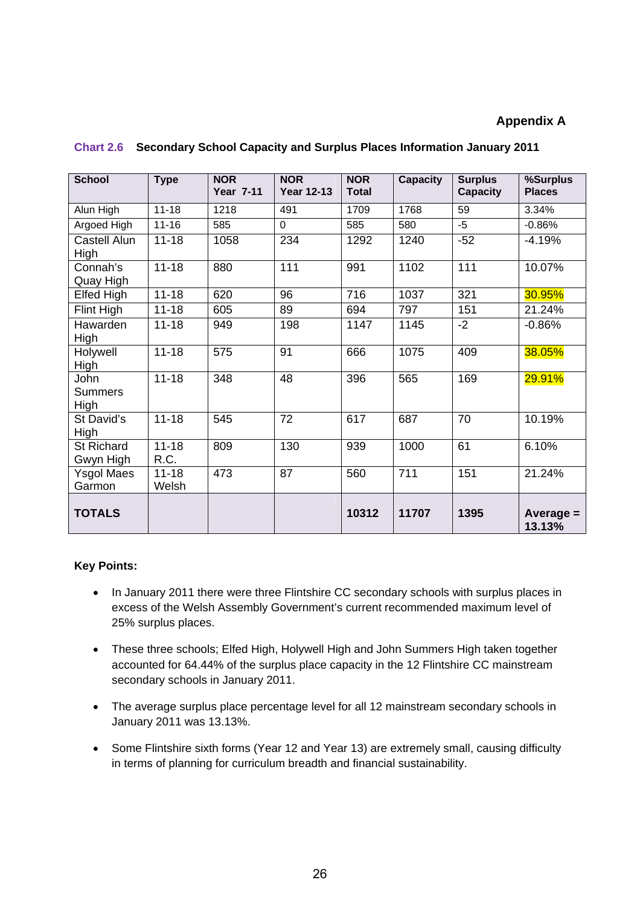**Appendix A**

**Chart 2.6 Secondary School Capacity and Surplus Places Information January 2011**

| School | Type | NOR Year 7-11 | NOR Year 12-13 | NOR Total | Capacity | Surplus Capacity | %Surplus Places |
|---|---|---|---|---|---|---|---|
| Alun High | 11-18 | 1218 | 491 | 1709 | 1768 | 59 | 3.34% |
| Argoed High | 11-16 | 585 | 0 | 585 | 580 | -5 | -0.86% |
| Castell Alun High | 11-18 | 1058 | 234 | 1292 | 1240 | -52 | -4.19% |
| Connah's Quay High | 11-18 | 880 | 111 | 991 | 1102 | 111 | 10.07% |
| Elfed High | 11-18 | 620 | 96 | 716 | 1037 | 321 | 30.95% |
| Flint High | 11-18 | 605 | 89 | 694 | 797 | 151 | 21.24% |
| Hawarden High | 11-18 | 949 | 198 | 1147 | 1145 | -2 | -0.86% |
| Holywell High | 11-18 | 575 | 91 | 666 | 1075 | 409 | 38.05% |
| John Summers High | 11-18 | 348 | 48 | 396 | 565 | 169 | 29.91% |
| St David's High | 11-18 | 545 | 72 | 617 | 687 | 70 | 10.19% |
| St Richard Gwyn High | 11-18 R.C. | 809 | 130 | 939 | 1000 | 61 | 6.10% |
| Ysgol Maes Garmon | 11-18 Welsh | 473 | 87 | 560 | 711 | 151 | 21.24% |
| **TOTALS** | | | | **10312** | **11707** | **1395** | **Average = 13.13%** |

**Key Points:**

- In January 2011 there were three Flintshire CC secondary schools with surplus places in excess of the Welsh Assembly Government's current recommended maximum level of 25% surplus places.
- These three schools; Elfed High, Holywell High and John Summers High taken together accounted for 64.44% of the surplus place capacity in the 12 Flintshire CC mainstream secondary schools in January 2011.
- The average surplus place percentage level for all 12 mainstream secondary schools in January 2011 was 13.13%.
- Some Flintshire sixth forms (Year 12 and Year 13) are extremely small, causing difficulty in terms of planning for curriculum breadth and financial sustainability.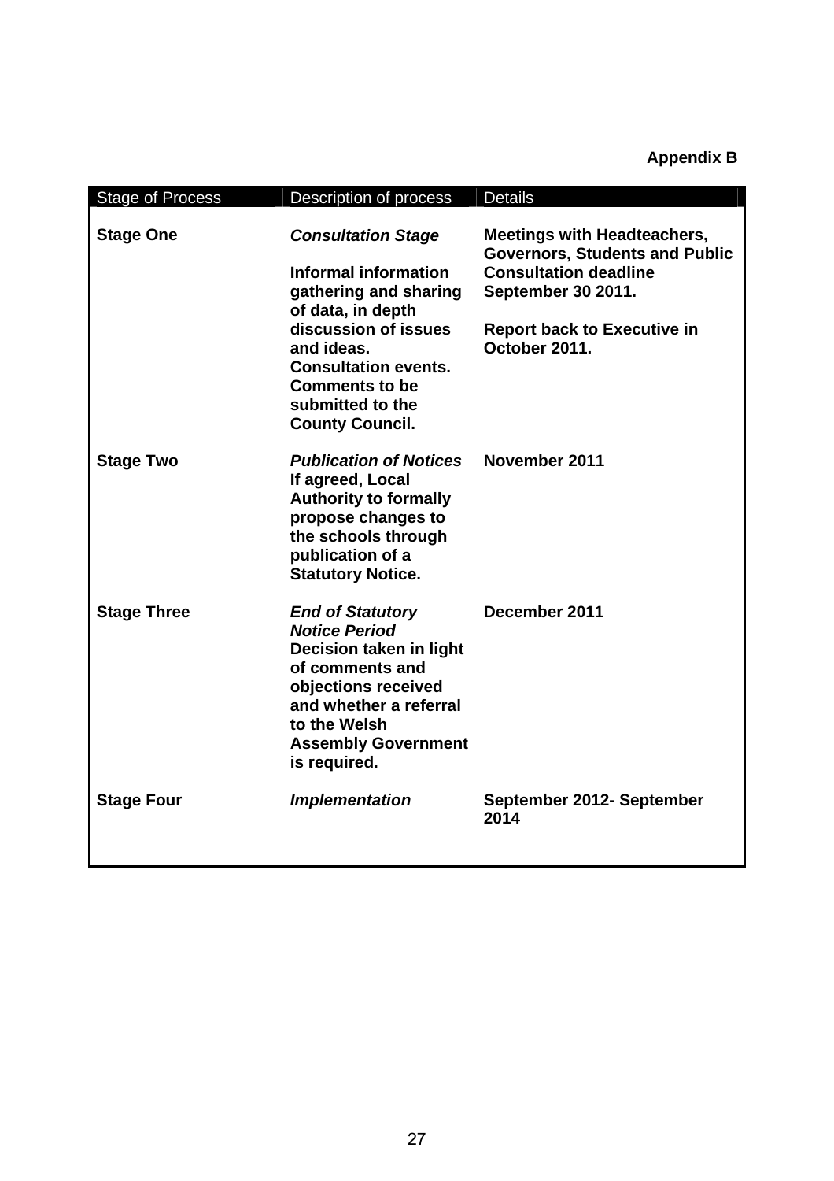**Appendix B**

| Stage of Process | Description of process | Details |
|---|---|---|
| **Stage One** | ***Consultation Stage***<br><br>**Informal information gathering and sharing of data, in depth discussion of issues and ideas. Consultation events. Comments to be submitted to the County Council.** | **Meetings with Headteachers, Governors, Students and Public Consultation deadline September 30 2011.**<br><br>**Report back to Executive in October 2011.** |
| **Stage Two** | ***Publication of Notices***<br>**If agreed, Local Authority to formally propose changes to the schools through publication of a Statutory Notice.** | **November 2011** |
| **Stage Three** | ***End of Statutory Notice Period***<br>**Decision taken in light of comments and objections received and whether a referral to the Welsh Assembly Government is required.** | **December 2011** |
| **Stage Four** | ***Implementation*** | **September 2012- September 2014** |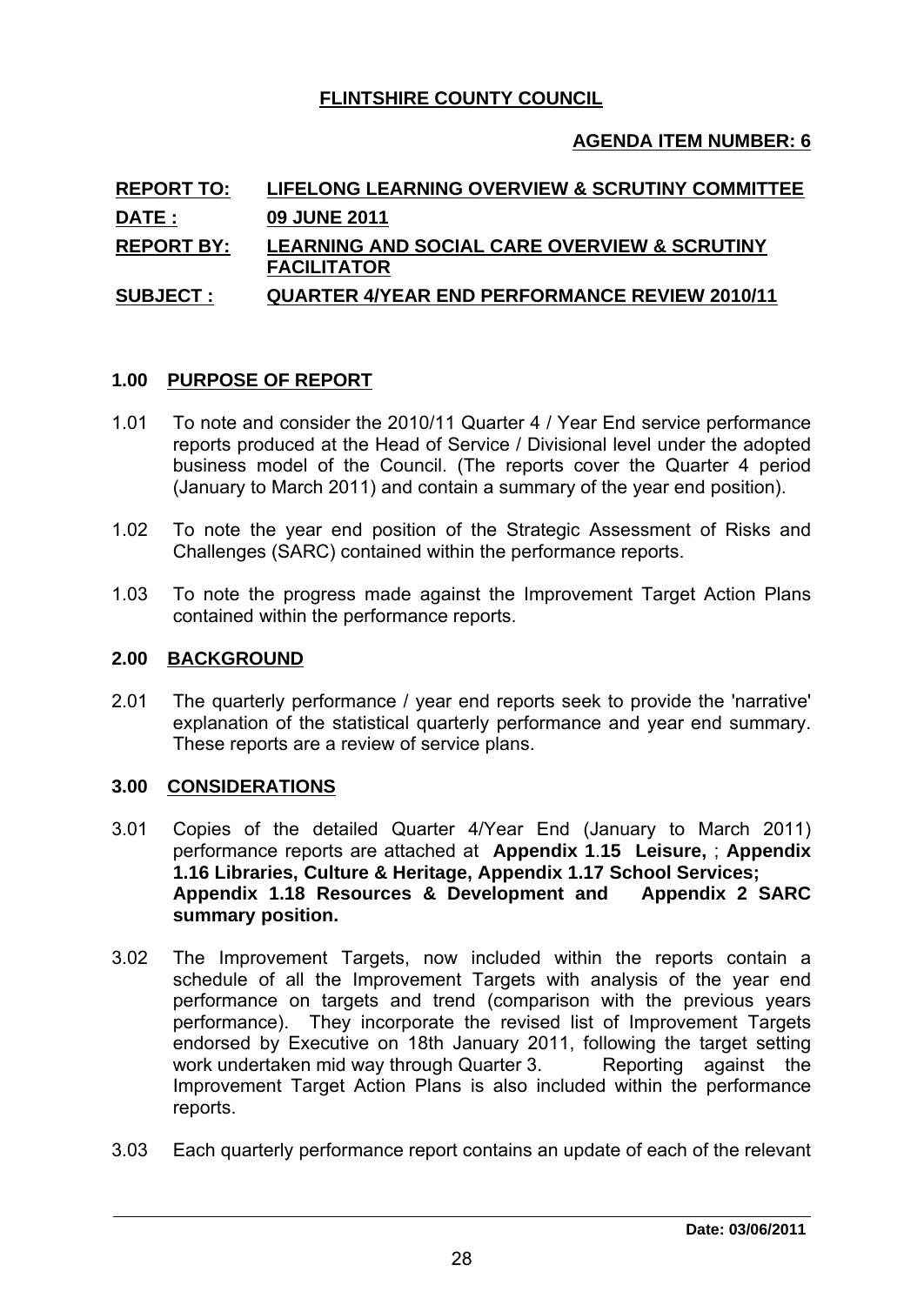**FLINTSHIRE COUNTY COUNCIL**

**AGENDA ITEM NUMBER: 6**

| | |
|---|---|
| **REPORT TO:** | **LIFELONG LEARNING OVERVIEW & SCRUTINY COMMITTEE** |
| **DATE :** | **09 JUNE 2011** |
| **REPORT BY:** | **LEARNING AND SOCIAL CARE OVERVIEW & SCRUTINY FACILITATOR** |
| **SUBJECT :** | **QUARTER 4/YEAR END PERFORMANCE REVIEW 2010/11** |

## 1.00 PURPOSE OF REPORT

1.01 To note and consider the 2010/11 Quarter 4 / Year End service performance reports produced at the Head of Service / Divisional level under the adopted business model of the Council. (The reports cover the Quarter 4 period (January to March 2011) and contain a summary of the year end position).

1.02 To note the year end position of the Strategic Assessment of Risks and Challenges (SARC) contained within the performance reports.

1.03 To note the progress made against the Improvement Target Action Plans contained within the performance reports.

## 2.00 BACKGROUND

2.01 The quarterly performance / year end reports seek to provide the 'narrative' explanation of the statistical quarterly performance and year end summary. These reports are a review of service plans.

## 3.00 CONSIDERATIONS

3.01 Copies of the detailed Quarter 4/Year End (January to March 2011) performance reports are attached at **Appendix 1.15 Leisure,** ; **Appendix 1.16 Libraries, Culture & Heritage, Appendix 1.17 School Services; Appendix 1.18 Resources & Development and Appendix 2 SARC summary position.**

3.02 The Improvement Targets, now included within the reports contain a schedule of all the Improvement Targets with analysis of the year end performance on targets and trend (comparison with the previous years performance). They incorporate the revised list of Improvement Targets endorsed by Executive on 18th January 2011, following the target setting work undertaken mid way through Quarter 3. Reporting against the Improvement Target Action Plans is also included within the performance reports.

3.03 Each quarterly performance report contains an update of each of the relevant

**Date: 03/06/2011**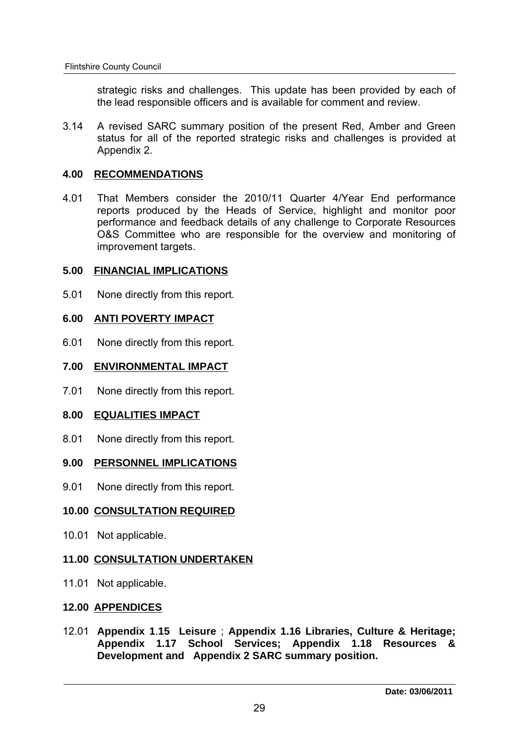strategic risks and challenges. This update has been provided by each of the lead responsible officers and is available for comment and review.

3.14 A revised SARC summary position of the present Red, Amber and Green status for all of the reported strategic risks and challenges is provided at Appendix 2.

## 4.00 RECOMMENDATIONS

4.01 That Members consider the 2010/11 Quarter 4/Year End performance reports produced by the Heads of Service, highlight and monitor poor performance and feedback details of any challenge to Corporate Resources O&S Committee who are responsible for the overview and monitoring of improvement targets.

## 5.00 FINANCIAL IMPLICATIONS

5.01 None directly from this report.

## 6.00 ANTI POVERTY IMPACT

6.01 None directly from this report.

## 7.00 ENVIRONMENTAL IMPACT

7.01 None directly from this report.

## 8.00 EQUALITIES IMPACT

8.01 None directly from this report.

## 9.00 PERSONNEL IMPLICATIONS

9.01 None directly from this report.

## 10.00 CONSULTATION REQUIRED

10.01 Not applicable.

## 11.00 CONSULTATION UNDERTAKEN

11.01 Not applicable.

## 12.00 APPENDICES

12.01 **Appendix 1.15 Leisure** ; **Appendix 1.16 Libraries, Culture & Heritage; Appendix 1.17 School Services; Appendix 1.18 Resources & Development and Appendix 2 SARC summary position.**

**Date: 03/06/2011**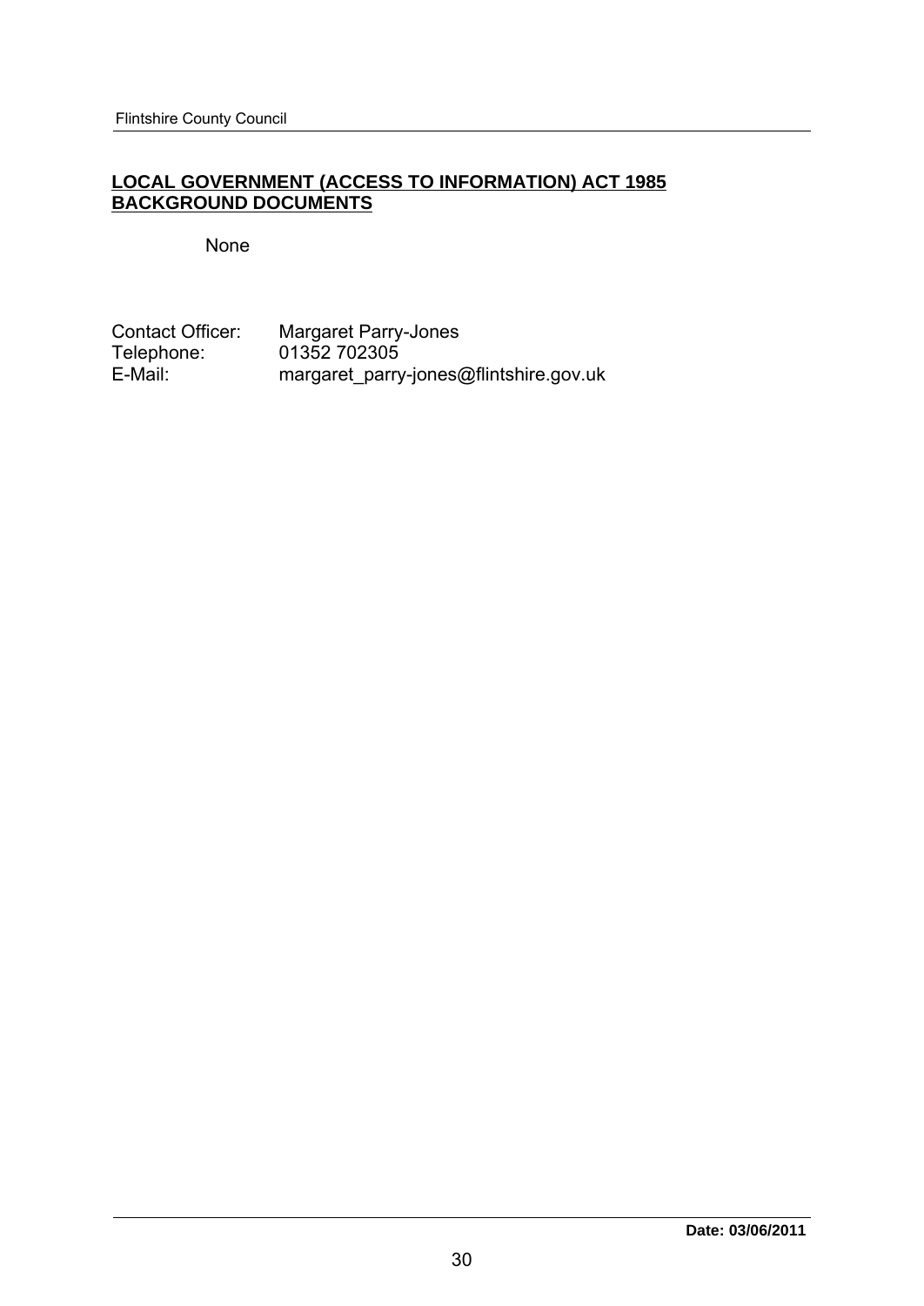**<u>LOCAL GOVERNMENT (ACCESS TO INFORMATION) ACT 1985</u>**
**<u>BACKGROUND DOCUMENTS</u>**

None

| | |
|---|---|
| Contact Officer: | Margaret Parry-Jones |
| Telephone: | 01352 702305 |
| E-Mail: | margaret_parry-jones@flintshire.gov.uk |

**Date: 03/06/2011**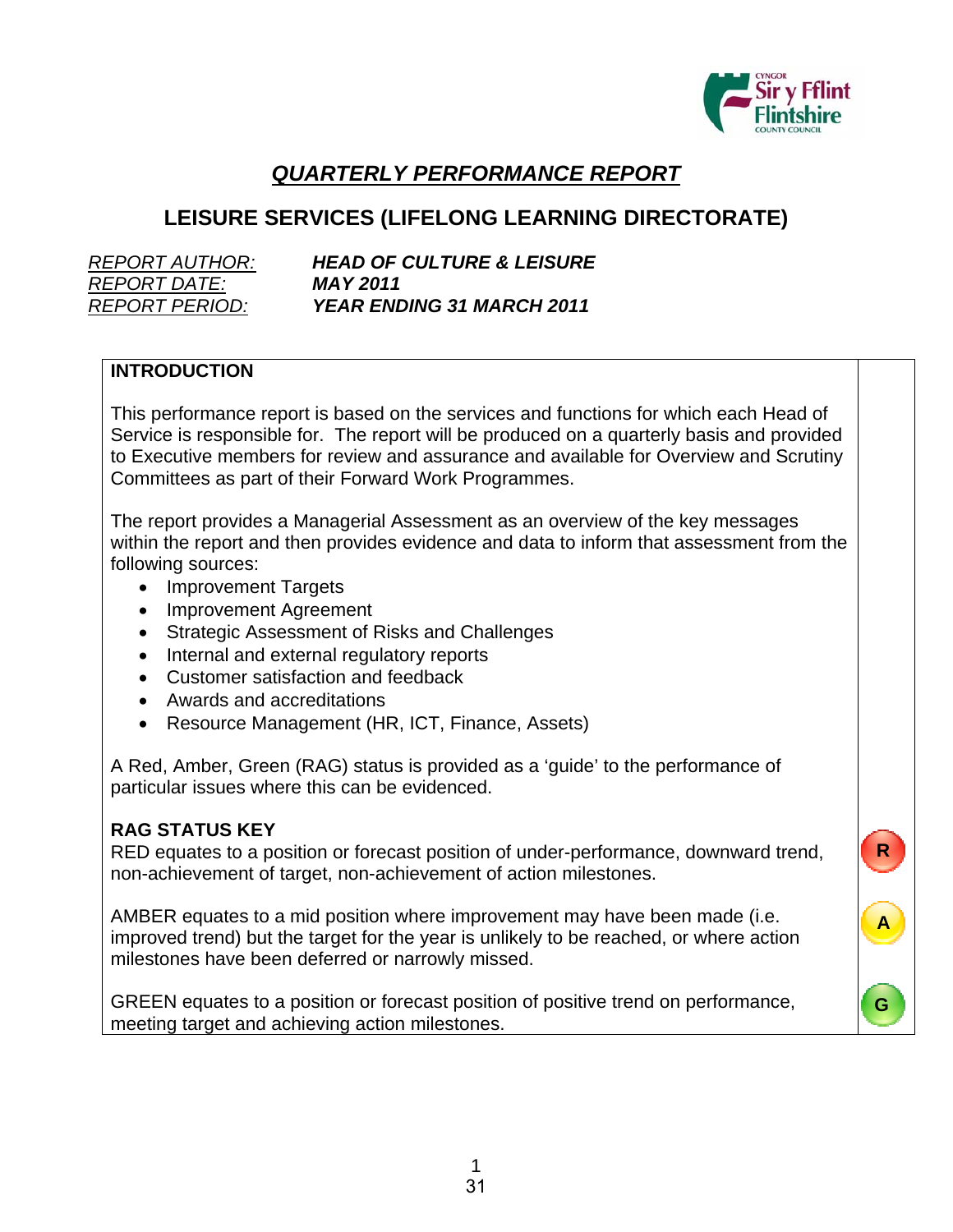# ***QUARTERLY PERFORMANCE REPORT***

## LEISURE SERVICES (LIFELONG LEARNING DIRECTORATE)

| | |
|---|---|
| *REPORT AUTHOR:* | ***HEAD OF CULTURE & LEISURE*** |
| *REPORT DATE:* | ***MAY 2011*** |
| *REPORT PERIOD:* | ***YEAR ENDING 31 MARCH 2011*** |

**INTRODUCTION**

This performance report is based on the services and functions for which each Head of Service is responsible for. The report will be produced on a quarterly basis and provided to Executive members for review and assurance and available for Overview and Scrutiny Committees as part of their Forward Work Programmes.

The report provides a Managerial Assessment as an overview of the key messages within the report and then provides evidence and data to inform that assessment from the following sources:

- Improvement Targets
- Improvement Agreement
- Strategic Assessment of Risks and Challenges
- Internal and external regulatory reports
- Customer satisfaction and feedback
- Awards and accreditations
- Resource Management (HR, ICT, Finance, Assets)

A Red, Amber, Green (RAG) status is provided as a 'guide' to the performance of particular issues where this can be evidenced.

**RAG STATUS KEY**

| | |
|---|---|
| RED equates to a position or forecast position of under-performance, downward trend, non-achievement of target, non-achievement of action milestones. | R |
| AMBER equates to a mid position where improvement may have been made (i.e. improved trend) but the target for the year is unlikely to be reached, or where action milestones have been deferred or narrowly missed. | A |
| GREEN equates to a position or forecast position of positive trend on performance, meeting target and achieving action milestones. | G |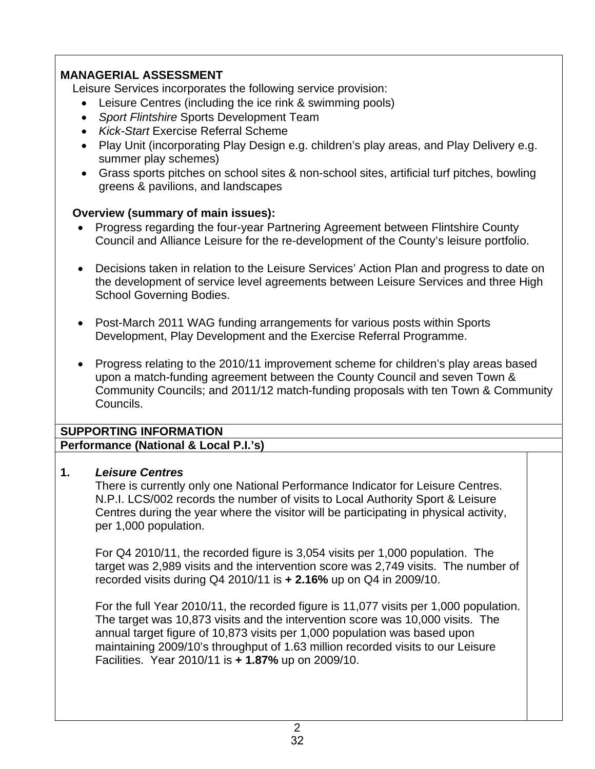## MANAGERIAL ASSESSMENT

Leisure Services incorporates the following service provision:

- Leisure Centres (including the ice rink & swimming pools)
- *Sport Flintshire* Sports Development Team
- *Kick-Start* Exercise Referral Scheme
- Play Unit (incorporating Play Design e.g. children's play areas, and Play Delivery e.g. summer play schemes)
- Grass sports pitches on school sites & non-school sites, artificial turf pitches, bowling greens & pavilions, and landscapes

### Overview (summary of main issues):

- Progress regarding the four-year Partnering Agreement between Flintshire County Council and Alliance Leisure for the re-development of the County's leisure portfolio.
- Decisions taken in relation to the Leisure Services' Action Plan and progress to date on the development of service level agreements between Leisure Services and three High School Governing Bodies.
- Post-March 2011 WAG funding arrangements for various posts within Sports Development, Play Development and the Exercise Referral Programme.
- Progress relating to the 2010/11 improvement scheme for children's play areas based upon a match-funding agreement between the County Council and seven Town & Community Councils; and 2011/12 match-funding proposals with ten Town & Community Councils.

## SUPPORTING INFORMATION

### Performance (National & Local P.I.'s)

**1. *Leisure Centres***

There is currently only one National Performance Indicator for Leisure Centres. N.P.I. LCS/002 records the number of visits to Local Authority Sport & Leisure Centres during the year where the visitor will be participating in physical activity, per 1,000 population.

For Q4 2010/11, the recorded figure is 3,054 visits per 1,000 population. The target was 2,989 visits and the intervention score was 2,749 visits. The number of recorded visits during Q4 2010/11 is **+ 2.16%** up on Q4 in 2009/10.

For the full Year 2010/11, the recorded figure is 11,077 visits per 1,000 population. The target was 10,873 visits and the intervention score was 10,000 visits. The annual target figure of 10,873 visits per 1,000 population was based upon maintaining 2009/10's throughput of 1.63 million recorded visits to our Leisure Facilities. Year 2010/11 is **+ 1.87%** up on 2009/10.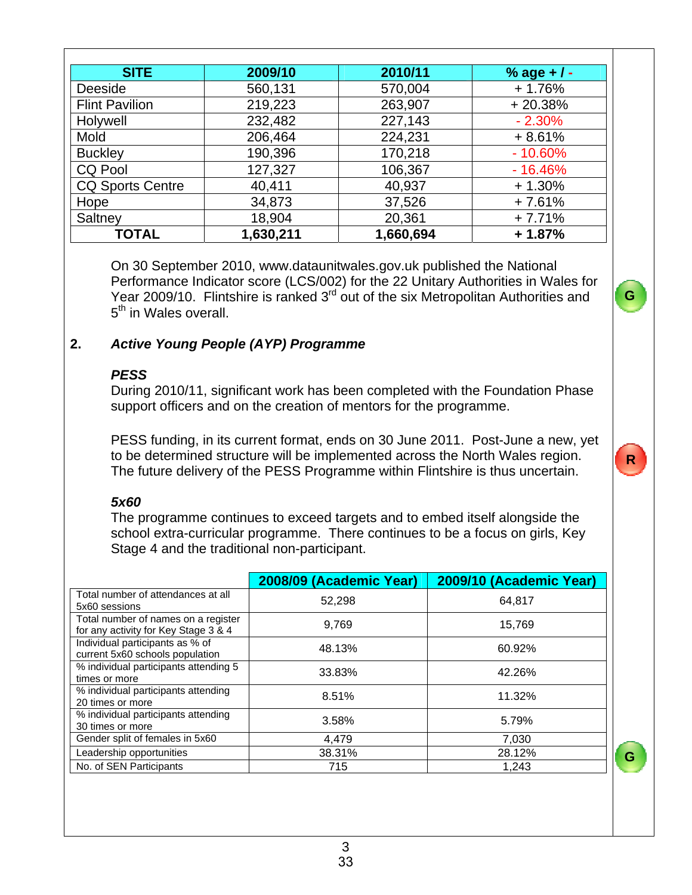| SITE | 2009/10 | 2010/11 | % age + / - |
|---|---|---|---|
| Deeside | 560,131 | 570,004 | + 1.76% |
| Flint Pavilion | 219,223 | 263,907 | + 20.38% |
| Holywell | 232,482 | 227,143 | - 2.30% |
| Mold | 206,464 | 224,231 | + 8.61% |
| Buckley | 190,396 | 170,218 | - 10.60% |
| CQ Pool | 127,327 | 106,367 | - 16.46% |
| CQ Sports Centre | 40,411 | 40,937 | + 1.30% |
| Hope | 34,873 | 37,526 | + 7.61% |
| Saltney | 18,904 | 20,361 | + 7.71% |
| **TOTAL** | **1,630,211** | **1,660,694** | **+ 1.87%** |

On 30 September 2010, www.dataunitwales.gov.uk published the National Performance Indicator score (LCS/002) for the 22 Unitary Authorities in Wales for Year 2009/10. Flintshire is ranked 3rd out of the six Metropolitan Authorities and 5th in Wales overall.

G

## 2. *Active Young People (AYP) Programme*

### *PESS*

During 2010/11, significant work has been completed with the Foundation Phase support officers and on the creation of mentors for the programme.

PESS funding, in its current format, ends on 30 June 2011. Post-June a new, yet to be determined structure will be implemented across the North Wales region. The future delivery of the PESS Programme within Flintshire is thus uncertain.

R

### *5x60*

The programme continues to exceed targets and to embed itself alongside the school extra-curricular programme. There continues to be a focus on girls, Key Stage 4 and the traditional non-participant.

| | 2008/09 (Academic Year) | 2009/10 (Academic Year) |
|---|---|---|
| Total number of attendances at all 5x60 sessions | 52,298 | 64,817 |
| Total number of names on a register for any activity for Key Stage 3 & 4 | 9,769 | 15,769 |
| Individual participants as % of current 5x60 schools population | 48.13% | 60.92% |
| % individual participants attending 5 times or more | 33.83% | 42.26% |
| % individual participants attending 20 times or more | 8.51% | 11.32% |
| % individual participants attending 30 times or more | 3.58% | 5.79% |
| Gender split of females in 5x60 | 4,479 | 7,030 |
| Leadership opportunities | 38.31% | 28.12% |
| No. of SEN Participants | 715 | 1,243 |

G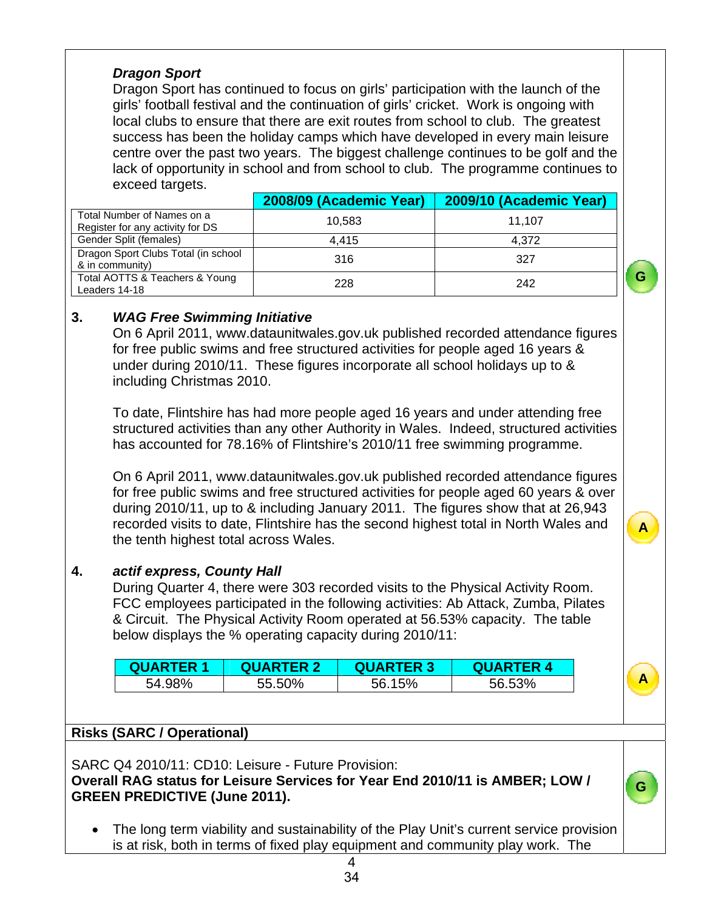***Dragon Sport***

Dragon Sport has continued to focus on girls' participation with the launch of the girls' football festival and the continuation of girls' cricket. Work is ongoing with local clubs to ensure that there are exit routes from school to club. The greatest success has been the holiday camps which have developed in every main leisure centre over the past two years. The biggest challenge continues to be golf and the lack of opportunity in school and from school to club. The programme continues to exceed targets.

| | 2008/09 (Academic Year) | 2009/10 (Academic Year) |
|---|---|---|
| Total Number of Names on a Register for any activity for DS | 10,583 | 11,107 |
| Gender Split (females) | 4,415 | 4,372 |
| Dragon Sport Clubs Total (in school & in community) | 316 | 327 |
| Total AOTTS & Teachers & Young Leaders 14-18 | 228 | 242 |

G

**3. *WAG Free Swimming Initiative***

On 6 April 2011, www.dataunitwales.gov.uk published recorded attendance figures for free public swims and free structured activities for people aged 16 years & under during 2010/11. These figures incorporate all school holidays up to & including Christmas 2010.

To date, Flintshire has had more people aged 16 years and under attending free structured activities than any other Authority in Wales. Indeed, structured activities has accounted for 78.16% of Flintshire's 2010/11 free swimming programme.

On 6 April 2011, www.dataunitwales.gov.uk published recorded attendance figures for free public swims and free structured activities for people aged 60 years & over during 2010/11, up to & including January 2011. The figures show that at 26,943 recorded visits to date, Flintshire has the second highest total in North Wales and the tenth highest total across Wales.

A

**4. *actif express, County Hall***

During Quarter 4, there were 303 recorded visits to the Physical Activity Room. FCC employees participated in the following activities: Ab Attack, Zumba, Pilates & Circuit. The Physical Activity Room operated at 56.53% capacity. The table below displays the % operating capacity during 2010/11:

| QUARTER 1 | QUARTER 2 | QUARTER 3 | QUARTER 4 |
|---|---|---|---|
| 54.98% | 55.50% | 56.15% | 56.53% |

A

**Risks (SARC / Operational)**

SARC Q4 2010/11: CD10: Leisure - Future Provision:
**Overall RAG status for Leisure Services for Year End 2010/11 is AMBER; LOW / GREEN PREDICTIVE (June 2011).**

G

- The long term viability and sustainability of the Play Unit's current service provision is at risk, both in terms of fixed play equipment and community play work. The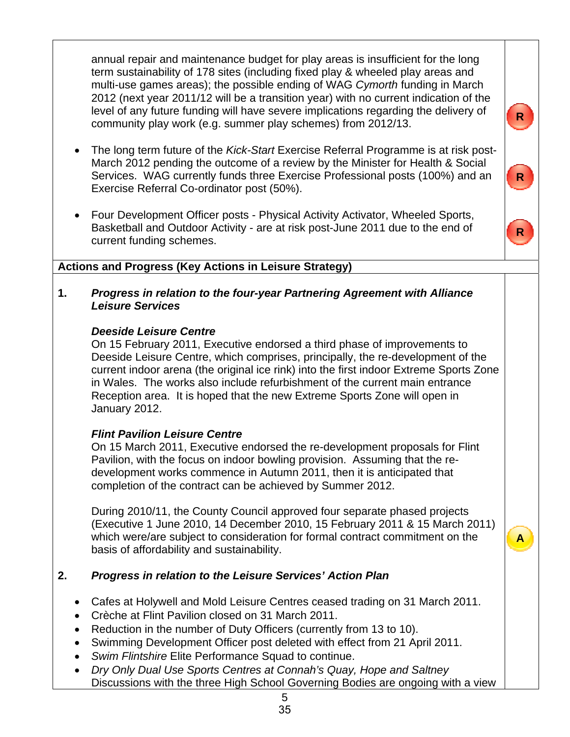annual repair and maintenance budget for play areas is insufficient for the long term sustainability of 178 sites (including fixed play & wheeled play areas and multi-use games areas); the possible ending of WAG *Cymorth* funding in March 2012 (next year 2011/12 will be a transition year) with no current indication of the level of any future funding will have severe implications regarding the delivery of community play work (e.g. summer play schemes) from 2012/13. **R**

- The long term future of the *Kick-Start* Exercise Referral Programme is at risk post-March 2012 pending the outcome of a review by the Minister for Health & Social Services. WAG currently funds three Exercise Professional posts (100%) and an Exercise Referral Co-ordinator post (50%). **R**
- Four Development Officer posts - Physical Activity Activator, Wheeled Sports, Basketball and Outdoor Activity - are at risk post-June 2011 due to the end of current funding schemes. **R**

**Actions and Progress (Key Actions in Leisure Strategy)**

**1.** ***Progress in relation to the four-year Partnering Agreement with Alliance Leisure Services***

***Deeside Leisure Centre***
On 15 February 2011, Executive endorsed a third phase of improvements to Deeside Leisure Centre, which comprises, principally, the re-development of the current indoor arena (the original ice rink) into the first indoor Extreme Sports Zone in Wales. The works also include refurbishment of the current main entrance Reception area. It is hoped that the new Extreme Sports Zone will open in January 2012.

***Flint Pavilion Leisure Centre***
On 15 March 2011, Executive endorsed the re-development proposals for Flint Pavilion, with the focus on indoor bowling provision. Assuming that the re-development works commence in Autumn 2011, then it is anticipated that completion of the contract can be achieved by Summer 2012.

During 2010/11, the County Council approved four separate phased projects (Executive 1 June 2010, 14 December 2010, 15 February 2011 & 15 March 2011) which were/are subject to consideration for formal contract commitment on the basis of affordability and sustainability. **A**

**2.** ***Progress in relation to the Leisure Services' Action Plan***

- Cafes at Holywell and Mold Leisure Centres ceased trading on 31 March 2011.
- Crèche at Flint Pavilion closed on 31 March 2011.
- Reduction in the number of Duty Officers (currently from 13 to 10).
- Swimming Development Officer post deleted with effect from 21 April 2011.
- *Swim Flintshire* Elite Performance Squad to continue.
- *Dry Only Dual Use Sports Centres at Connah's Quay, Hope and Saltney* Discussions with the three High School Governing Bodies are ongoing with a view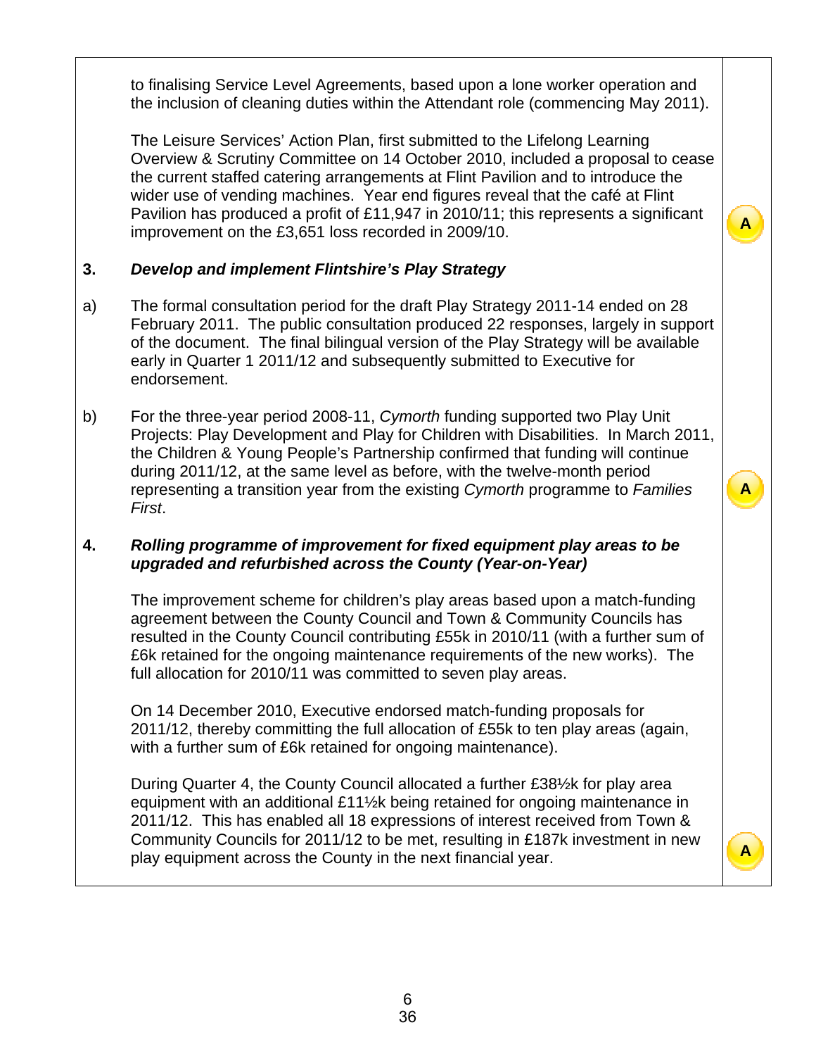to finalising Service Level Agreements, based upon a lone worker operation and the inclusion of cleaning duties within the Attendant role (commencing May 2011).

The Leisure Services' Action Plan, first submitted to the Lifelong Learning Overview & Scrutiny Committee on 14 October 2010, included a proposal to cease the current staffed catering arrangements at Flint Pavilion and to introduce the wider use of vending machines. Year end figures reveal that the café at Flint Pavilion has produced a profit of £11,947 in 2010/11; this represents a significant improvement on the £3,651 loss recorded in 2009/10. **A**

**3. *Develop and implement Flintshire's Play Strategy***

a) The formal consultation period for the draft Play Strategy 2011-14 ended on 28 February 2011. The public consultation produced 22 responses, largely in support of the document. The final bilingual version of the Play Strategy will be available early in Quarter 1 2011/12 and subsequently submitted to Executive for endorsement.

b) For the three-year period 2008-11, *Cymorth* funding supported two Play Unit Projects: Play Development and Play for Children with Disabilities. In March 2011, the Children & Young People's Partnership confirmed that funding will continue during 2011/12, at the same level as before, with the twelve-month period representing a transition year from the existing *Cymorth* programme to *Families First*. **A**

**4. *Rolling programme of improvement for fixed equipment play areas to be upgraded and refurbished across the County (Year-on-Year)***

The improvement scheme for children's play areas based upon a match-funding agreement between the County Council and Town & Community Councils has resulted in the County Council contributing £55k in 2010/11 (with a further sum of £6k retained for the ongoing maintenance requirements of the new works). The full allocation for 2010/11 was committed to seven play areas.

On 14 December 2010, Executive endorsed match-funding proposals for 2011/12, thereby committing the full allocation of £55k to ten play areas (again, with a further sum of £6k retained for ongoing maintenance).

During Quarter 4, the County Council allocated a further £38½k for play area equipment with an additional £11½k being retained for ongoing maintenance in 2011/12. This has enabled all 18 expressions of interest received from Town & Community Councils for 2011/12 to be met, resulting in £187k investment in new play equipment across the County in the next financial year. **A**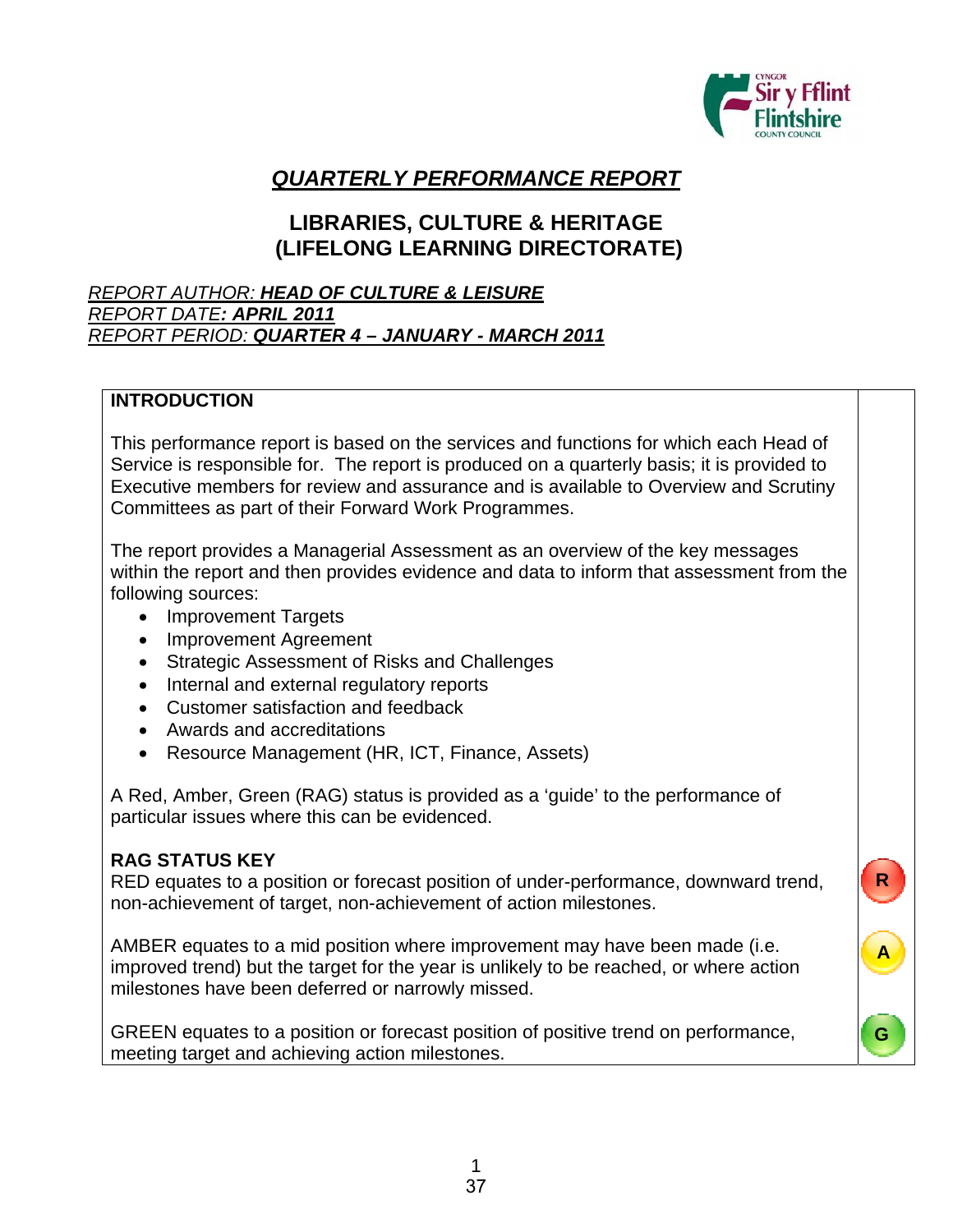# *QUARTERLY PERFORMANCE REPORT*

## LIBRARIES, CULTURE & HERITAGE (LIFELONG LEARNING DIRECTORATE)

*REPORT AUTHOR:* ***HEAD OF CULTURE & LEISURE***
*REPORT DATE****: APRIL 2011***
*REPORT PERIOD:* ***QUARTER 4 – JANUARY - MARCH 2011***

| **INTRODUCTION**<br><br>This performance report is based on the services and functions for which each Head of Service is responsible for. The report is produced on a quarterly basis; it is provided to Executive members for review and assurance and is available to Overview and Scrutiny Committees as part of their Forward Work Programmes.<br><br>The report provides a Managerial Assessment as an overview of the key messages within the report and then provides evidence and data to inform that assessment from the following sources:<br>• Improvement Targets<br>• Improvement Agreement<br>• Strategic Assessment of Risks and Challenges<br>• Internal and external regulatory reports<br>• Customer satisfaction and feedback<br>• Awards and accreditations<br>• Resource Management (HR, ICT, Finance, Assets)<br><br>A Red, Amber, Green (RAG) status is provided as a 'guide' to the performance of particular issues where this can be evidenced. | |
|---|---|
| **RAG STATUS KEY**<br>RED equates to a position or forecast position of under-performance, downward trend, non-achievement of target, non-achievement of action milestones. | R |
| AMBER equates to a mid position where improvement may have been made (i.e. improved trend) but the target for the year is unlikely to be reached, or where action milestones have been deferred or narrowly missed. | A |
| GREEN equates to a position or forecast position of positive trend on performance, meeting target and achieving action milestones. | G |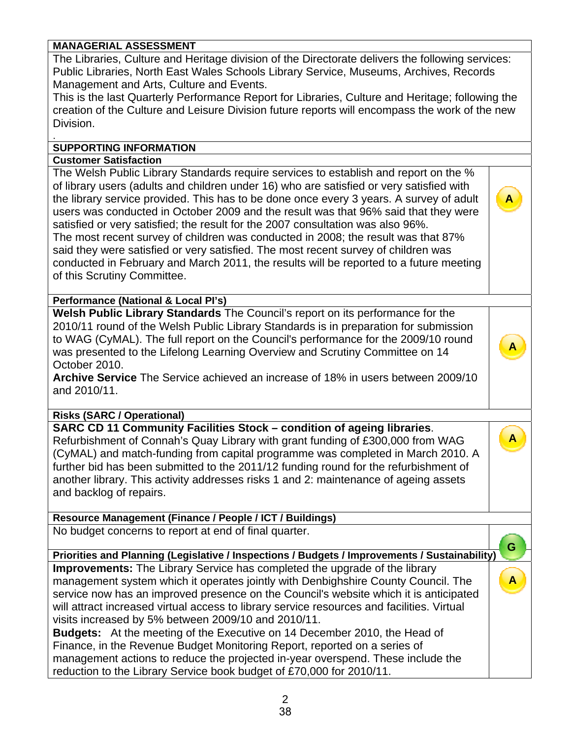## MANAGERIAL ASSESSMENT

The Libraries, Culture and Heritage division of the Directorate delivers the following services: Public Libraries, North East Wales Schools Library Service, Museums, Archives, Records Management and Arts, Culture and Events.

This is the last Quarterly Performance Report for Libraries, Culture and Heritage; following the creation of the Culture and Leisure Division future reports will encompass the work of the new Division.

.

## SUPPORTING INFORMATION

### Customer Satisfaction

| | |
|---|---|
| The Welsh Public Library Standards require services to establish and report on the % of library users (adults and children under 16) who are satisfied or very satisfied with the library service provided. This has to be done once every 3 years. A survey of adult users was conducted in October 2009 and the result was that 96% said that they were satisfied or very satisfied; the result for the 2007 consultation was also 96%. The most recent survey of children was conducted in 2008; the result was that 87% said they were satisfied or very satisfied. The most recent survey of children was conducted in February and March 2011, the results will be reported to a future meeting of this Scrutiny Committee. | A |

### Performance (National & Local PI's)

| | |
|---|---|
| **Welsh Public Library Standards** The Council's report on its performance for the 2010/11 round of the Welsh Public Library Standards is in preparation for submission to WAG (CyMAL). The full report on the Council's performance for the 2009/10 round was presented to the Lifelong Learning Overview and Scrutiny Committee on 14 October 2010. **Archive Service** The Service achieved an increase of 18% in users between 2009/10 and 2010/11. | A |

### Risks (SARC / Operational)

| | |
|---|---|
| **SARC CD 11 Community Facilities Stock – condition of ageing libraries**. Refurbishment of Connah's Quay Library with grant funding of £300,000 from WAG (CyMAL) and match-funding from capital programme was completed in March 2010. A further bid has been submitted to the 2011/12 funding round for the refurbishment of another library. This activity addresses risks 1 and 2: maintenance of ageing assets and backlog of repairs. | A |

### Resource Management (Finance / People / ICT / Buildings)

| | |
|---|---|
| No budget concerns to report at end of final quarter. | G |

### Priorities and Planning (Legislative / Inspections / Budgets / Improvements / Sustainability)

| | |
|---|---|
| **Improvements:** The Library Service has completed the upgrade of the library management system which it operates jointly with Denbighshire County Council. The service now has an improved presence on the Council's website which it is anticipated will attract increased virtual access to library service resources and facilities. Virtual visits increased by 5% between 2009/10 and 2010/11. **Budgets:** At the meeting of the Executive on 14 December 2010, the Head of Finance, in the Revenue Budget Monitoring Report, reported on a series of management actions to reduce the projected in-year overspend. These include the reduction to the Library Service book budget of £70,000 for 2010/11. | A |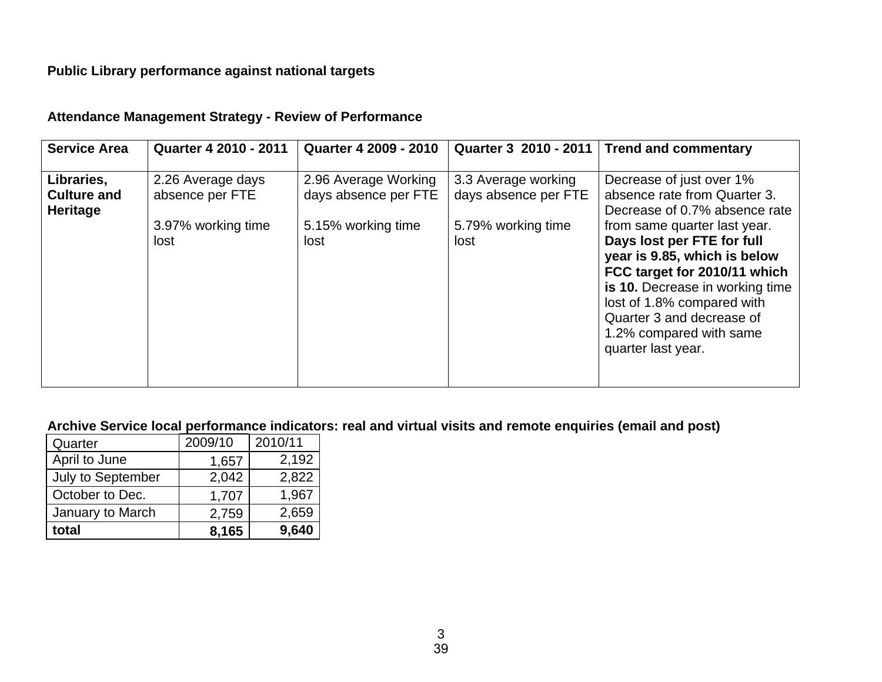**Public Library performance against national targets**

**Attendance Management Strategy - Review of Performance**

| Service Area | Quarter 4 2010 - 2011 | Quarter 4 2009 - 2010 | Quarter 3 2010 - 2011 | Trend and commentary |
|---|---|---|---|---|
| **Libraries, Culture and Heritage** | 2.26 Average days absence per FTE<br><br>3.97% working time lost | 2.96 Average Working days absence per FTE<br><br>5.15% working time lost | 3.3 Average working days absence per FTE<br><br>5.79% working time lost | Decrease of just over 1% absence rate from Quarter 3. Decrease of 0.7% absence rate from same quarter last year. **Days lost per FTE for full year is 9.85, which is below FCC target for 2010/11 which is 10.** Decrease in working time lost of 1.8% compared with Quarter 3 and decrease of 1.2% compared with same quarter last year. |

**Archive Service local performance indicators: real and virtual visits and remote enquiries (email and post)**

| Quarter | 2009/10 | 2010/11 |
|---|---|---|
| April to June | 1,657 | 2,192 |
| July to September | 2,042 | 2,822 |
| October to Dec. | 1,707 | 1,967 |
| January to March | 2,759 | 2,659 |
| **total** | **8,165** | **9,640** |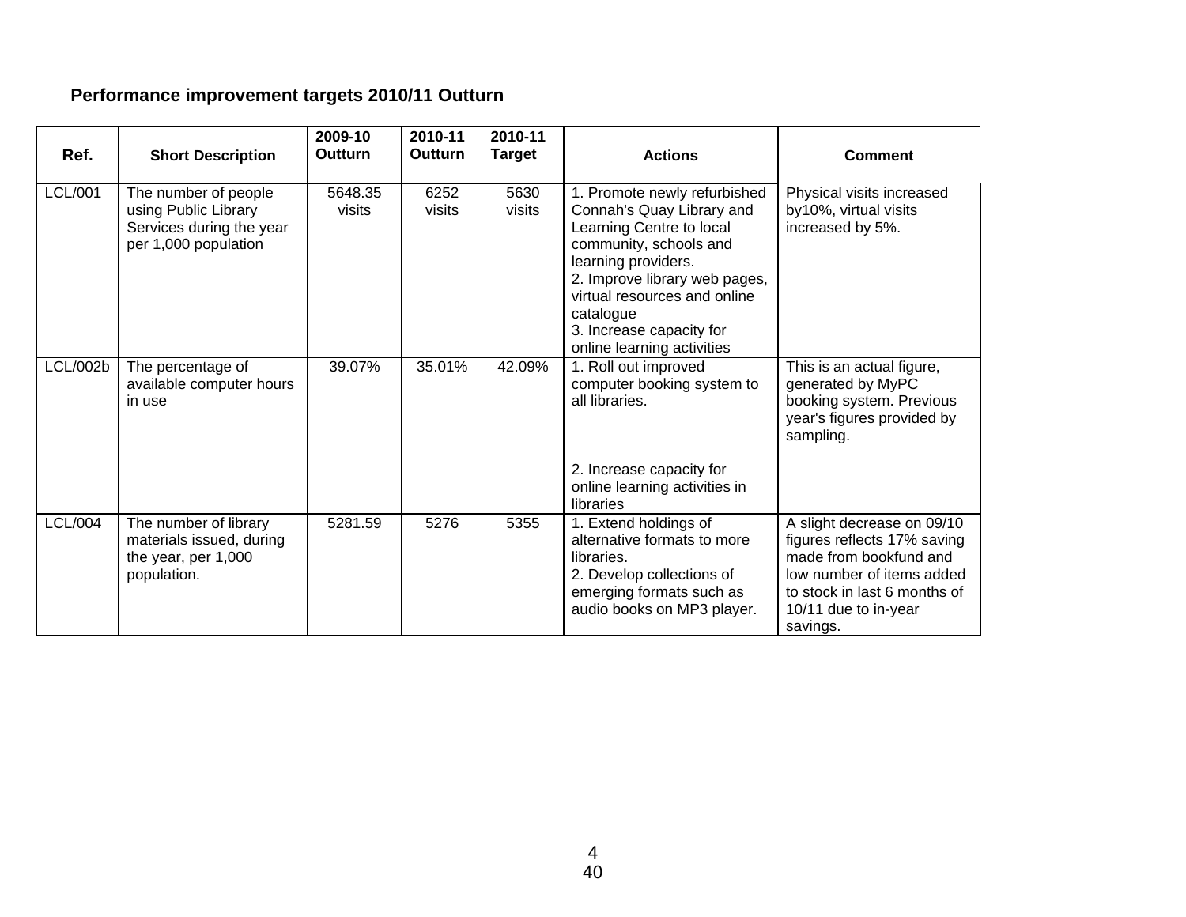**Performance improvement targets 2010/11 Outturn**

| Ref. | Short Description | 2009-10 Outturn | 2010-11 Outturn | 2010-11 Target | Actions | Comment |
|---|---|---|---|---|---|---|
| LCL/001 | The number of people using Public Library Services during the year per 1,000 population | 5648.35 visits | 6252 visits | 5630 visits | 1. Promote newly refurbished Connah's Quay Library and Learning Centre to local community, schools and learning providers.<br>2. Improve library web pages, virtual resources and online catalogue<br>3. Increase capacity for online learning activities | Physical visits increased by10%, virtual visits increased by 5%. |
| LCL/002b | The percentage of available computer hours in use | 39.07% | 35.01% | 42.09% | 1. Roll out improved computer booking system to all libraries.<br><br>2. Increase capacity for online learning activities in libraries | This is an actual figure, generated by MyPC booking system. Previous year's figures provided by sampling. |
| LCL/004 | The number of library materials issued, during the year, per 1,000 population. | 5281.59 | 5276 | 5355 | 1. Extend holdings of alternative formats to more libraries.<br>2. Develop collections of emerging formats such as audio books on MP3 player. | A slight decrease on 09/10 figures reflects 17% saving made from bookfund and low number of items added to stock in last 6 months of 10/11 due to in-year savings. |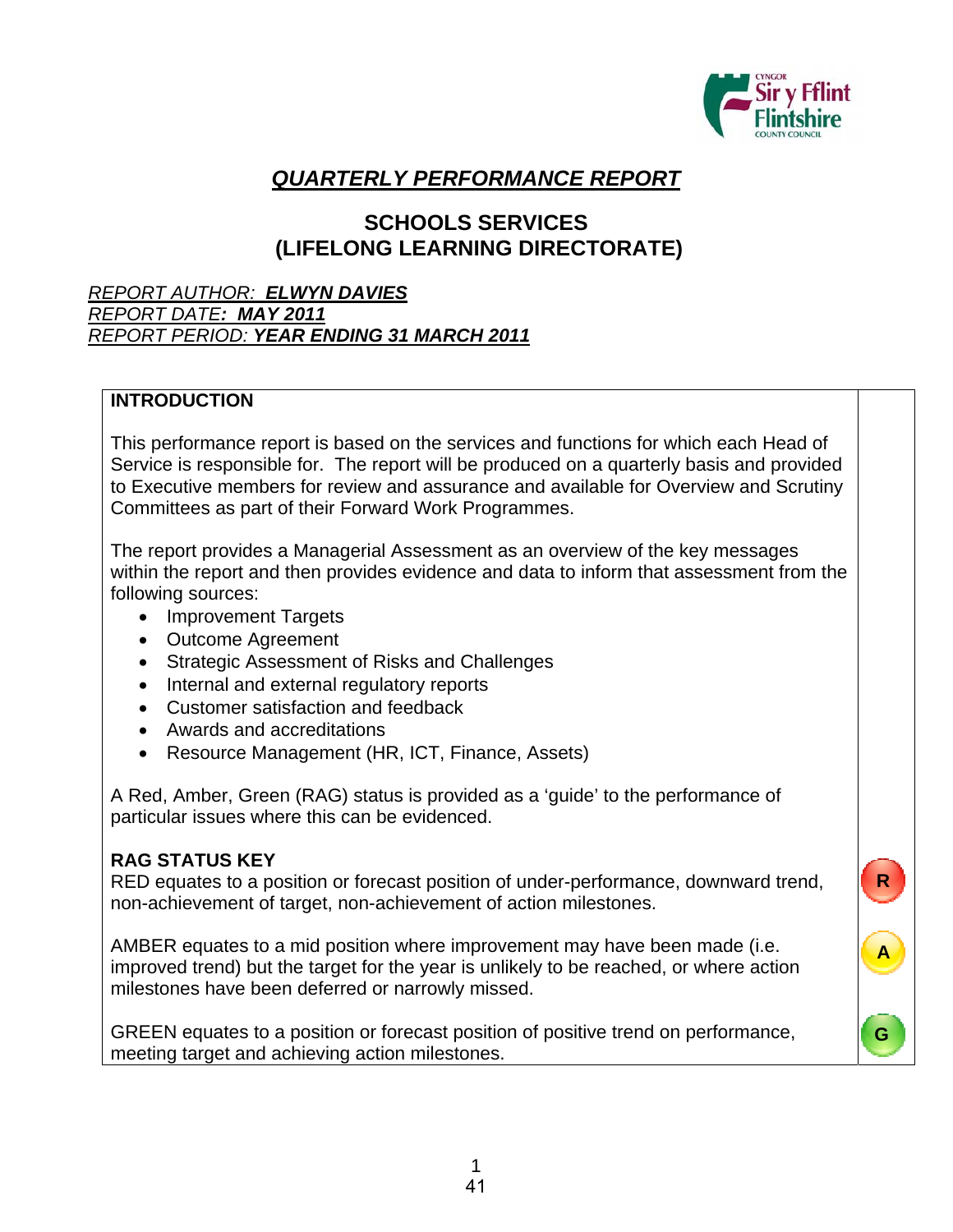# *QUARTERLY PERFORMANCE REPORT*

## SCHOOLS SERVICES
## (LIFELONG LEARNING DIRECTORATE)

*REPORT AUTHOR:* ***ELWYN DAVIES***
*REPORT DATE*: ***MAY 2011***
*REPORT PERIOD:* ***YEAR ENDING 31 MARCH 2011***

**INTRODUCTION**

This performance report is based on the services and functions for which each Head of Service is responsible for. The report will be produced on a quarterly basis and provided to Executive members for review and assurance and available for Overview and Scrutiny Committees as part of their Forward Work Programmes.

The report provides a Managerial Assessment as an overview of the key messages within the report and then provides evidence and data to inform that assessment from the following sources:

- Improvement Targets
- Outcome Agreement
- Strategic Assessment of Risks and Challenges
- Internal and external regulatory reports
- Customer satisfaction and feedback
- Awards and accreditations
- Resource Management (HR, ICT, Finance, Assets)

A Red, Amber, Green (RAG) status is provided as a 'guide' to the performance of particular issues where this can be evidenced.

**RAG STATUS KEY**

| | |
|---|---|
| RED equates to a position or forecast position of under-performance, downward trend, non-achievement of target, non-achievement of action milestones. | R |
| AMBER equates to a mid position where improvement may have been made (i.e. improved trend) but the target for the year is unlikely to be reached, or where action milestones have been deferred or narrowly missed. | A |
| GREEN equates to a position or forecast position of positive trend on performance, meeting target and achieving action milestones. | G |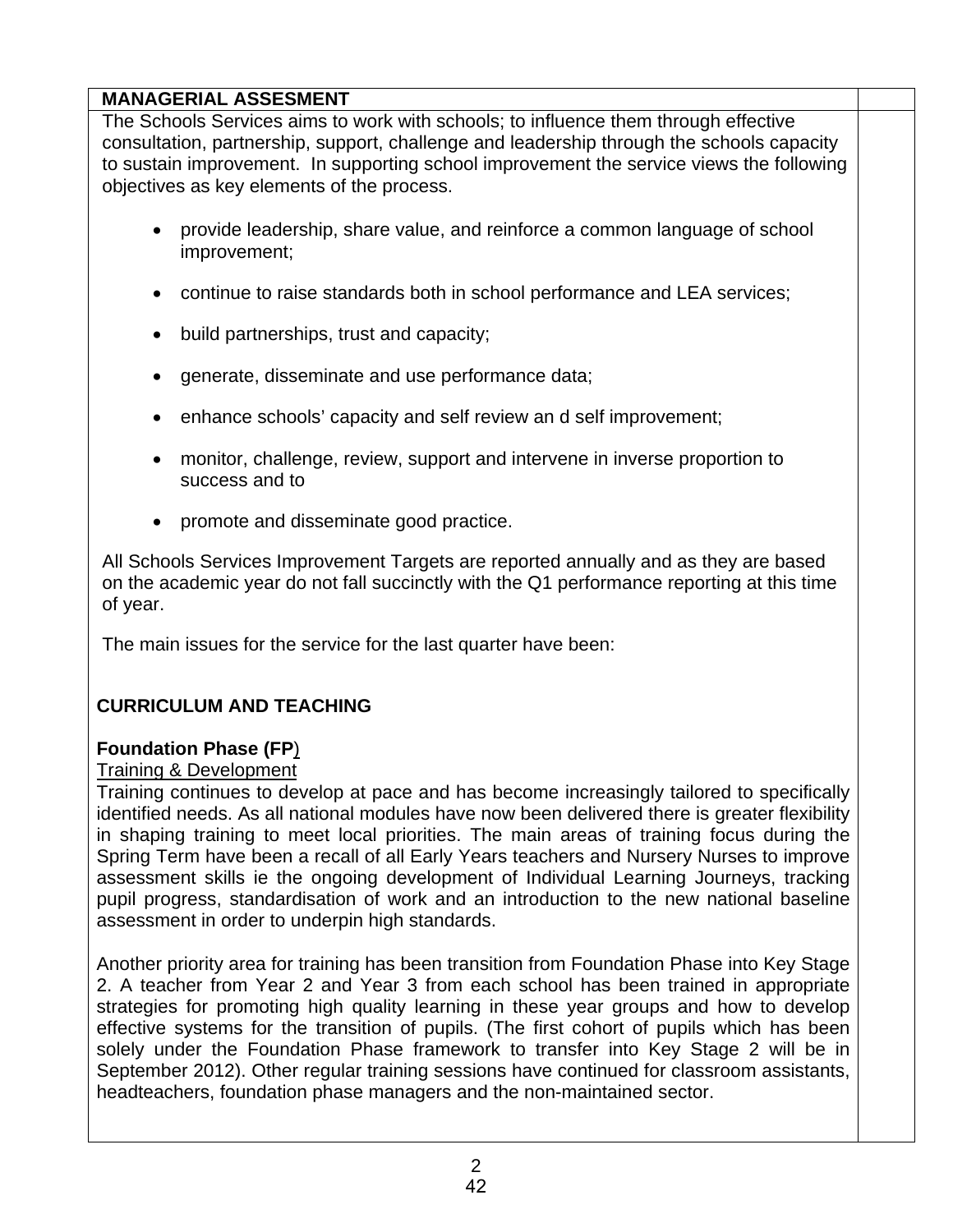**MANAGERIAL ASSESMENT**

The Schools Services aims to work with schools; to influence them through effective consultation, partnership, support, challenge and leadership through the schools capacity to sustain improvement. In supporting school improvement the service views the following objectives as key elements of the process.

- provide leadership, share value, and reinforce a common language of school improvement;
- continue to raise standards both in school performance and LEA services;
- build partnerships, trust and capacity;
- generate, disseminate and use performance data;
- enhance schools' capacity and self review an d self improvement;
- monitor, challenge, review, support and intervene in inverse proportion to success and to
- promote and disseminate good practice.

All Schools Services Improvement Targets are reported annually and as they are based on the academic year do not fall succinctly with the Q1 performance reporting at this time of year.

The main issues for the service for the last quarter have been:

**CURRICULUM AND TEACHING**

**Foundation Phase (FP**)

Training & Development

Training continues to develop at pace and has become increasingly tailored to specifically identified needs. As all national modules have now been delivered there is greater flexibility in shaping training to meet local priorities. The main areas of training focus during the Spring Term have been a recall of all Early Years teachers and Nursery Nurses to improve assessment skills ie the ongoing development of Individual Learning Journeys, tracking pupil progress, standardisation of work and an introduction to the new national baseline assessment in order to underpin high standards.

Another priority area for training has been transition from Foundation Phase into Key Stage 2. A teacher from Year 2 and Year 3 from each school has been trained in appropriate strategies for promoting high quality learning in these year groups and how to develop effective systems for the transition of pupils. (The first cohort of pupils which has been solely under the Foundation Phase framework to transfer into Key Stage 2 will be in September 2012). Other regular training sessions have continued for classroom assistants, headteachers, foundation phase managers and the non-maintained sector.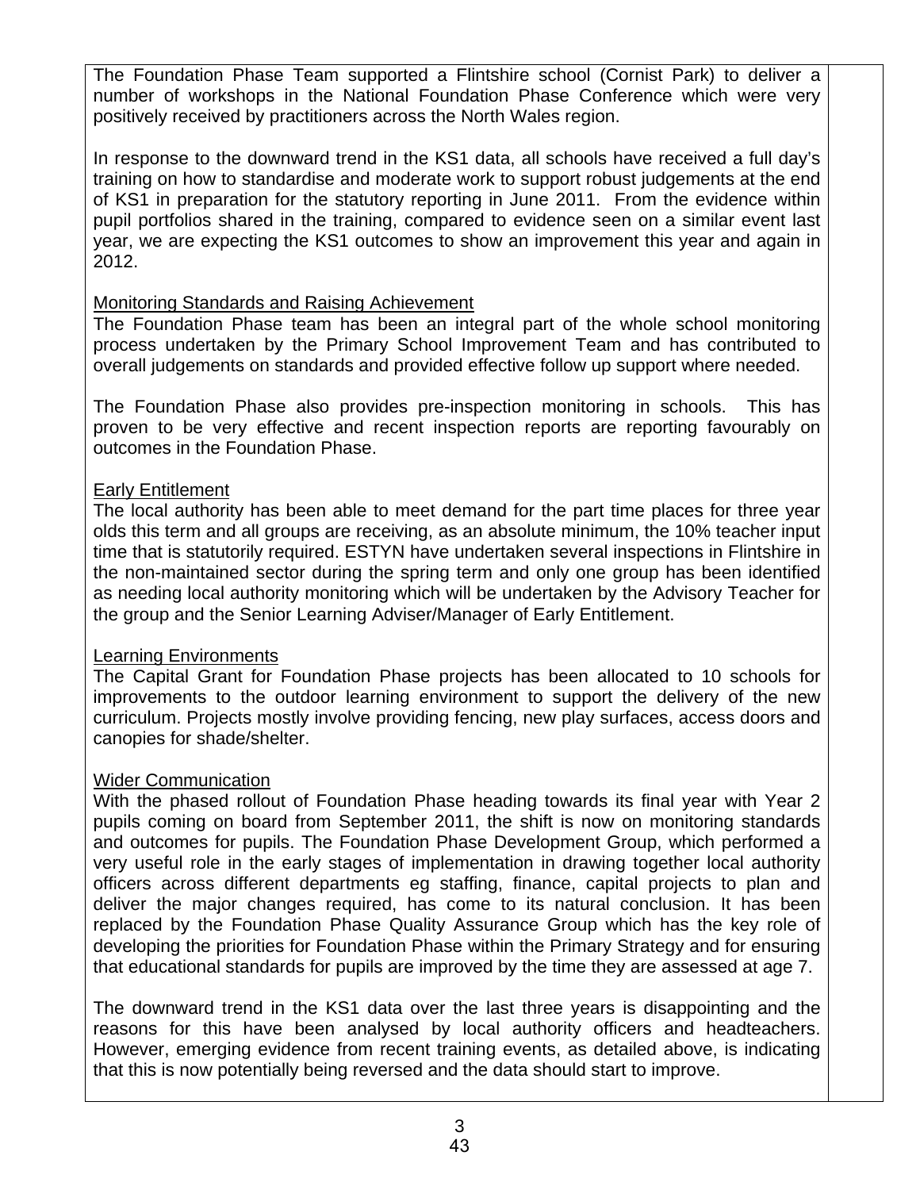The Foundation Phase Team supported a Flintshire school (Cornist Park) to deliver a number of workshops in the National Foundation Phase Conference which were very positively received by practitioners across the North Wales region.

In response to the downward trend in the KS1 data, all schools have received a full day's training on how to standardise and moderate work to support robust judgements at the end of KS1 in preparation for the statutory reporting in June 2011. From the evidence within pupil portfolios shared in the training, compared to evidence seen on a similar event last year, we are expecting the KS1 outcomes to show an improvement this year and again in 2012.

Monitoring Standards and Raising Achievement

The Foundation Phase team has been an integral part of the whole school monitoring process undertaken by the Primary School Improvement Team and has contributed to overall judgements on standards and provided effective follow up support where needed.

The Foundation Phase also provides pre-inspection monitoring in schools. This has proven to be very effective and recent inspection reports are reporting favourably on outcomes in the Foundation Phase.

Early Entitlement

The local authority has been able to meet demand for the part time places for three year olds this term and all groups are receiving, as an absolute minimum, the 10% teacher input time that is statutorily required. ESTYN have undertaken several inspections in Flintshire in the non-maintained sector during the spring term and only one group has been identified as needing local authority monitoring which will be undertaken by the Advisory Teacher for the group and the Senior Learning Adviser/Manager of Early Entitlement.

Learning Environments

The Capital Grant for Foundation Phase projects has been allocated to 10 schools for improvements to the outdoor learning environment to support the delivery of the new curriculum. Projects mostly involve providing fencing, new play surfaces, access doors and canopies for shade/shelter.

Wider Communication

With the phased rollout of Foundation Phase heading towards its final year with Year 2 pupils coming on board from September 2011, the shift is now on monitoring standards and outcomes for pupils. The Foundation Phase Development Group, which performed a very useful role in the early stages of implementation in drawing together local authority officers across different departments eg staffing, finance, capital projects to plan and deliver the major changes required, has come to its natural conclusion. It has been replaced by the Foundation Phase Quality Assurance Group which has the key role of developing the priorities for Foundation Phase within the Primary Strategy and for ensuring that educational standards for pupils are improved by the time they are assessed at age 7.

The downward trend in the KS1 data over the last three years is disappointing and the reasons for this have been analysed by local authority officers and headteachers. However, emerging evidence from recent training events, as detailed above, is indicating that this is now potentially being reversed and the data should start to improve.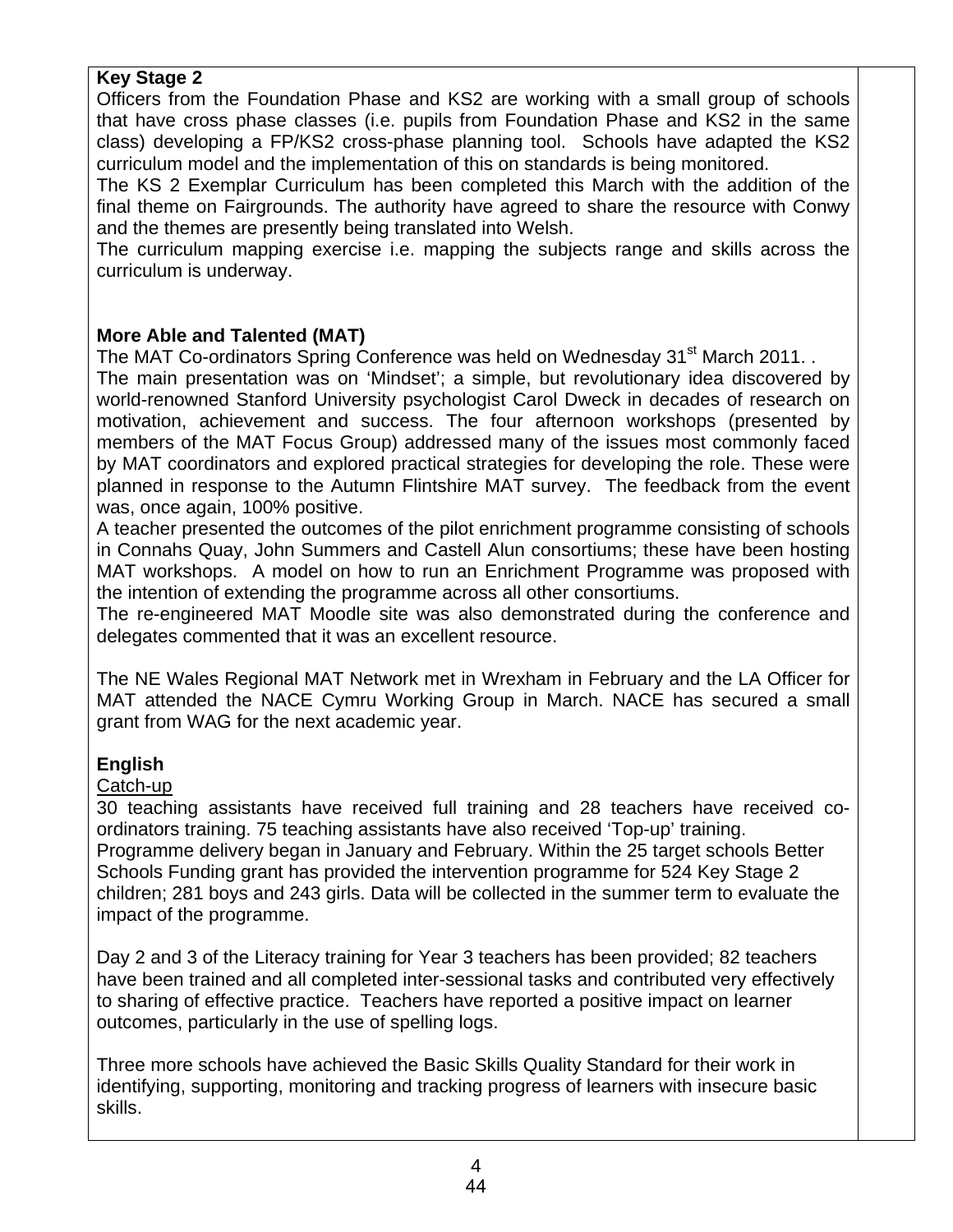**Key Stage 2**

Officers from the Foundation Phase and KS2 are working with a small group of schools that have cross phase classes (i.e. pupils from Foundation Phase and KS2 in the same class) developing a FP/KS2 cross-phase planning tool. Schools have adapted the KS2 curriculum model and the implementation of this on standards is being monitored.

The KS 2 Exemplar Curriculum has been completed this March with the addition of the final theme on Fairgrounds. The authority have agreed to share the resource with Conwy and the themes are presently being translated into Welsh.

The curriculum mapping exercise i.e. mapping the subjects range and skills across the curriculum is underway.

**More Able and Talented (MAT)**

The MAT Co-ordinators Spring Conference was held on Wednesday 31st March 2011. .

The main presentation was on 'Mindset'; a simple, but revolutionary idea discovered by world-renowned Stanford University psychologist Carol Dweck in decades of research on motivation, achievement and success. The four afternoon workshops (presented by members of the MAT Focus Group) addressed many of the issues most commonly faced by MAT coordinators and explored practical strategies for developing the role. These were planned in response to the Autumn Flintshire MAT survey. The feedback from the event was, once again, 100% positive.

A teacher presented the outcomes of the pilot enrichment programme consisting of schools in Connahs Quay, John Summers and Castell Alun consortiums; these have been hosting MAT workshops. A model on how to run an Enrichment Programme was proposed with the intention of extending the programme across all other consortiums.

The re-engineered MAT Moodle site was also demonstrated during the conference and delegates commented that it was an excellent resource.

The NE Wales Regional MAT Network met in Wrexham in February and the LA Officer for MAT attended the NACE Cymru Working Group in March. NACE has secured a small grant from WAG for the next academic year.

**English**

Catch-up

30 teaching assistants have received full training and 28 teachers have received co-ordinators training. 75 teaching assistants have also received 'Top-up' training.

Programme delivery began in January and February. Within the 25 target schools Better Schools Funding grant has provided the intervention programme for 524 Key Stage 2 children; 281 boys and 243 girls. Data will be collected in the summer term to evaluate the impact of the programme.

Day 2 and 3 of the Literacy training for Year 3 teachers has been provided; 82 teachers have been trained and all completed inter-sessional tasks and contributed very effectively to sharing of effective practice. Teachers have reported a positive impact on learner outcomes, particularly in the use of spelling logs.

Three more schools have achieved the Basic Skills Quality Standard for their work in identifying, supporting, monitoring and tracking progress of learners with insecure basic skills.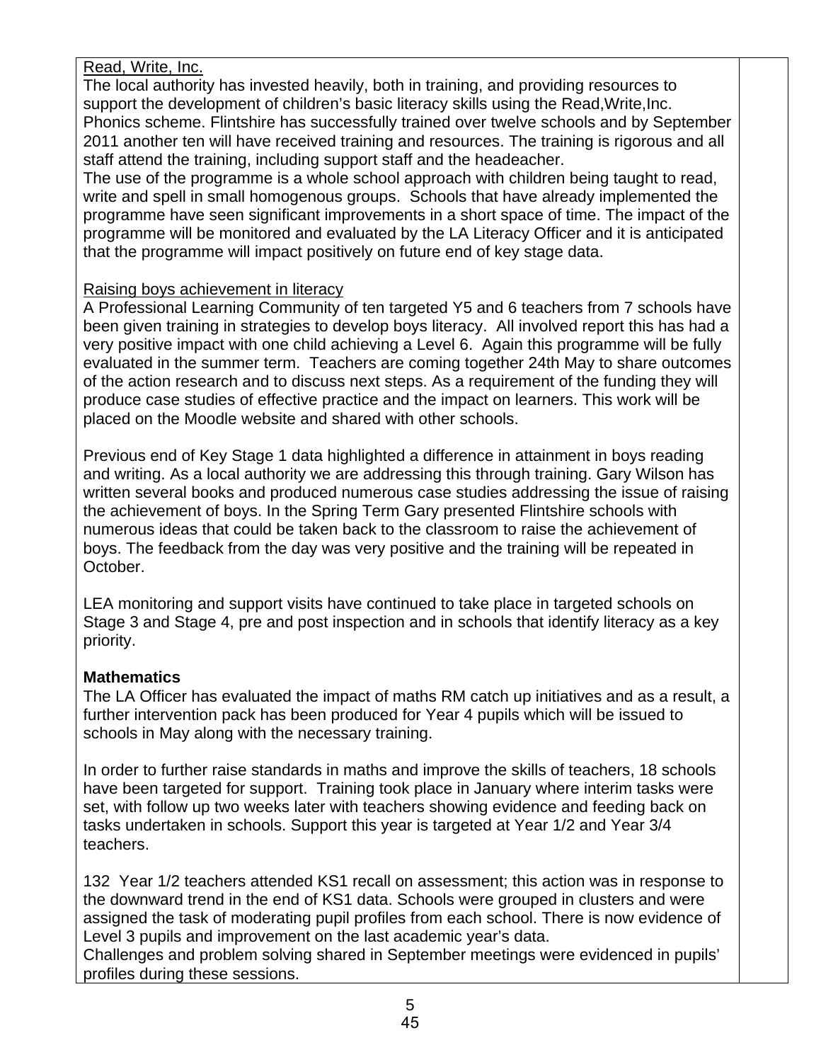Read, Write, Inc.

The local authority has invested heavily, both in training, and providing resources to support the development of children's basic literacy skills using the Read,Write,Inc. Phonics scheme. Flintshire has successfully trained over twelve schools and by September 2011 another ten will have received training and resources. The training is rigorous and all staff attend the training, including support staff and the headeacher.

The use of the programme is a whole school approach with children being taught to read, write and spell in small homogenous groups. Schools that have already implemented the programme have seen significant improvements in a short space of time. The impact of the programme will be monitored and evaluated by the LA Literacy Officer and it is anticipated that the programme will impact positively on future end of key stage data.

Raising boys achievement in literacy

A Professional Learning Community of ten targeted Y5 and 6 teachers from 7 schools have been given training in strategies to develop boys literacy. All involved report this has had a very positive impact with one child achieving a Level 6. Again this programme will be fully evaluated in the summer term. Teachers are coming together 24th May to share outcomes of the action research and to discuss next steps. As a requirement of the funding they will produce case studies of effective practice and the impact on learners. This work will be placed on the Moodle website and shared with other schools.

Previous end of Key Stage 1 data highlighted a difference in attainment in boys reading and writing. As a local authority we are addressing this through training. Gary Wilson has written several books and produced numerous case studies addressing the issue of raising the achievement of boys. In the Spring Term Gary presented Flintshire schools with numerous ideas that could be taken back to the classroom to raise the achievement of boys. The feedback from the day was very positive and the training will be repeated in October.

LEA monitoring and support visits have continued to take place in targeted schools on Stage 3 and Stage 4, pre and post inspection and in schools that identify literacy as a key priority.

**Mathematics**

The LA Officer has evaluated the impact of maths RM catch up initiatives and as a result, a further intervention pack has been produced for Year 4 pupils which will be issued to schools in May along with the necessary training.

In order to further raise standards in maths and improve the skills of teachers, 18 schools have been targeted for support. Training took place in January where interim tasks were set, with follow up two weeks later with teachers showing evidence and feeding back on tasks undertaken in schools. Support this year is targeted at Year 1/2 and Year 3/4 teachers.

132 Year 1/2 teachers attended KS1 recall on assessment; this action was in response to the downward trend in the end of KS1 data. Schools were grouped in clusters and were assigned the task of moderating pupil profiles from each school. There is now evidence of Level 3 pupils and improvement on the last academic year's data.

Challenges and problem solving shared in September meetings were evidenced in pupils' profiles during these sessions.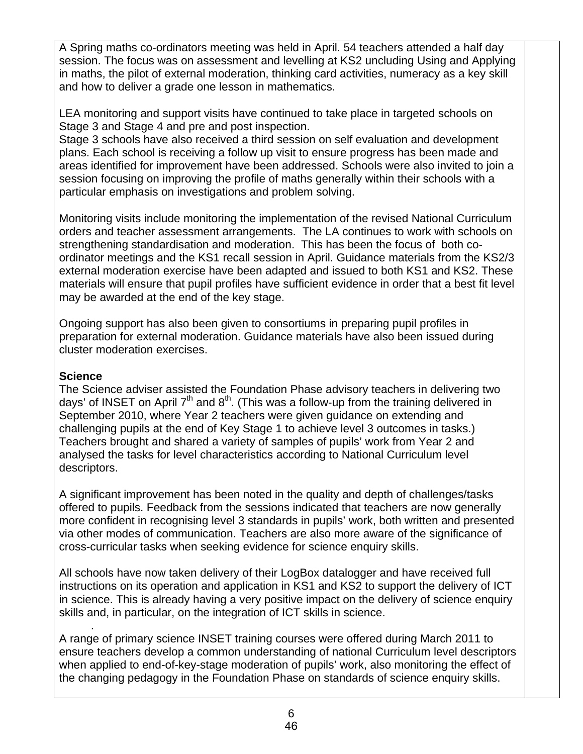A Spring maths co-ordinators meeting was held in April. 54 teachers attended a half day session. The focus was on assessment and levelling at KS2 uncluding Using and Applying in maths, the pilot of external moderation, thinking card activities, numeracy as a key skill and how to deliver a grade one lesson in mathematics.

LEA monitoring and support visits have continued to take place in targeted schools on Stage 3 and Stage 4 and pre and post inspection.
Stage 3 schools have also received a third session on self evaluation and development plans. Each school is receiving a follow up visit to ensure progress has been made and areas identified for improvement have been addressed. Schools were also invited to join a session focusing on improving the profile of maths generally within their schools with a particular emphasis on investigations and problem solving.

Monitoring visits include monitoring the implementation of the revised National Curriculum orders and teacher assessment arrangements. The LA continues to work with schools on strengthening standardisation and moderation. This has been the focus of both co-ordinator meetings and the KS1 recall session in April. Guidance materials from the KS2/3 external moderation exercise have been adapted and issued to both KS1 and KS2. These materials will ensure that pupil profiles have sufficient evidence in order that a best fit level may be awarded at the end of the key stage.

Ongoing support has also been given to consortiums in preparing pupil profiles in preparation for external moderation. Guidance materials have also been issued during cluster moderation exercises.

**Science**

The Science adviser assisted the Foundation Phase advisory teachers in delivering two days' of INSET on April 7th and 8th. (This was a follow-up from the training delivered in September 2010, where Year 2 teachers were given guidance on extending and challenging pupils at the end of Key Stage 1 to achieve level 3 outcomes in tasks.) Teachers brought and shared a variety of samples of pupils' work from Year 2 and analysed the tasks for level characteristics according to National Curriculum level descriptors.

A significant improvement has been noted in the quality and depth of challenges/tasks offered to pupils. Feedback from the sessions indicated that teachers are now generally more confident in recognising level 3 standards in pupils' work, both written and presented via other modes of communication. Teachers are also more aware of the significance of cross-curricular tasks when seeking evidence for science enquiry skills.

All schools have now taken delivery of their LogBox datalogger and have received full instructions on its operation and application in KS1 and KS2 to support the delivery of ICT in science. This is already having a very positive impact on the delivery of science enquiry skills and, in particular, on the integration of ICT skills in science.

A range of primary science INSET training courses were offered during March 2011 to ensure teachers develop a common understanding of national Curriculum level descriptors when applied to end-of-key-stage moderation of pupils' work, also monitoring the effect of the changing pedagogy in the Foundation Phase on standards of science enquiry skills.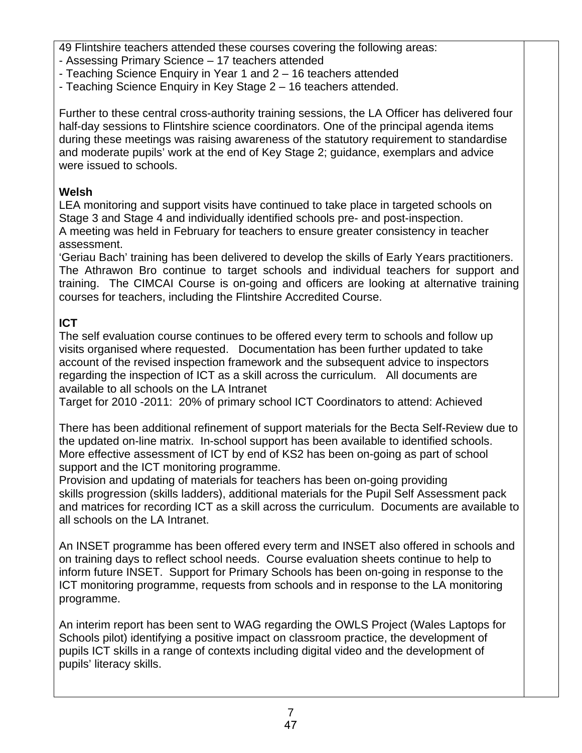49 Flintshire teachers attended these courses covering the following areas:

- Assessing Primary Science – 17 teachers attended
- Teaching Science Enquiry in Year 1 and 2 – 16 teachers attended
- Teaching Science Enquiry in Key Stage 2 – 16 teachers attended.

Further to these central cross-authority training sessions, the LA Officer has delivered four half-day sessions to Flintshire science coordinators. One of the principal agenda items during these meetings was raising awareness of the statutory requirement to standardise and moderate pupils' work at the end of Key Stage 2; guidance, exemplars and advice were issued to schools.

**Welsh**

LEA monitoring and support visits have continued to take place in targeted schools on Stage 3 and Stage 4 and individually identified schools pre- and post-inspection.
A meeting was held in February for teachers to ensure greater consistency in teacher assessment.
'Geriau Bach' training has been delivered to develop the skills of Early Years practitioners.
The Athrawon Bro continue to target schools and individual teachers for support and training. The CIMCAI Course is on-going and officers are looking at alternative training courses for teachers, including the Flintshire Accredited Course.

**ICT**

The self evaluation course continues to be offered every term to schools and follow up visits organised where requested. Documentation has been further updated to take account of the revised inspection framework and the subsequent advice to inspectors regarding the inspection of ICT as a skill across the curriculum. All documents are available to all schools on the LA Intranet
Target for 2010 -2011: 20% of primary school ICT Coordinators to attend: Achieved

There has been additional refinement of support materials for the Becta Self-Review due to the updated on-line matrix. In-school support has been available to identified schools.
More effective assessment of ICT by end of KS2 has been on-going as part of school support and the ICT monitoring programme.
Provision and updating of materials for teachers has been on-going providing skills progression (skills ladders), additional materials for the Pupil Self Assessment pack and matrices for recording ICT as a skill across the curriculum. Documents are available to all schools on the LA Intranet.

An INSET programme has been offered every term and INSET also offered in schools and on training days to reflect school needs. Course evaluation sheets continue to help to inform future INSET. Support for Primary Schools has been on-going in response to the ICT monitoring programme, requests from schools and in response to the LA monitoring programme.

An interim report has been sent to WAG regarding the OWLS Project (Wales Laptops for Schools pilot) identifying a positive impact on classroom practice, the development of pupils ICT skills in a range of contexts including digital video and the development of pupils' literacy skills.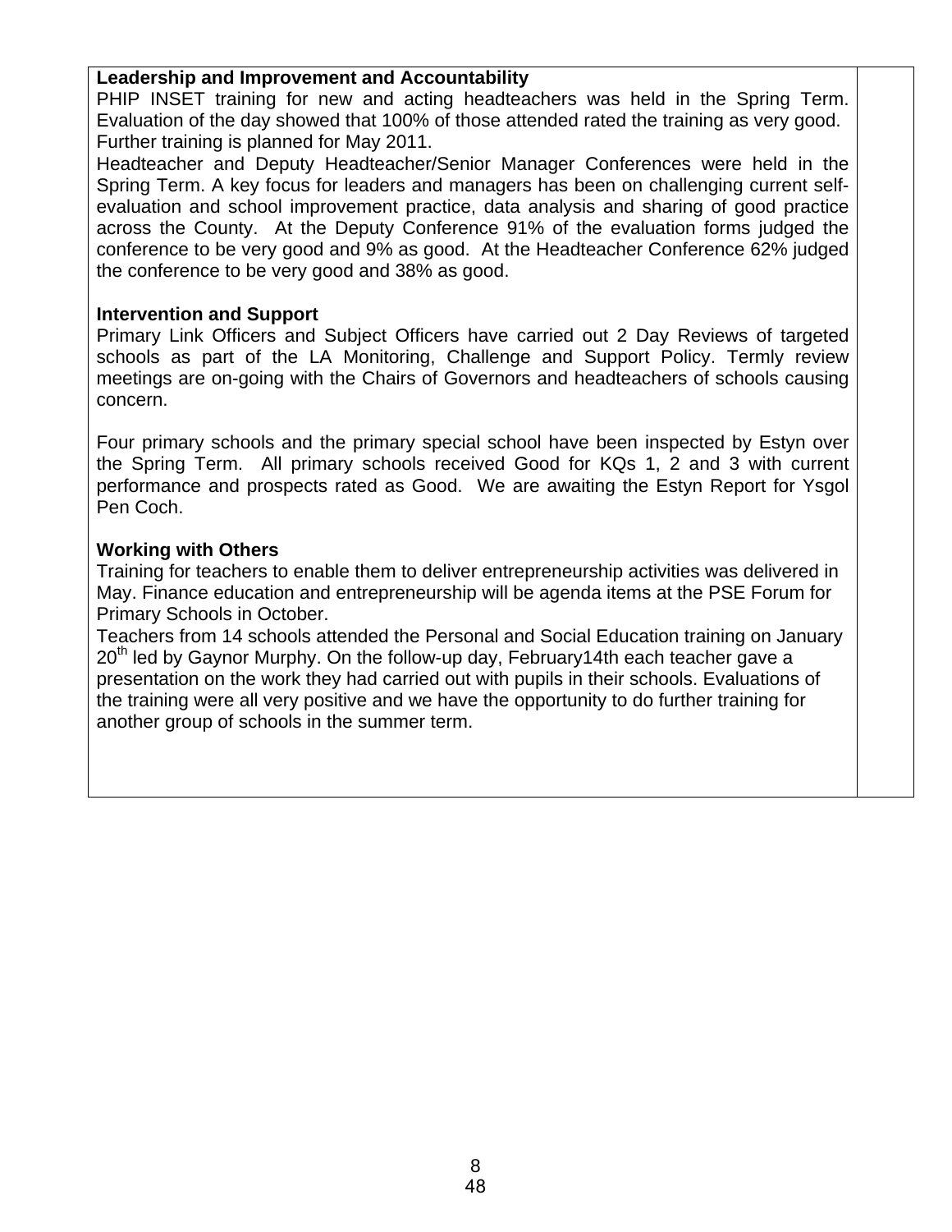**Leadership and Improvement and Accountability**

PHIP INSET training for new and acting headteachers was held in the Spring Term. Evaluation of the day showed that 100% of those attended rated the training as very good. Further training is planned for May 2011.

Headteacher and Deputy Headteacher/Senior Manager Conferences were held in the Spring Term. A key focus for leaders and managers has been on challenging current self-evaluation and school improvement practice, data analysis and sharing of good practice across the County. At the Deputy Conference 91% of the evaluation forms judged the conference to be very good and 9% as good. At the Headteacher Conference 62% judged the conference to be very good and 38% as good.

**Intervention and Support**

Primary Link Officers and Subject Officers have carried out 2 Day Reviews of targeted schools as part of the LA Monitoring, Challenge and Support Policy. Termly review meetings are on-going with the Chairs of Governors and headteachers of schools causing concern.

Four primary schools and the primary special school have been inspected by Estyn over the Spring Term. All primary schools received Good for KQs 1, 2 and 3 with current performance and prospects rated as Good. We are awaiting the Estyn Report for Ysgol Pen Coch.

**Working with Others**

Training for teachers to enable them to deliver entrepreneurship activities was delivered in May. Finance education and entrepreneurship will be agenda items at the PSE Forum for Primary Schools in October.

Teachers from 14 schools attended the Personal and Social Education training on January 20th led by Gaynor Murphy. On the follow-up day, February14th each teacher gave a presentation on the work they had carried out with pupils in their schools. Evaluations of the training were all very positive and we have the opportunity to do further training for another group of schools in the summer term.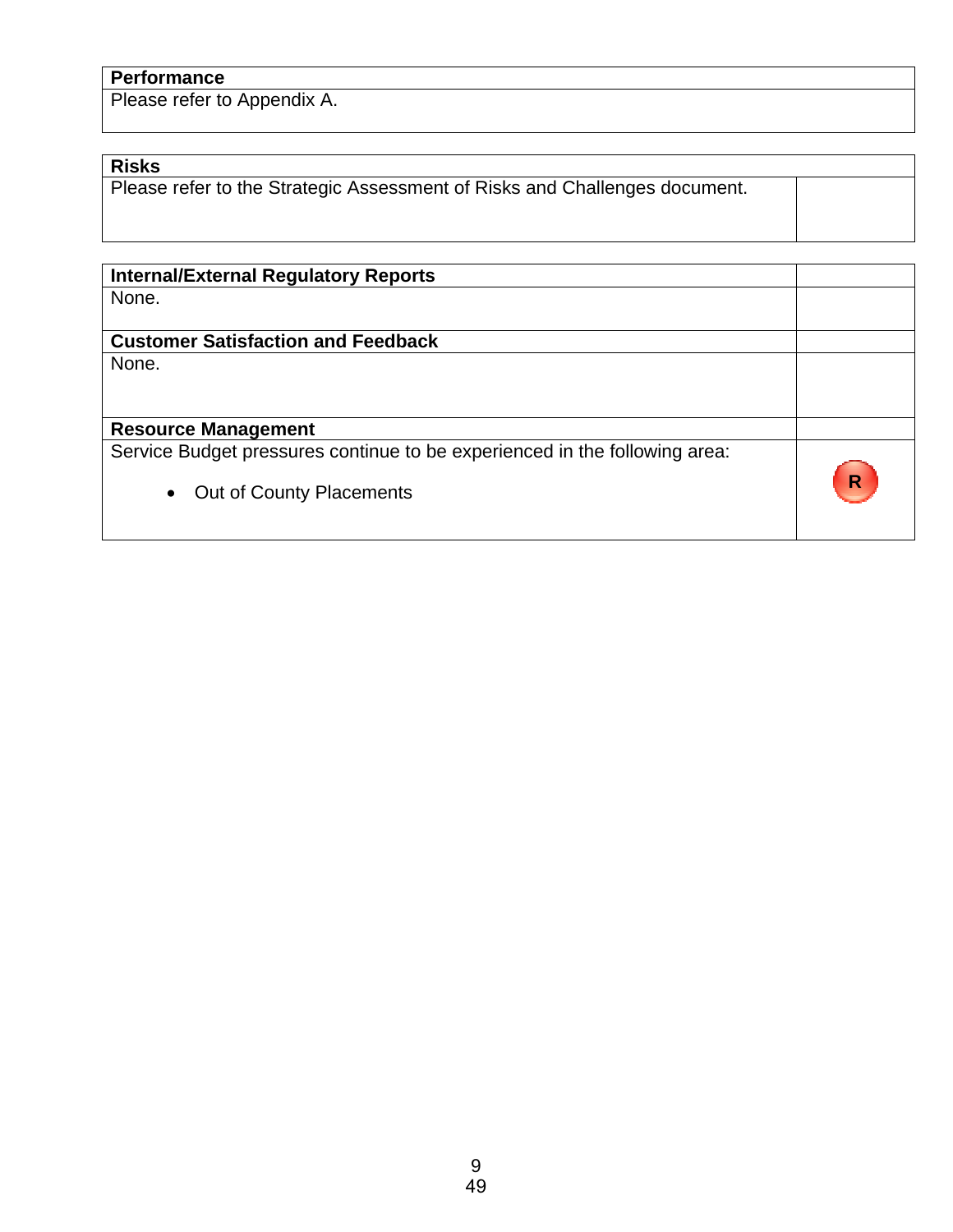| Performance |
| --- |
| Please refer to Appendix A. |

| Risks | |
| --- | --- |
| Please refer to the Strategic Assessment of Risks and Challenges document. | |

| Internal/External Regulatory Reports | |
| --- | --- |
| None. | |
| **Customer Satisfaction and Feedback** | |
| None. | |
| **Resource Management** | |
| Service Budget pressures continue to be experienced in the following area:<br><br>• Out of County Placements | R |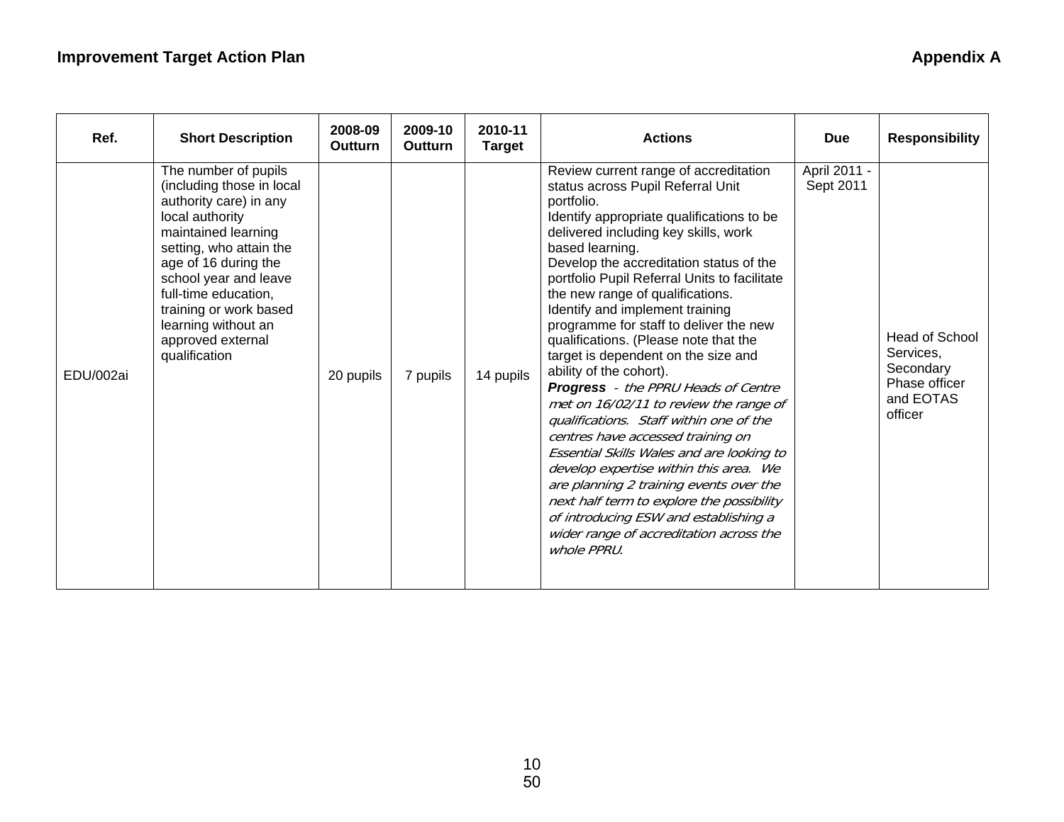**Improvement Target Action Plan** **Appendix A**

| Ref. | Short Description | 2008-09 Outturn | 2009-10 Outturn | 2010-11 Target | Actions | Due | Responsibility |
|---|---|---|---|---|---|---|---|
| EDU/002ai | The number of pupils (including those in local authority care) in any local authority maintained learning setting, who attain the age of 16 during the school year and leave full-time education, training or work based learning without an approved external qualification | 20 pupils | 7 pupils | 14 pupils | Review current range of accreditation status across Pupil Referral Unit portfolio.<br>Identify appropriate qualifications to be delivered including key skills, work based learning.<br>Develop the accreditation status of the portfolio Pupil Referral Units to facilitate the new range of qualifications.<br>Identify and implement training programme for staff to deliver the new qualifications. (Please note that the target is dependent on the size and ability of the cohort).<br>***Progress*** *- the PPRU Heads of Centre met on 16/02/11 to review the range of qualifications. Staff within one of the centres have accessed training on Essential Skills Wales and are looking to develop expertise within this area. We are planning 2 training events over the next half term to explore the possibility of introducing ESW and establishing a wider range of accreditation across the whole PPRU.* | April 2011 - Sept 2011 | Head of School Services, Secondary Phase officer and EOTAS officer |

10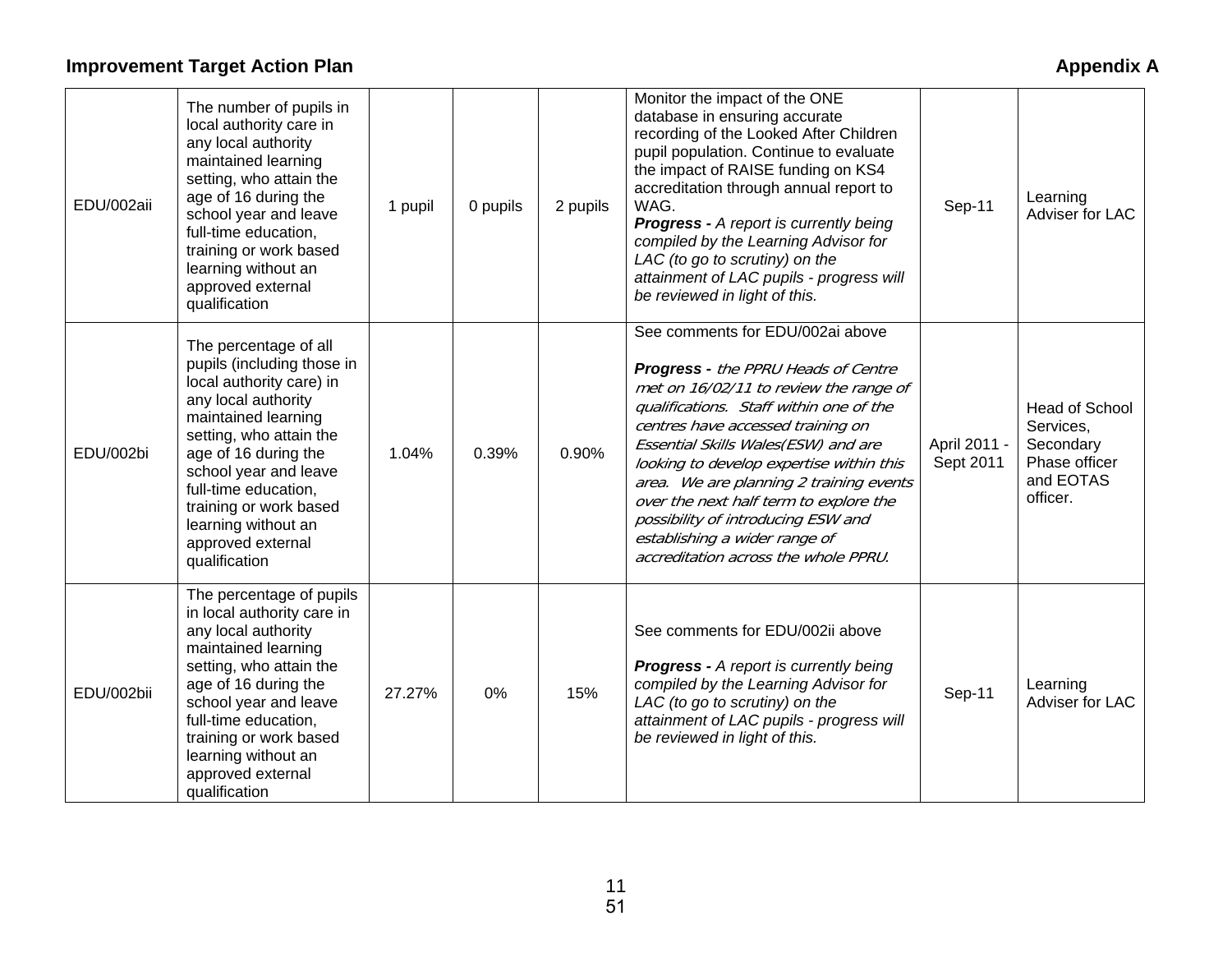**Improvement Target Action Plan** **Appendix A**

| | | | | | | | |
|---|---|---|---|---|---|---|---|
| EDU/002aii | The number of pupils in local authority care in any local authority maintained learning setting, who attain the age of 16 during the school year and leave full-time education, training or work based learning without an approved external qualification | 1 pupil | 0 pupils | 2 pupils | Monitor the impact of the ONE database in ensuring accurate recording of the Looked After Children pupil population. Continue to evaluate the impact of RAISE funding on KS4 accreditation through annual report to WAG. ***Progress -*** *A report is currently being compiled by the Learning Advisor for LAC (to go to scrutiny) on the attainment of LAC pupils - progress will be reviewed in light of this.* | Sep-11 | Learning Adviser for LAC |
| EDU/002bi | The percentage of all pupils (including those in local authority care) in any local authority maintained learning setting, who attain the age of 16 during the school year and leave full-time education, training or work based learning without an approved external qualification | 1.04% | 0.39% | 0.90% | See comments for EDU/002ai above<br><br>***Progress -*** *the PPRU Heads of Centre met on 16/02/11 to review the range of qualifications. Staff within one of the centres have accessed training on Essential Skills Wales(ESW) and are looking to develop expertise within this area. We are planning 2 training events over the next half term to explore the possibility of introducing ESW and establishing a wider range of accreditation across the whole PPRU.* | April 2011 - Sept 2011 | Head of School Services, Secondary Phase officer and EOTAS officer. |
| EDU/002bii | The percentage of pupils in local authority care in any local authority maintained learning setting, who attain the age of 16 during the school year and leave full-time education, training or work based learning without an approved external qualification | 27.27% | 0% | 15% | See comments for EDU/002ii above<br><br>***Progress -*** *A report is currently being compiled by the Learning Advisor for LAC (to go to scrutiny) on the attainment of LAC pupils - progress will be reviewed in light of this.* | Sep-11 | Learning Adviser for LAC |

11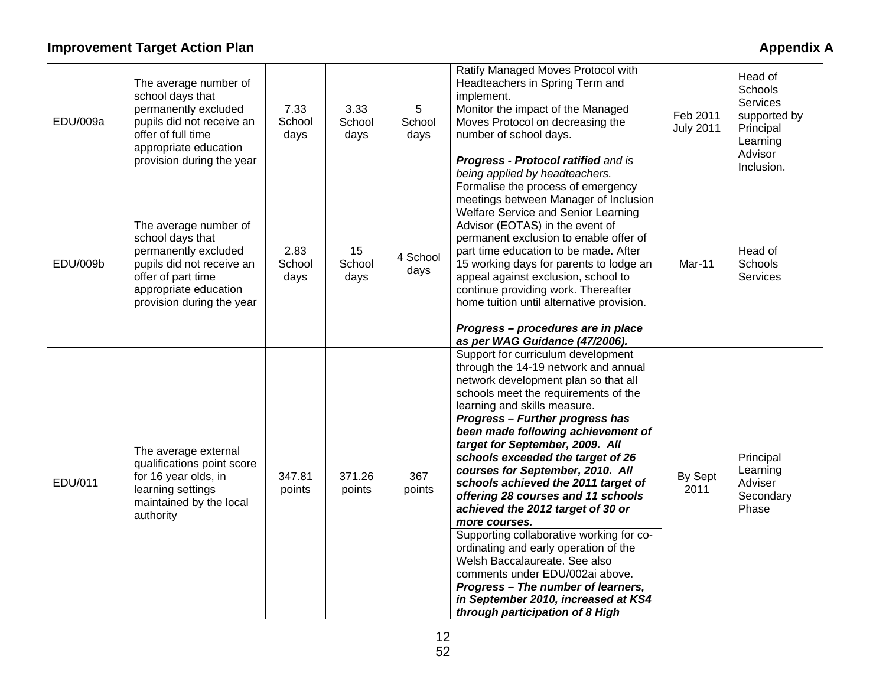## Improvement Target Action Plan

## Appendix A

| | | | | | | | |
|---|---|---|---|---|---|---|---|
| EDU/009a | The average number of school days that permanently excluded pupils did not receive an offer of full time appropriate education provision during the year | 7.33 School days | 3.33 School days | 5 School days | Ratify Managed Moves Protocol with Headteachers in Spring Term and implement.<br>Monitor the impact of the Managed Moves Protocol on decreasing the number of school days.<br><br>***Progress - Protocol ratified** and is being applied by headteachers.* | Feb 2011<br>July 2011 | Head of Schools Services supported by Principal Learning Advisor Inclusion. |
| EDU/009b | The average number of school days that permanently excluded pupils did not receive an offer of part time appropriate education provision during the year | 2.83 School days | 15 School days | 4 School days | Formalise the process of emergency meetings between Manager of Inclusion Welfare Service and Senior Learning Advisor (EOTAS) in the event of permanent exclusion to enable offer of part time education to be made. After 15 working days for parents to lodge an appeal against exclusion, school to continue providing work. Thereafter home tuition until alternative provision.<br><br>***Progress – procedures are in place as per WAG Guidance (47/2006).*** | Mar-11 | Head of Schools Services |
| EDU/011 | The average external qualifications point score for 16 year olds, in learning settings maintained by the local authority | 347.81 points | 371.26 points | 367 points | Support for curriculum development through the 14-19 network and annual network development plan so that all schools meet the requirements of the learning and skills measure.<br>***Progress – Further progress has been made following achievement of target for September, 2009. All schools exceeded the target of 26 courses for September, 2010. All schools achieved the 2011 target of offering 28 courses and 11 schools achieved the 2012 target of 30 or more courses.***<br><br>Supporting collaborative working for co-ordinating and early operation of the Welsh Baccalaureate. See also comments under EDU/002ai above.<br>***Progress – The number of learners, in September 2010, increased at KS4 through participation of 8 High*** | By Sept 2011 | Principal Learning Adviser Secondary Phase |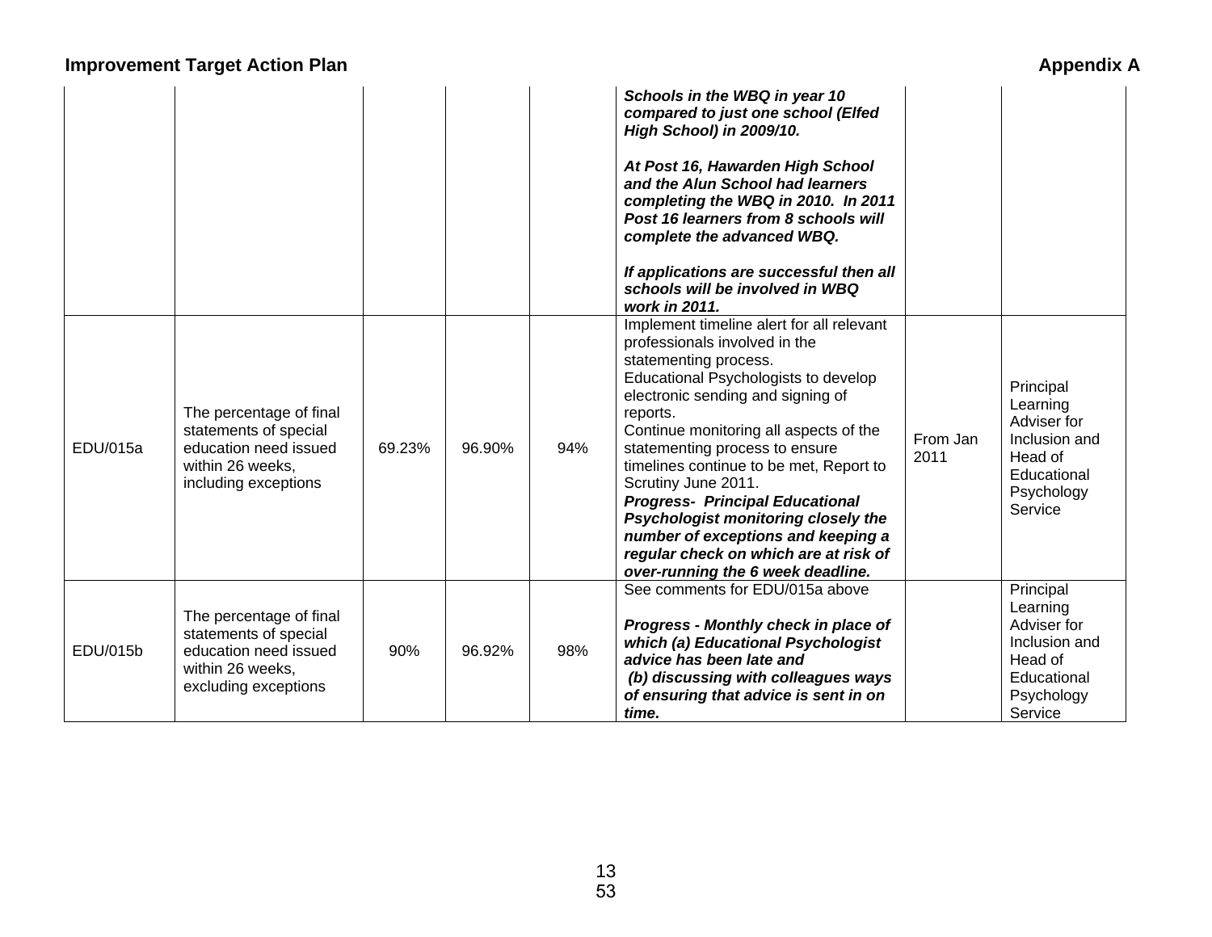## Improvement Target Action Plan

## Appendix A

| | | | | | | | |
|---|---|---|---|---|---|---|---|
| | | | | | ***Schools in the WBQ in year 10 compared to just one school (Elfed High School) in 2009/10.***<br><br>***At Post 16, Hawarden High School and the Alun School had learners completing the WBQ in 2010. In 2011 Post 16 learners from 8 schools will complete the advanced WBQ.***<br><br>***If applications are successful then all schools will be involved in WBQ work in 2011.*** | | |
| EDU/015a | The percentage of final statements of special education need issued within 26 weeks, including exceptions | 69.23% | 96.90% | 94% | Implement timeline alert for all relevant professionals involved in the statementing process.<br>Educational Psychologists to develop electronic sending and signing of reports.<br>Continue monitoring all aspects of the statementing process to ensure timelines continue to be met, Report to Scrutiny June 2011.<br>***Progress- Principal Educational Psychologist monitoring closely the number of exceptions and keeping a regular check on which are at risk of over-running the 6 week deadline.*** | From Jan 2011 | Principal Learning Adviser for Inclusion and Head of Educational Psychology Service |
| EDU/015b | The percentage of final statements of special education need issued within 26 weeks, excluding exceptions | 90% | 96.92% | 98% | See comments for EDU/015a above<br><br>***Progress - Monthly check in place of which (a) Educational Psychologist advice has been late and***<br>***(b) discussing with colleagues ways of ensuring that advice is sent in on time.*** | | Principal Learning Adviser for Inclusion and Head of Educational Psychology Service |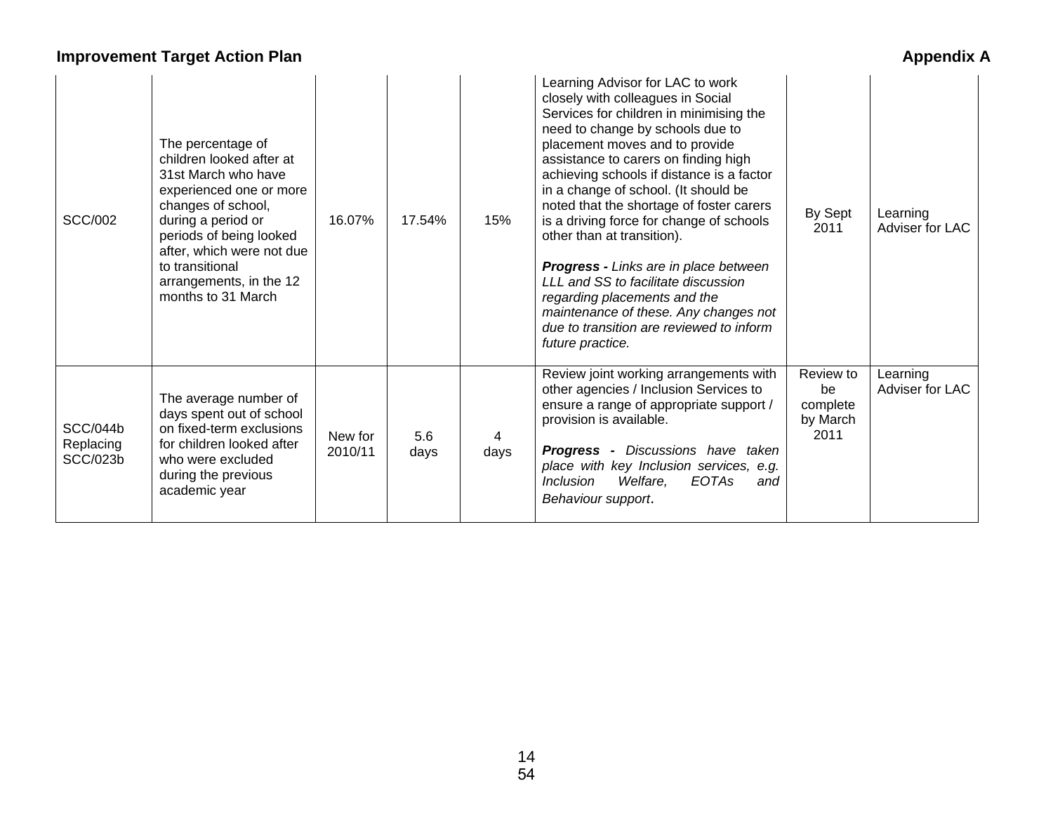**Improvement Target Action Plan** **Appendix A**

| | | | | | | | |
|---|---|---|---|---|---|---|---|
| SCC/002 | The percentage of children looked after at 31st March who have experienced one or more changes of school, during a period or periods of being looked after, which were not due to transitional arrangements, in the 12 months to 31 March | 16.07% | 17.54% | 15% | Learning Advisor for LAC to work closely with colleagues in Social Services for children in minimising the need to change by schools due to placement moves and to provide assistance to carers on finding high achieving schools if distance is a factor in a change of school. (It should be noted that the shortage of foster carers is a driving force for change of schools other than at transition).<br><br>***Progress -** Links are in place between LLL and SS to facilitate discussion regarding placements and the maintenance of these. Any changes not due to transition are reviewed to inform future practice.* | By Sept 2011 | Learning Adviser for LAC |
| SCC/044b Replacing SCC/023b | The average number of days spent out of school on fixed-term exclusions for children looked after who were excluded during the previous academic year | New for 2010/11 | 5.6 days | 4 days | Review joint working arrangements with other agencies / Inclusion Services to ensure a range of appropriate support / provision is available.<br><br>***Progress -** Discussions have taken place with key Inclusion services, e.g. Inclusion Welfare, EOTAs and Behaviour support*. | Review to be complete by March 2011 | Learning Adviser for LAC |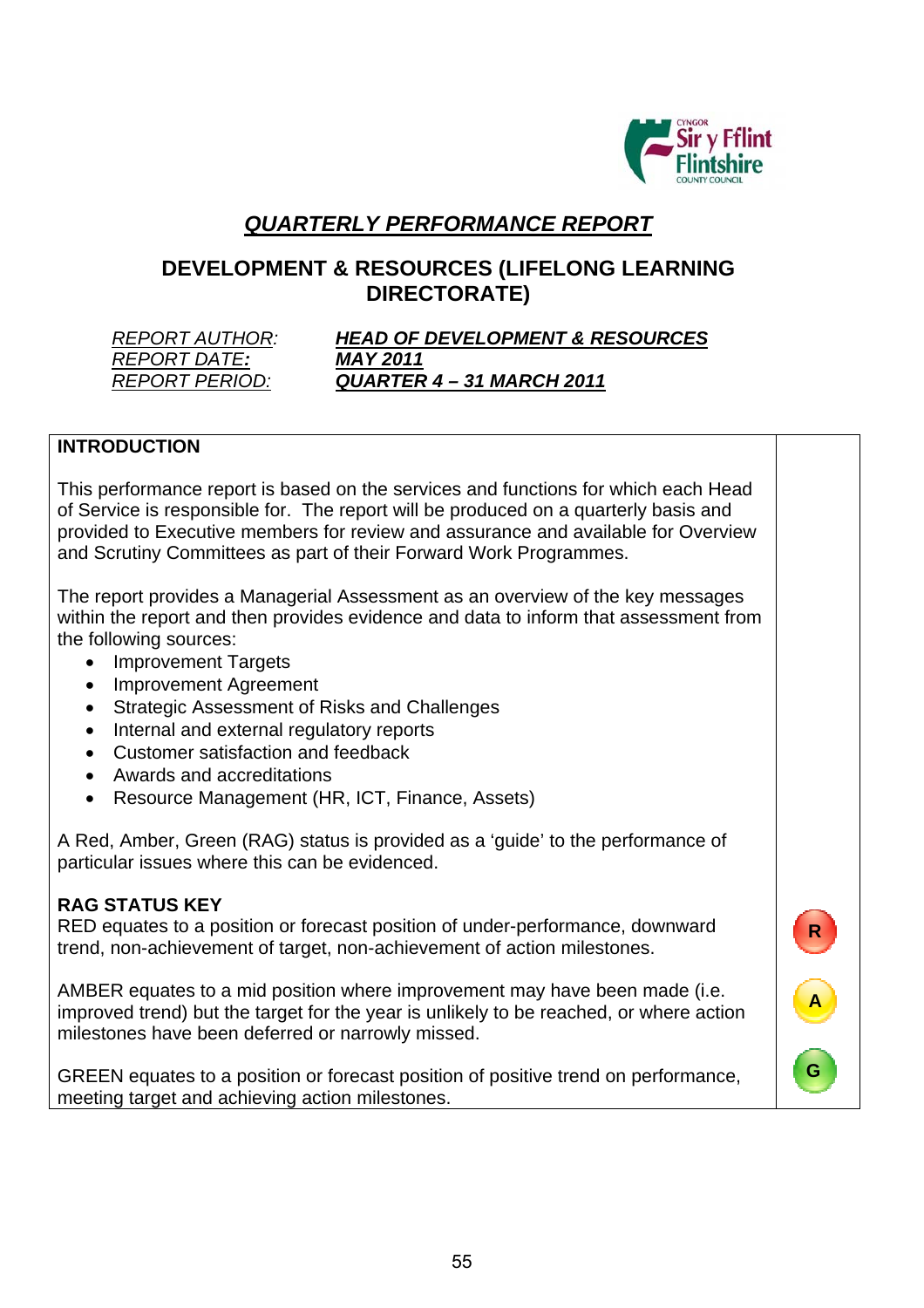# *QUARTERLY PERFORMANCE REPORT*

## DEVELOPMENT & RESOURCES (LIFELONG LEARNING DIRECTORATE)

| | |
|---|---|
| *REPORT AUTHOR:* | ***HEAD OF DEVELOPMENT & RESOURCES*** |
| *REPORT DATE:* | ***MAY 2011*** |
| *REPORT PERIOD:* | ***QUARTER 4 – 31 MARCH 2011*** |

**INTRODUCTION**

This performance report is based on the services and functions for which each Head of Service is responsible for. The report will be produced on a quarterly basis and provided to Executive members for review and assurance and available for Overview and Scrutiny Committees as part of their Forward Work Programmes.

The report provides a Managerial Assessment as an overview of the key messages within the report and then provides evidence and data to inform that assessment from the following sources:

- Improvement Targets
- Improvement Agreement
- Strategic Assessment of Risks and Challenges
- Internal and external regulatory reports
- Customer satisfaction and feedback
- Awards and accreditations
- Resource Management (HR, ICT, Finance, Assets)

A Red, Amber, Green (RAG) status is provided as a 'guide' to the performance of particular issues where this can be evidenced.

**RAG STATUS KEY**

| | |
|---|---|
| RED equates to a position or forecast position of under-performance, downward trend, non-achievement of target, non-achievement of action milestones. | R |
| AMBER equates to a mid position where improvement may have been made (i.e. improved trend) but the target for the year is unlikely to be reached, or where action milestones have been deferred or narrowly missed. | A |
| GREEN equates to a position or forecast position of positive trend on performance, meeting target and achieving action milestones. | G |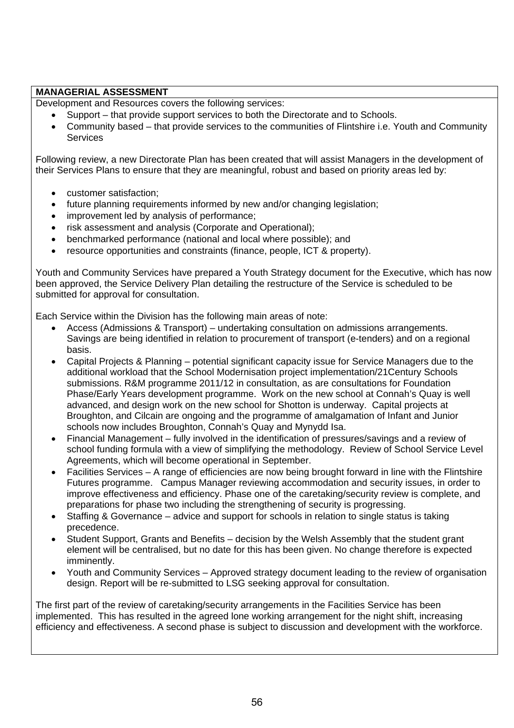**MANAGERIAL ASSESSMENT**

Development and Resources covers the following services:

- Support – that provide support services to both the Directorate and to Schools.
- Community based – that provide services to the communities of Flintshire i.e. Youth and Community Services

Following review, a new Directorate Plan has been created that will assist Managers in the development of their Services Plans to ensure that they are meaningful, robust and based on priority areas led by:

- customer satisfaction;
- future planning requirements informed by new and/or changing legislation;
- improvement led by analysis of performance;
- risk assessment and analysis (Corporate and Operational);
- benchmarked performance (national and local where possible); and
- resource opportunities and constraints (finance, people, ICT & property).

Youth and Community Services have prepared a Youth Strategy document for the Executive, which has now been approved, the Service Delivery Plan detailing the restructure of the Service is scheduled to be submitted for approval for consultation.

Each Service within the Division has the following main areas of note:

- Access (Admissions & Transport) – undertaking consultation on admissions arrangements. Savings are being identified in relation to procurement of transport (e-tenders) and on a regional basis.
- Capital Projects & Planning – potential significant capacity issue for Service Managers due to the additional workload that the School Modernisation project implementation/21Century Schools submissions. R&M programme 2011/12 in consultation, as are consultations for Foundation Phase/Early Years development programme. Work on the new school at Connah's Quay is well advanced, and design work on the new school for Shotton is underway. Capital projects at Broughton, and Cilcain are ongoing and the programme of amalgamation of Infant and Junior schools now includes Broughton, Connah's Quay and Mynydd Isa.
- Financial Management – fully involved in the identification of pressures/savings and a review of school funding formula with a view of simplifying the methodology. Review of School Service Level Agreements, which will become operational in September.
- Facilities Services – A range of efficiencies are now being brought forward in line with the Flintshire Futures programme. Campus Manager reviewing accommodation and security issues, in order to improve effectiveness and efficiency. Phase one of the caretaking/security review is complete, and preparations for phase two including the strengthening of security is progressing.
- Staffing & Governance – advice and support for schools in relation to single status is taking precedence.
- Student Support, Grants and Benefits – decision by the Welsh Assembly that the student grant element will be centralised, but no date for this has been given. No change therefore is expected imminently.
- Youth and Community Services – Approved strategy document leading to the review of organisation design. Report will be re-submitted to LSG seeking approval for consultation.

The first part of the review of caretaking/security arrangements in the Facilities Service has been implemented. This has resulted in the agreed lone working arrangement for the night shift, increasing efficiency and effectiveness. A second phase is subject to discussion and development with the workforce.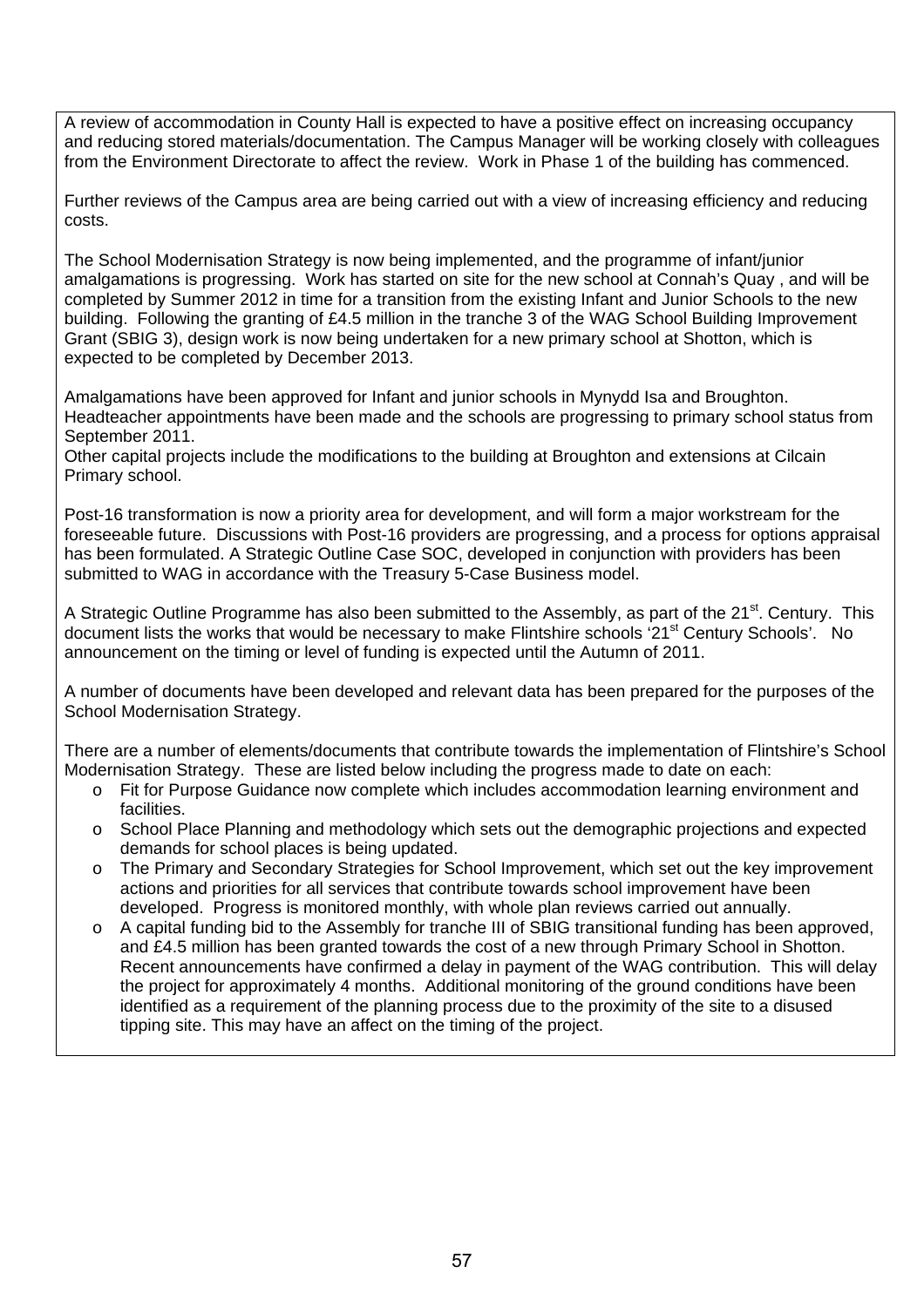A review of accommodation in County Hall is expected to have a positive effect on increasing occupancy and reducing stored materials/documentation. The Campus Manager will be working closely with colleagues from the Environment Directorate to affect the review. Work in Phase 1 of the building has commenced.

Further reviews of the Campus area are being carried out with a view of increasing efficiency and reducing costs.

The School Modernisation Strategy is now being implemented, and the programme of infant/junior amalgamations is progressing. Work has started on site for the new school at Connah's Quay , and will be completed by Summer 2012 in time for a transition from the existing Infant and Junior Schools to the new building. Following the granting of £4.5 million in the tranche 3 of the WAG School Building Improvement Grant (SBIG 3), design work is now being undertaken for a new primary school at Shotton, which is expected to be completed by December 2013.

Amalgamations have been approved for Infant and junior schools in Mynydd Isa and Broughton. Headteacher appointments have been made and the schools are progressing to primary school status from September 2011.
Other capital projects include the modifications to the building at Broughton and extensions at Cilcain Primary school.

Post-16 transformation is now a priority area for development, and will form a major workstream for the foreseeable future. Discussions with Post-16 providers are progressing, and a process for options appraisal has been formulated. A Strategic Outline Case SOC, developed in conjunction with providers has been submitted to WAG in accordance with the Treasury 5-Case Business model.

A Strategic Outline Programme has also been submitted to the Assembly, as part of the 21st. Century. This document lists the works that would be necessary to make Flintshire schools '21st Century Schools'. No announcement on the timing or level of funding is expected until the Autumn of 2011.

A number of documents have been developed and relevant data has been prepared for the purposes of the School Modernisation Strategy.

There are a number of elements/documents that contribute towards the implementation of Flintshire's School Modernisation Strategy. These are listed below including the progress made to date on each:

- Fit for Purpose Guidance now complete which includes accommodation learning environment and facilities.
- School Place Planning and methodology which sets out the demographic projections and expected demands for school places is being updated.
- The Primary and Secondary Strategies for School Improvement, which set out the key improvement actions and priorities for all services that contribute towards school improvement have been developed. Progress is monitored monthly, with whole plan reviews carried out annually.
- A capital funding bid to the Assembly for tranche III of SBIG transitional funding has been approved, and £4.5 million has been granted towards the cost of a new through Primary School in Shotton. Recent announcements have confirmed a delay in payment of the WAG contribution. This will delay the project for approximately 4 months. Additional monitoring of the ground conditions have been identified as a requirement of the planning process due to the proximity of the site to a disused tipping site. This may have an affect on the timing of the project.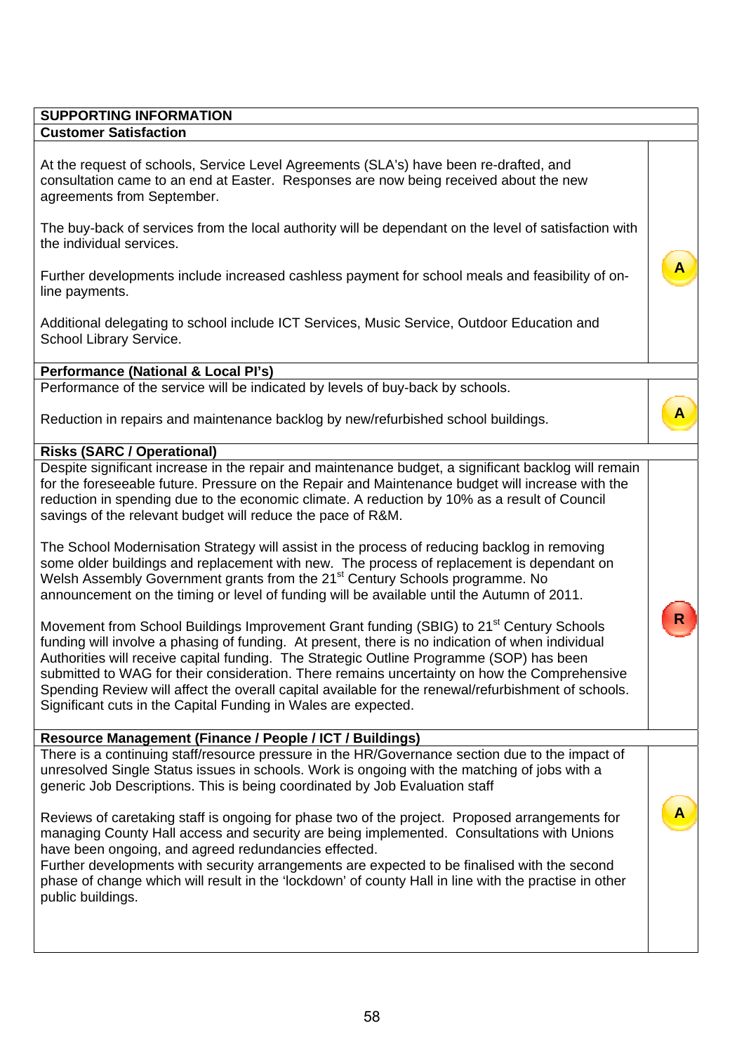| SUPPORTING INFORMATION | |
|---|---|
| **Customer Satisfaction** | |
| At the request of schools, Service Level Agreements (SLA's) have been re-drafted, and consultation came to an end at Easter. Responses are now being received about the new agreements from September.<br><br>The buy-back of services from the local authority will be dependant on the level of satisfaction with the individual services.<br><br>Further developments include increased cashless payment for school meals and feasibility of on-line payments.<br><br>Additional delegating to school include ICT Services, Music Service, Outdoor Education and School Library Service. | A |
| **Performance (National & Local PI's)** | |
| Performance of the service will be indicated by levels of buy-back by schools.<br><br>Reduction in repairs and maintenance backlog by new/refurbished school buildings. | A |
| **Risks (SARC / Operational)** | |
| Despite significant increase in the repair and maintenance budget, a significant backlog will remain for the foreseeable future. Pressure on the Repair and Maintenance budget will increase with the reduction in spending due to the economic climate. A reduction by 10% as a result of Council savings of the relevant budget will reduce the pace of R&M.<br><br>The School Modernisation Strategy will assist in the process of reducing backlog in removing some older buildings and replacement with new. The process of replacement is dependant on Welsh Assembly Government grants from the 21st Century Schools programme. No announcement on the timing or level of funding will be available until the Autumn of 2011.<br><br>Movement from School Buildings Improvement Grant funding (SBIG) to 21st Century Schools funding will involve a phasing of funding. At present, there is no indication of when individual Authorities will receive capital funding. The Strategic Outline Programme (SOP) has been submitted to WAG for their consideration. There remains uncertainty on how the Comprehensive Spending Review will affect the overall capital available for the renewal/refurbishment of schools. Significant cuts in the Capital Funding in Wales are expected. | R |
| **Resource Management (Finance / People / ICT / Buildings)** | |
| There is a continuing staff/resource pressure in the HR/Governance section due to the impact of unresolved Single Status issues in schools. Work is ongoing with the matching of jobs with a generic Job Descriptions. This is being coordinated by Job Evaluation staff<br><br>Reviews of caretaking staff is ongoing for phase two of the project. Proposed arrangements for managing County Hall access and security are being implemented. Consultations with Unions have been ongoing, and agreed redundancies effected.<br>Further developments with security arrangements are expected to be finalised with the second phase of change which will result in the 'lockdown' of county Hall in line with the practise in other public buildings. | A |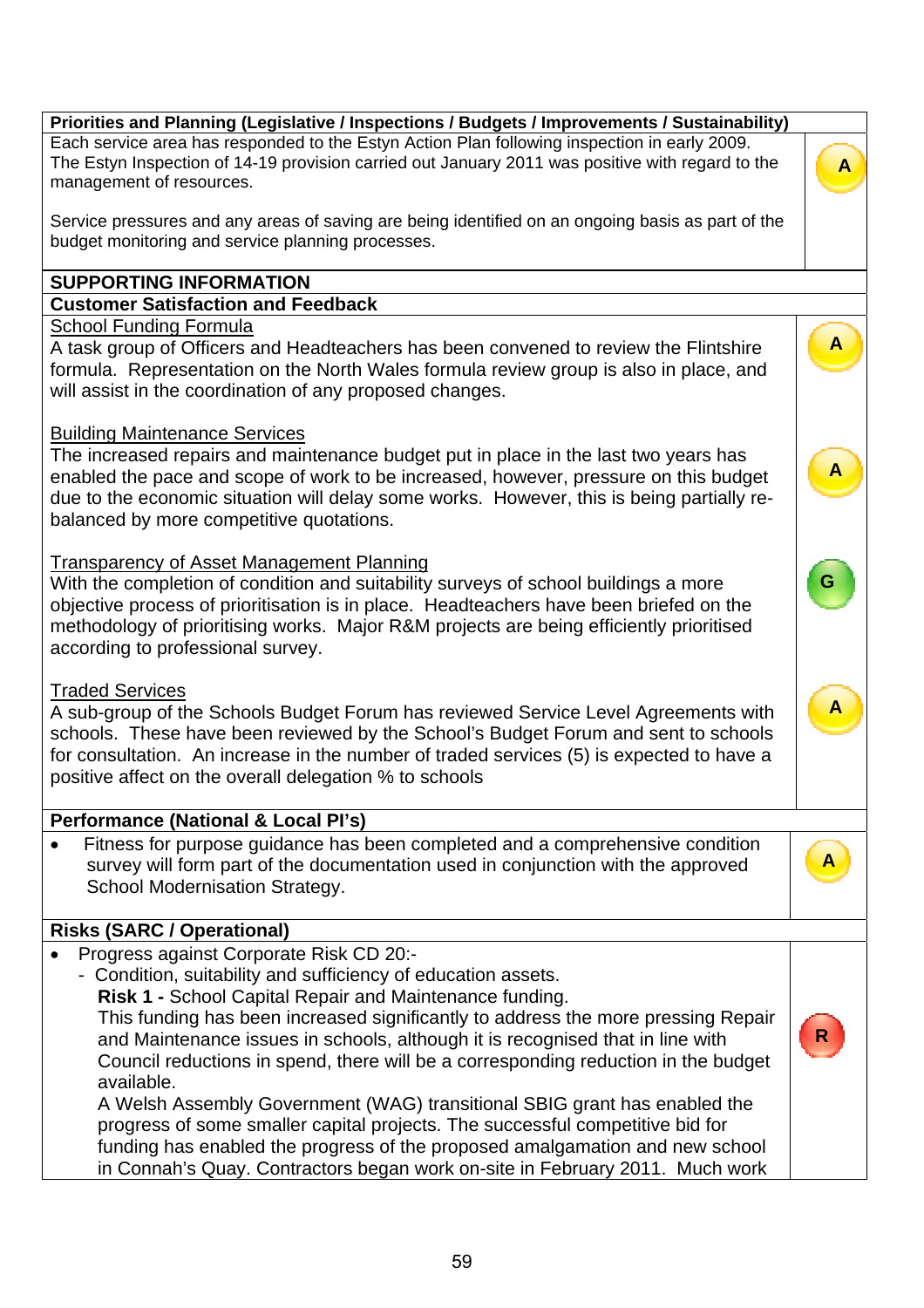| Priorities and Planning (Legislative / Inspections / Budgets / Improvements / Sustainability) | |
|---|---|
| Each service area has responded to the Estyn Action Plan following inspection in early 2009. The Estyn Inspection of 14-19 provision carried out January 2011 was positive with regard to the management of resources.<br><br>Service pressures and any areas of saving are being identified on an ongoing basis as part of the budget monitoring and service planning processes. | A |

**SUPPORTING INFORMATION**

| Customer Satisfaction and Feedback | |
|---|---|
| School Funding Formula<br>A task group of Officers and Headteachers has been convened to review the Flintshire formula. Representation on the North Wales formula review group is also in place, and will assist in the coordination of any proposed changes. | A |
| Building Maintenance Services<br>The increased repairs and maintenance budget put in place in the last two years has enabled the pace and scope of work to be increased, however, pressure on this budget due to the economic situation will delay some works. However, this is being partially re-balanced by more competitive quotations. | A |
| Transparency of Asset Management Planning<br>With the completion of condition and suitability surveys of school buildings a more objective process of prioritisation is in place. Headteachers have been briefed on the methodology of prioritising works. Major R&M projects are being efficiently prioritised according to professional survey. | G |
| Traded Services<br>A sub-group of the Schools Budget Forum has reviewed Service Level Agreements with schools. These have been reviewed by the School's Budget Forum and sent to schools for consultation. An increase in the number of traded services (5) is expected to have a positive affect on the overall delegation % to schools | A |

| Performance (National & Local PI's) | |
|---|---|
| • Fitness for purpose guidance has been completed and a comprehensive condition survey will form part of the documentation used in conjunction with the approved School Modernisation Strategy. | A |

| Risks (SARC / Operational) | |
|---|---|
| • Progress against Corporate Risk CD 20:-<br>- Condition, suitability and sufficiency of education assets.<br>**Risk 1 -** School Capital Repair and Maintenance funding.<br>This funding has been increased significantly to address the more pressing Repair and Maintenance issues in schools, although it is recognised that in line with Council reductions in spend, there will be a corresponding reduction in the budget available.<br>A Welsh Assembly Government (WAG) transitional SBIG grant has enabled the progress of some smaller capital projects. The successful competitive bid for funding has enabled the progress of the proposed amalgamation and new school in Connah's Quay. Contractors began work on-site in February 2011. Much work | R |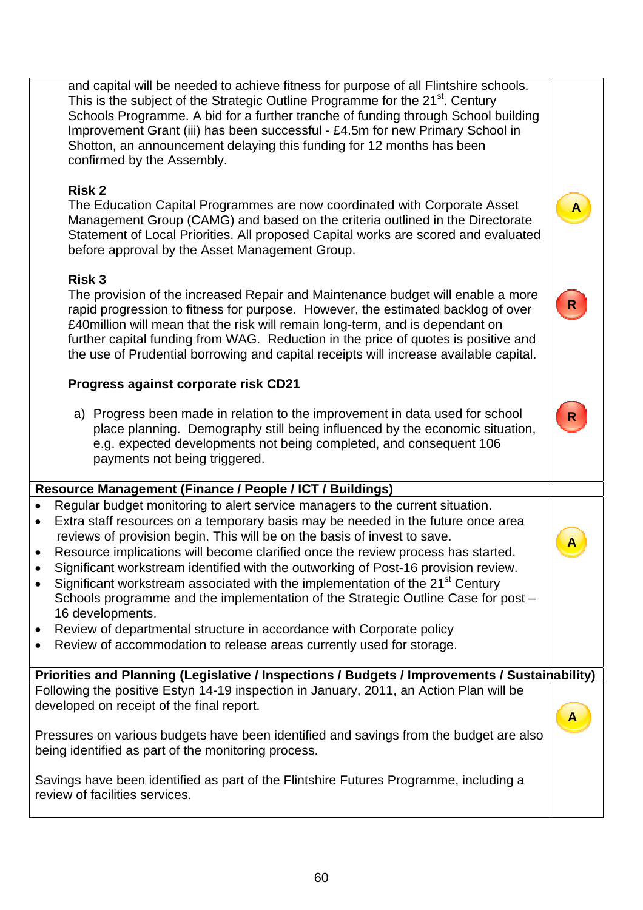| | |
|---|---|
| and capital will be needed to achieve fitness for purpose of all Flintshire schools. This is the subject of the Strategic Outline Programme for the 21st. Century Schools Programme. A bid for a further tranche of funding through School building Improvement Grant (iii) has been successful - £4.5m for new Primary School in Shotton, an announcement delaying this funding for 12 months has been confirmed by the Assembly.<br><br>**Risk 2**<br>The Education Capital Programmes are now coordinated with Corporate Asset Management Group (CAMG) and based on the criteria outlined in the Directorate Statement of Local Priorities. All proposed Capital works are scored and evaluated before approval by the Asset Management Group.<br><br>**Risk 3**<br>The provision of the increased Repair and Maintenance budget will enable a more rapid progression to fitness for purpose. However, the estimated backlog of over £40million will mean that the risk will remain long-term, and is dependant on further capital funding from WAG. Reduction in the price of quotes is positive and the use of Prudential borrowing and capital receipts will increase available capital.<br><br>**Progress against corporate risk CD21**<br><br>a) Progress been made in relation to the improvement in data used for school place planning. Demography still being influenced by the economic situation, e.g. expected developments not being completed, and consequent 106 payments not being triggered. | <br><br><br><br><br>A<br><br><br><br>R<br><br><br><br><br>R |
| **Resource Management (Finance / People / ICT / Buildings)** | |
| • Regular budget monitoring to alert service managers to the current situation.<br>• Extra staff resources on a temporary basis may be needed in the future once area reviews of provision begin. This will be on the basis of invest to save.<br>• Resource implications will become clarified once the review process has started.<br>• Significant workstream identified with the outworking of Post-16 provision review.<br>• Significant workstream associated with the implementation of the 21st Century Schools programme and the implementation of the Strategic Outline Case for post – 16 developments.<br>• Review of departmental structure in accordance with Corporate policy<br>• Review of accommodation to release areas currently used for storage. | A |
| **Priorities and Planning (Legislative / Inspections / Budgets / Improvements / Sustainability)** | |
| Following the positive Estyn 14-19 inspection in January, 2011, an Action Plan will be developed on receipt of the final report.<br><br>Pressures on various budgets have been identified and savings from the budget are also being identified as part of the monitoring process.<br><br>Savings have been identified as part of the Flintshire Futures Programme, including a review of facilities services. | A |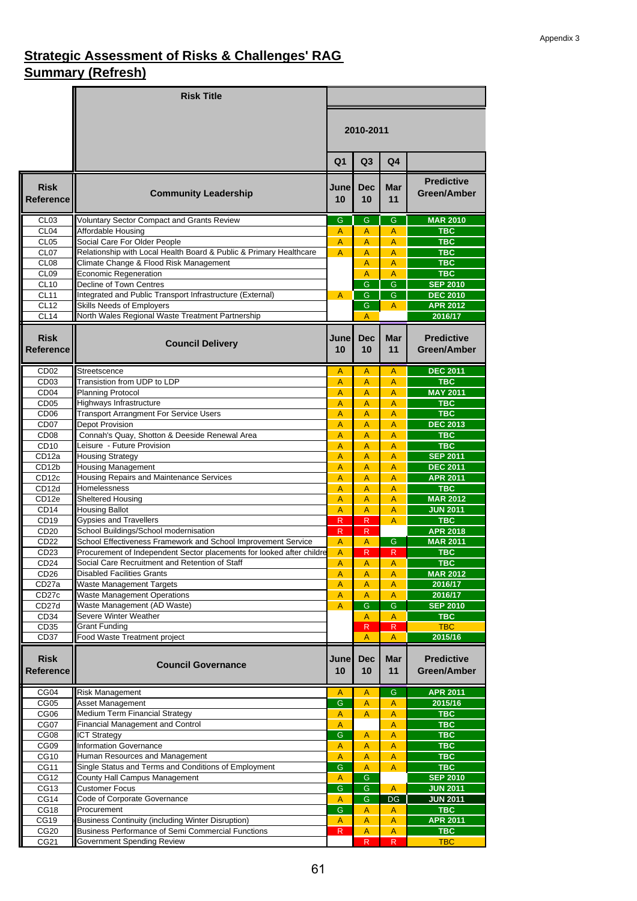Appendix 3

# Strategic Assessment of Risks & Challenges' RAG Summary (Refresh)

| | Risk Title | 2010-2011 | | | |
|---|---|---|---|---|---|
| | | Q1 | Q3 | Q4 | |
| **Risk Reference** | **Community Leadership** | **June 10** | **Dec 10** | **Mar 11** | **Predictive Green/Amber** |
| CL03 | Voluntary Sector Compact and Grants Review | G | G | G | MAR 2010 |
| CL04 | Affordable Housing | A | A | A | TBC |
| CL05 | Social Care For Older People | A | A | A | TBC |
| CL07 | Relationship with Local Health Board & Public & Primary Healthcare | A | A | A | TBC |
| CL08 | Climate Change & Flood Risk Management | | A | A | TBC |
| CL09 | Economic Regeneration | | A | A | TBC |
| CL10 | Decline of Town Centres | | G | G | SEP 2010 |
| CL11 | Integrated and Public Transport Infrastructure (External) | A | G | G | DEC 2010 |
| CL12 | Skills Needs of Employers | | G | A | APR 2012 |
| CL14 | North Wales Regional Waste Treatment Partnership | | A | | 2016/17 |
| **Risk Reference** | **Council Delivery** | **June 10** | **Dec 10** | **Mar 11** | **Predictive Green/Amber** |
| CD02 | Streetscence | A | A | A | DEC 2011 |
| CD03 | Transistion from UDP to LDP | A | A | A | TBC |
| CD04 | Planning Protocol | A | A | A | MAY 2011 |
| CD05 | Highways Infrastructure | A | A | A | TBC |
| CD06 | Transport Arrangment For Service Users | A | A | A | TBC |
| CD07 | Depot Provision | A | A | A | DEC 2013 |
| CD08 | Connah's Quay, Shotton & Deeside Renewal Area | A | A | A | TBC |
| CD10 | Leisure - Future Provision | A | A | A | TBC |
| CD12a | Housing Strategy | A | A | A | SEP 2011 |
| CD12b | Housing Management | A | A | A | DEC 2011 |
| CD12c | Housing Repairs and Maintenance Services | A | A | A | APR 2011 |
| CD12d | Homelessness | A | A | A | TBC |
| CD12e | Sheltered Housing | A | A | A | MAR 2012 |
| CD14 | Housing Ballot | A | A | A | JUN 2011 |
| CD19 | Gypsies and Travellers | R | R | A | TBC |
| CD20 | School Buildings/School modernisation | R | R | | APR 2018 |
| CD22 | School Effectiveness Framework and School Improvement Service | A | A | G | MAR 2011 |
| CD23 | Procurement of Independent Sector placements for looked after childre | A | R | R | TBC |
| CD24 | Social Care Recruitment and Retention of Staff | A | A | A | TBC |
| CD26 | Disabled Facilities Grants | A | A | A | MAR 2012 |
| CD27a | Waste Management Targets | A | A | A | 2016/17 |
| CD27c | Waste Management Operations | A | A | A | 2016/17 |
| CD27d | Waste Management (AD Waste) | A | G | G | SEP 2010 |
| CD34 | Severe Winter Weather | | A | A | TBC |
| CD35 | Grant Funding | | R | R | TBC |
| CD37 | Food Waste Treatment project | | A | A | 2015/16 |
| **Risk Reference** | **Council Governance** | **June 10** | **Dec 10** | **Mar 11** | **Predictive Green/Amber** |
| CG04 | Risk Management | A | A | G | APR 2011 |
| CG05 | Asset Management | G | A | A | 2015/16 |
| CG06 | Medium Term Financial Strategy | A | A | A | TBC |
| CG07 | Financial Management and Control | A | | A | TBC |
| CG08 | ICT Strategy | G | A | A | TBC |
| CG09 | Information Governance | A | A | A | TBC |
| CG10 | Human Resources and Management | A | A | A | TBC |
| CG11 | Single Status and Terms and Conditions of Employment | G | A | A | TBC |
| CG12 | County Hall Campus Management | A | G | | SEP 2010 |
| CG13 | Customer Focus | G | G | A | JUN 2011 |
| CG14 | Code of Corporate Governance | A | G | DG | JUN 2011 |
| CG18 | Procurement | G | A | A | TBC |
| CG19 | Business Continuity (including Winter Disruption) | A | A | A | APR 2011 |
| CG20 | Business Performance of Semi Commercial Functions | R | A | A | TBC |
| CG21 | Government Spending Review | | R | R | TBC |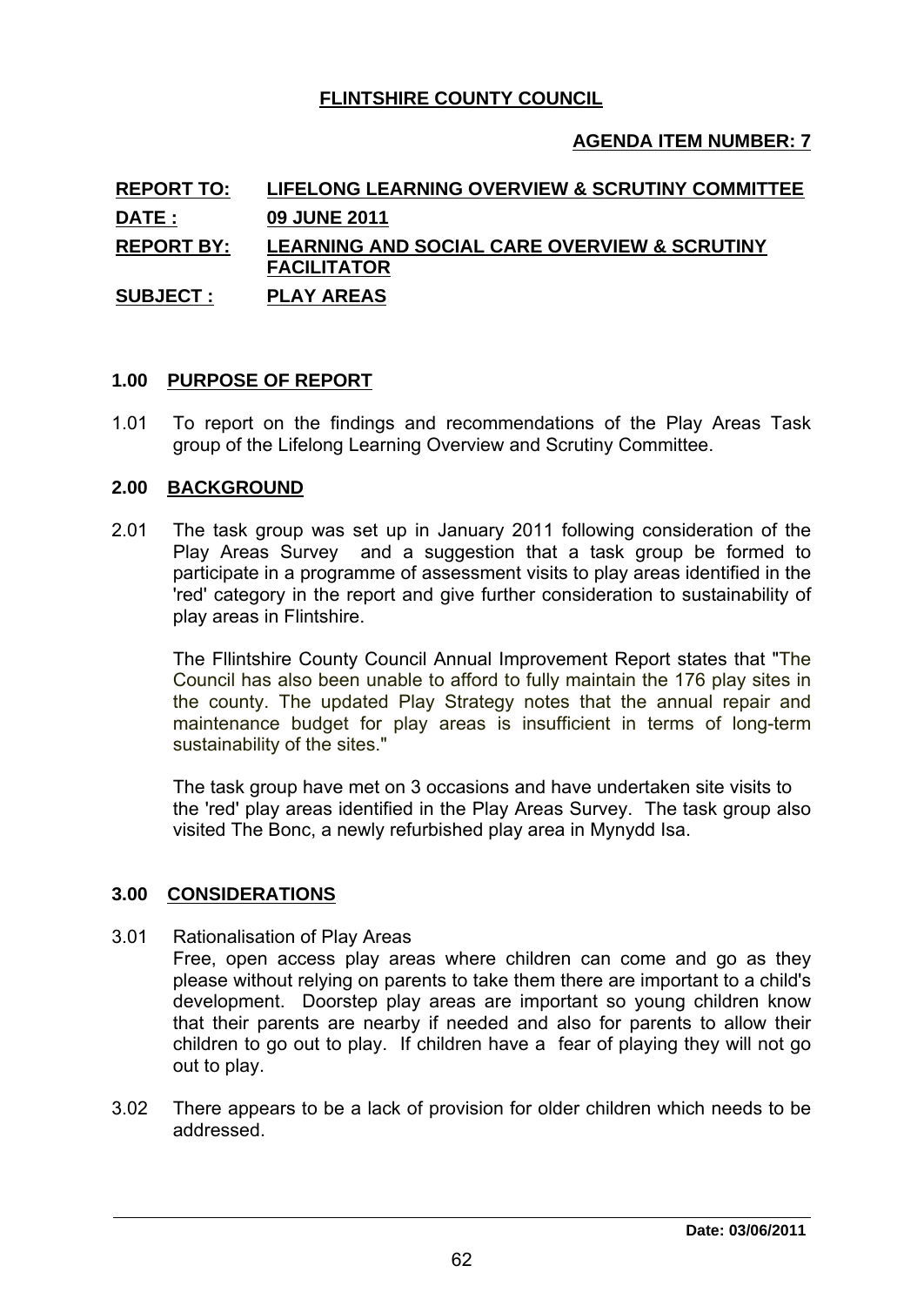**FLINTSHIRE COUNTY COUNCIL**

**AGENDA ITEM NUMBER: 7**

| | |
|---|---|
| **REPORT TO:** | **LIFELONG LEARNING OVERVIEW & SCRUTINY COMMITTEE** |
| **DATE :** | **09 JUNE 2011** |
| **REPORT BY:** | **LEARNING AND SOCIAL CARE OVERVIEW & SCRUTINY FACILITATOR** |
| **SUBJECT :** | **PLAY AREAS** |

## 1.00 PURPOSE OF REPORT

1.01 To report on the findings and recommendations of the Play Areas Task group of the Lifelong Learning Overview and Scrutiny Committee.

## 2.00 BACKGROUND

2.01 The task group was set up in January 2011 following consideration of the Play Areas Survey and a suggestion that a task group be formed to participate in a programme of assessment visits to play areas identified in the 'red' category in the report and give further consideration to sustainability of play areas in Flintshire.

The Fllintshire County Council Annual Improvement Report states that "The Council has also been unable to afford to fully maintain the 176 play sites in the county. The updated Play Strategy notes that the annual repair and maintenance budget for play areas is insufficient in terms of long-term sustainability of the sites."

The task group have met on 3 occasions and have undertaken site visits to the 'red' play areas identified in the Play Areas Survey. The task group also visited The Bonc, a newly refurbished play area in Mynydd Isa.

## 3.00 CONSIDERATIONS

3.01 Rationalisation of Play Areas
Free, open access play areas where children can come and go as they please without relying on parents to take them there are important to a child's development. Doorstep play areas are important so young children know that their parents are nearby if needed and also for parents to allow their children to go out to play. If children have a fear of playing they will not go out to play.

3.02 There appears to be a lack of provision for older children which needs to be addressed.

Date: 03/06/2011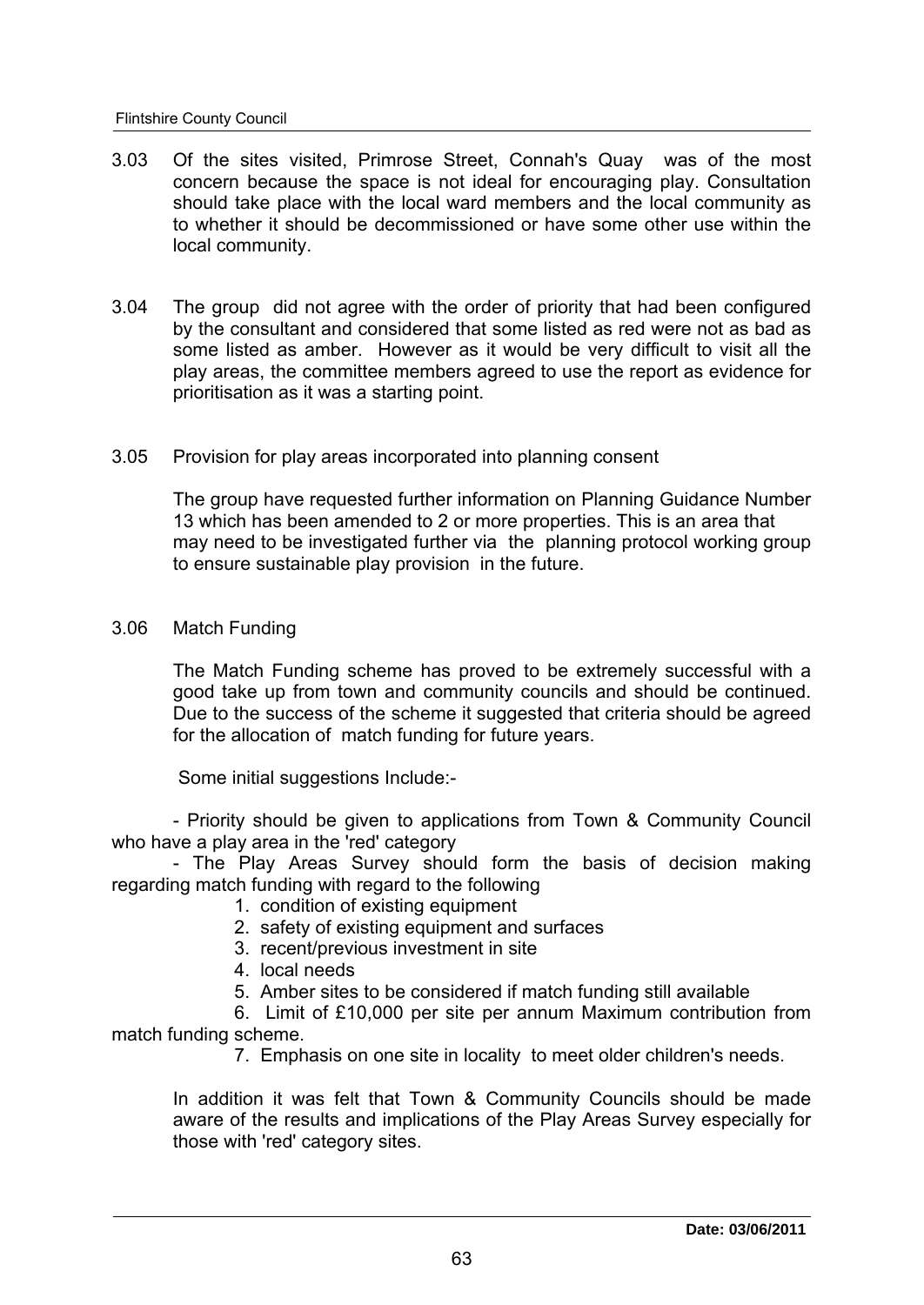3.03 Of the sites visited, Primrose Street, Connah's Quay was of the most concern because the space is not ideal for encouraging play. Consultation should take place with the local ward members and the local community as to whether it should be decommissioned or have some other use within the local community.

3.04 The group did not agree with the order of priority that had been configured by the consultant and considered that some listed as red were not as bad as some listed as amber. However as it would be very difficult to visit all the play areas, the committee members agreed to use the report as evidence for prioritisation as it was a starting point.

3.05 Provision for play areas incorporated into planning consent

The group have requested further information on Planning Guidance Number 13 which has been amended to 2 or more properties. This is an area that may need to be investigated further via the planning protocol working group to ensure sustainable play provision in the future.

3.06 Match Funding

The Match Funding scheme has proved to be extremely successful with a good take up from town and community councils and should be continued. Due to the success of the scheme it suggested that criteria should be agreed for the allocation of match funding for future years.

Some initial suggestions Include:-

- Priority should be given to applications from Town & Community Council who have a play area in the 'red' category
- The Play Areas Survey should form the basis of decision making regarding match funding with regard to the following
  1. condition of existing equipment
  2. safety of existing equipment and surfaces
  3. recent/previous investment in site
  4. local needs
  5. Amber sites to be considered if match funding still available
  6. Limit of £10,000 per site per annum Maximum contribution from match funding scheme.
  7. Emphasis on one site in locality to meet older children's needs.

In addition it was felt that Town & Community Councils should be made aware of the results and implications of the Play Areas Survey especially for those with 'red' category sites.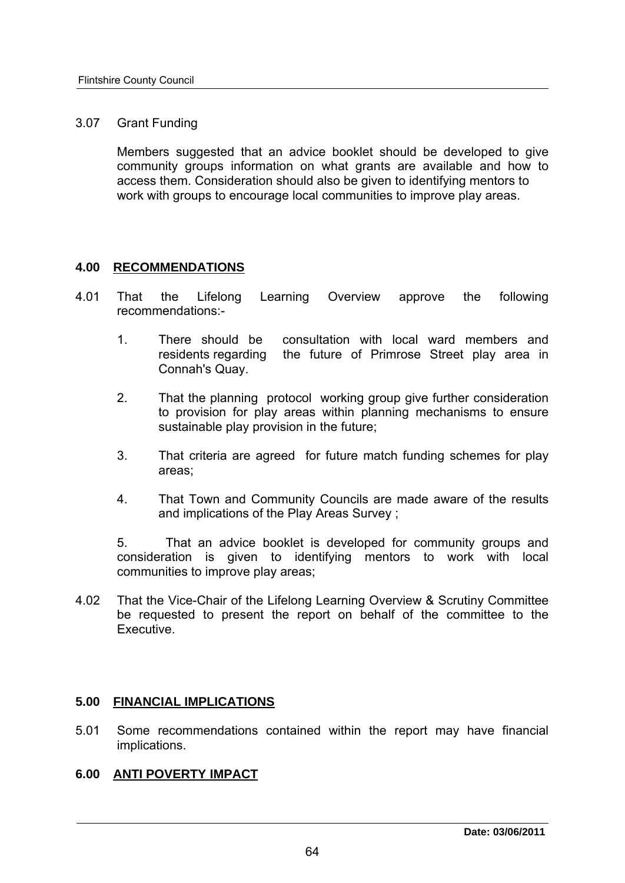3.07 Grant Funding

Members suggested that an advice booklet should be developed to give community groups information on what grants are available and how to access them. Consideration should also be given to identifying mentors to work with groups to encourage local communities to improve play areas.

## 4.00 RECOMMENDATIONS

4.01 That the Lifelong Learning Overview approve the following recommendations:-

1. There should be consultation with local ward members and residents regarding the future of Primrose Street play area in Connah's Quay.
2. That the planning protocol working group give further consideration to provision for play areas within planning mechanisms to ensure sustainable play provision in the future;
3. That criteria are agreed for future match funding schemes for play areas;
4. That Town and Community Councils are made aware of the results and implications of the Play Areas Survey ;
5. That an advice booklet is developed for community groups and consideration is given to identifying mentors to work with local communities to improve play areas;

4.02 That the Vice-Chair of the Lifelong Learning Overview & Scrutiny Committee be requested to present the report on behalf of the committee to the Executive.

## 5.00 FINANCIAL IMPLICATIONS

5.01 Some recommendations contained within the report may have financial implications.

## 6.00 ANTI POVERTY IMPACT

**Date: 03/06/2011**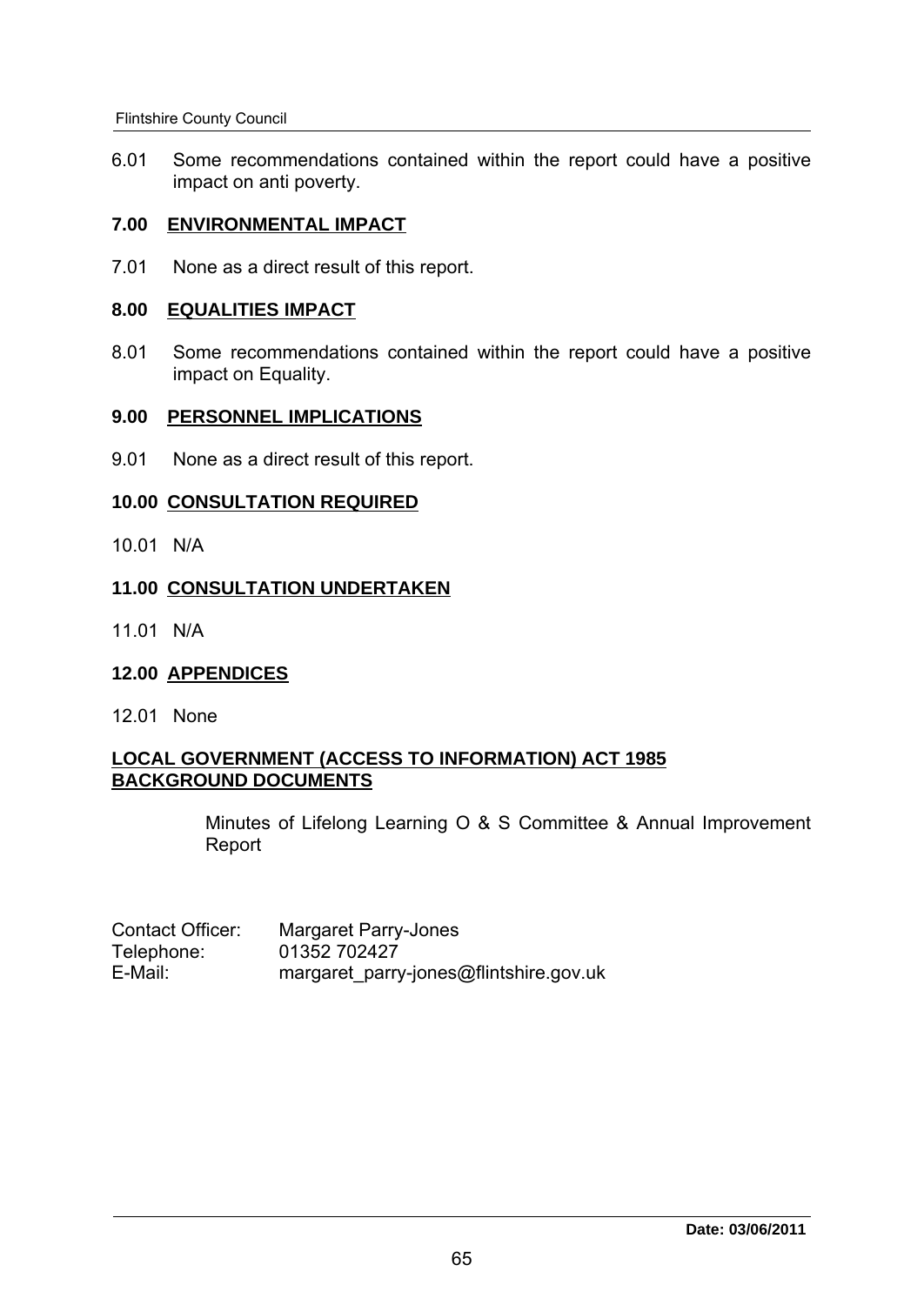6.01 Some recommendations contained within the report could have a positive impact on anti poverty.

## 7.00 ENVIRONMENTAL IMPACT

7.01 None as a direct result of this report.

## 8.00 EQUALITIES IMPACT

8.01 Some recommendations contained within the report could have a positive impact on Equality.

## 9.00 PERSONNEL IMPLICATIONS

9.01 None as a direct result of this report.

## 10.00 CONSULTATION REQUIRED

10.01 N/A

## 11.00 CONSULTATION UNDERTAKEN

11.01 N/A

## 12.00 APPENDICES

12.01 None

## LOCAL GOVERNMENT (ACCESS TO INFORMATION) ACT 1985 BACKGROUND DOCUMENTS

Minutes of Lifelong Learning O & S Committee & Annual Improvement Report

Contact Officer: Margaret Parry-Jones
Telephone: 01352 702427
E-Mail: margaret_parry-jones@flintshire.gov.uk

**Date: 03/06/2011**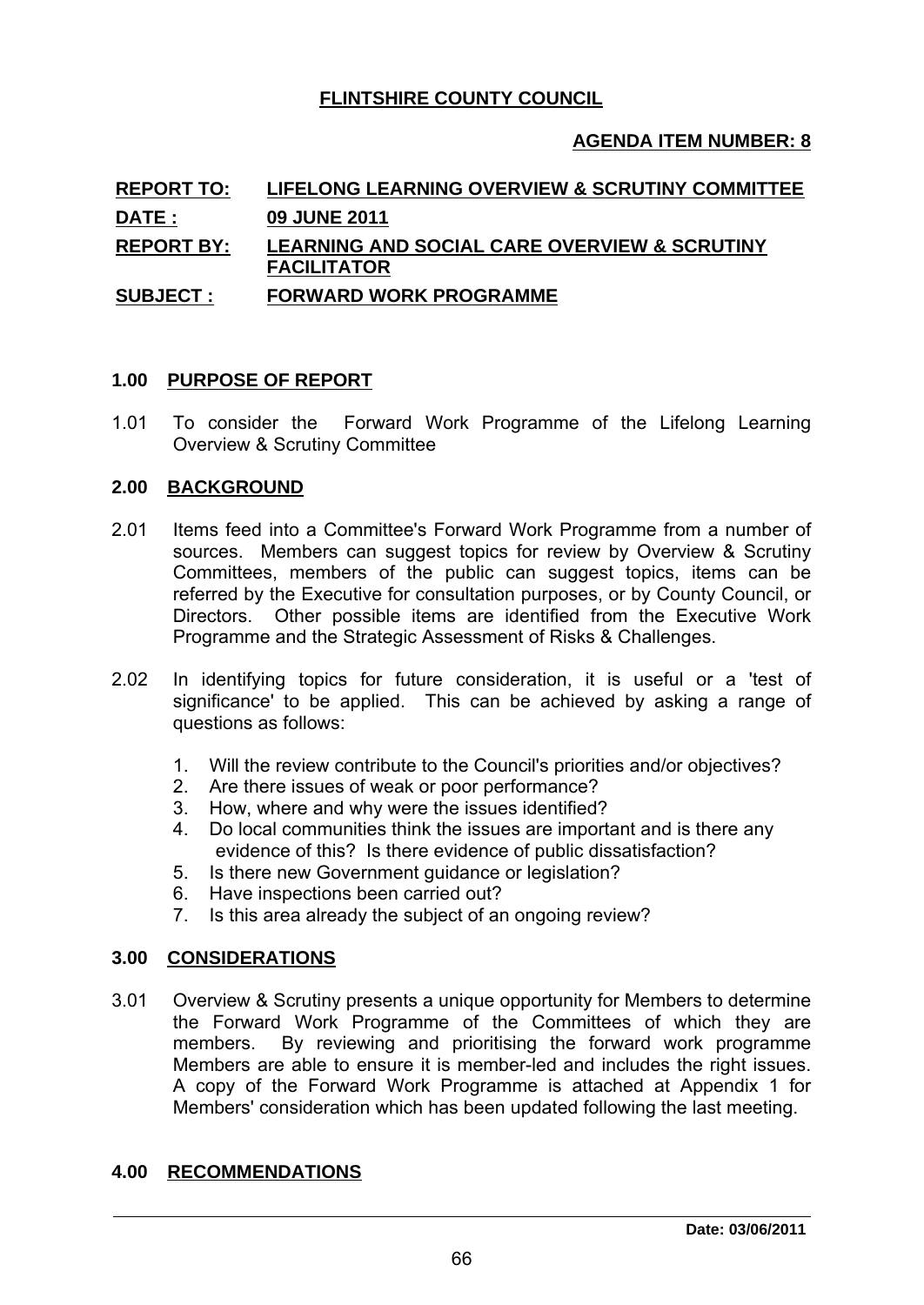**FLINTSHIRE COUNTY COUNCIL**

**AGENDA ITEM NUMBER: 8**

| | |
|---|---|
| **REPORT TO:** | **LIFELONG LEARNING OVERVIEW & SCRUTINY COMMITTEE** |
| **DATE :** | **09 JUNE 2011** |
| **REPORT BY:** | **LEARNING AND SOCIAL CARE OVERVIEW & SCRUTINY FACILITATOR** |
| **SUBJECT :** | **FORWARD WORK PROGRAMME** |

## 1.00 PURPOSE OF REPORT

1.01 To consider the Forward Work Programme of the Lifelong Learning Overview & Scrutiny Committee

## 2.00 BACKGROUND

2.01 Items feed into a Committee's Forward Work Programme from a number of sources. Members can suggest topics for review by Overview & Scrutiny Committees, members of the public can suggest topics, items can be referred by the Executive for consultation purposes, or by County Council, or Directors. Other possible items are identified from the Executive Work Programme and the Strategic Assessment of Risks & Challenges.

2.02 In identifying topics for future consideration, it is useful or a 'test of significance' to be applied. This can be achieved by asking a range of questions as follows:

1. Will the review contribute to the Council's priorities and/or objectives?
2. Are there issues of weak or poor performance?
3. How, where and why were the issues identified?
4. Do local communities think the issues are important and is there any evidence of this? Is there evidence of public dissatisfaction?
5. Is there new Government guidance or legislation?
6. Have inspections been carried out?
7. Is this area already the subject of an ongoing review?

## 3.00 CONSIDERATIONS

3.01 Overview & Scrutiny presents a unique opportunity for Members to determine the Forward Work Programme of the Committees of which they are members. By reviewing and prioritising the forward work programme Members are able to ensure it is member-led and includes the right issues. A copy of the Forward Work Programme is attached at Appendix 1 for Members' consideration which has been updated following the last meeting.

## 4.00 RECOMMENDATIONS

**Date: 03/06/2011**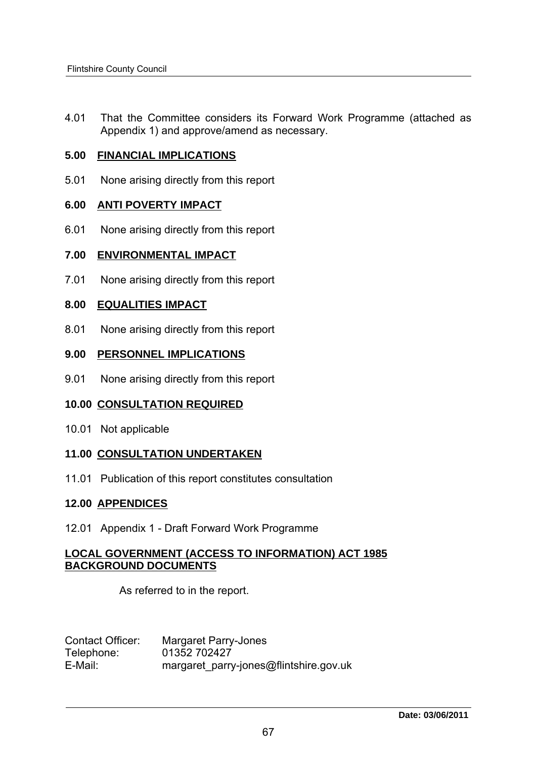4.01 That the Committee considers its Forward Work Programme (attached as Appendix 1) and approve/amend as necessary.

## 5.00 FINANCIAL IMPLICATIONS

5.01 None arising directly from this report

## 6.00 ANTI POVERTY IMPACT

6.01 None arising directly from this report

## 7.00 ENVIRONMENTAL IMPACT

7.01 None arising directly from this report

## 8.00 EQUALITIES IMPACT

8.01 None arising directly from this report

## 9.00 PERSONNEL IMPLICATIONS

9.01 None arising directly from this report

## 10.00 CONSULTATION REQUIRED

10.01 Not applicable

## 11.00 CONSULTATION UNDERTAKEN

11.01 Publication of this report constitutes consultation

## 12.00 APPENDICES

12.01 Appendix 1 - Draft Forward Work Programme

## LOCAL GOVERNMENT (ACCESS TO INFORMATION) ACT 1985 BACKGROUND DOCUMENTS

As referred to in the report.

Contact Officer: Margaret Parry-Jones
Telephone: 01352 702427
E-Mail: margaret_parry-jones@flintshire.gov.uk

**Date: 03/06/2011**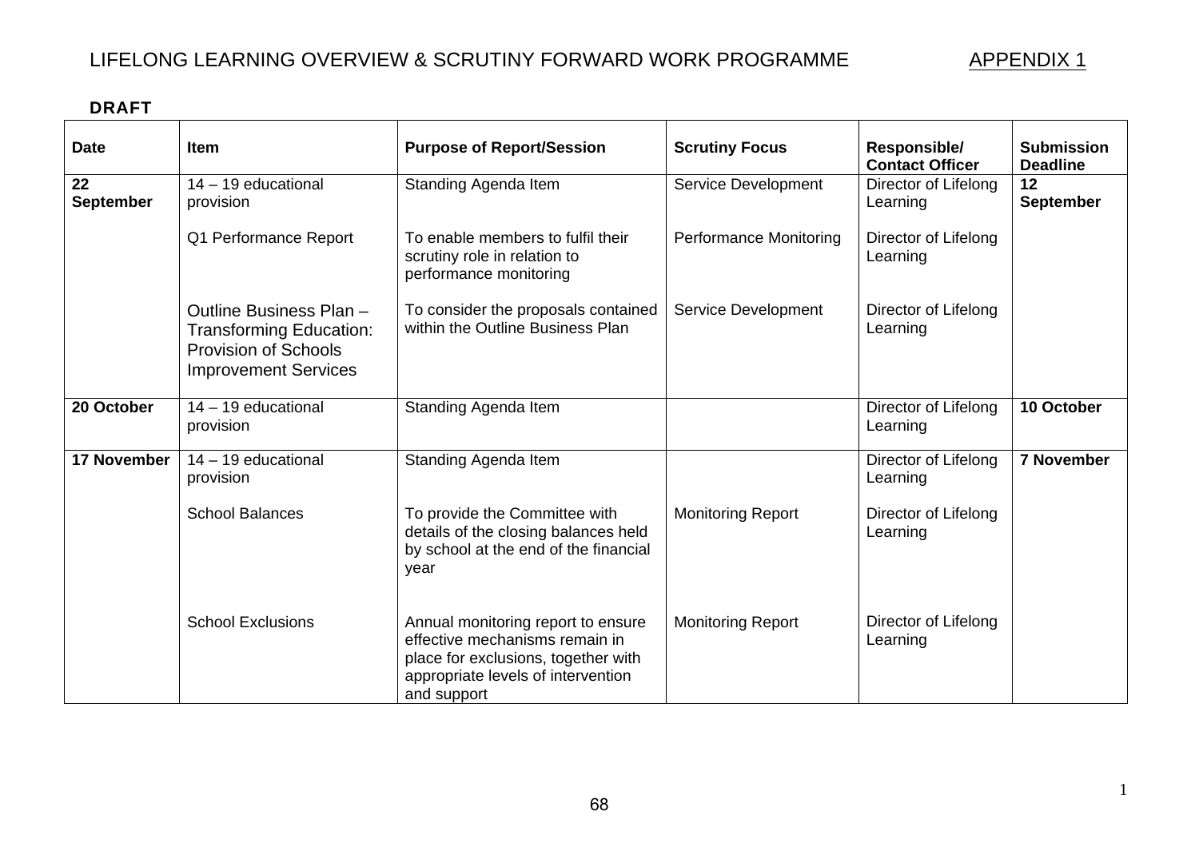# LIFELONG LEARNING OVERVIEW & SCRUTINY FORWARD WORK PROGRAMME

APPENDIX 1

**DRAFT**

| Date | Item | Purpose of Report/Session | Scrutiny Focus | Responsible/ Contact Officer | Submission Deadline |
|---|---|---|---|---|---|
| **22 September** | 14 – 19 educational provision | Standing Agenda Item | Service Development | Director of Lifelong Learning | **12 September** |
| | Q1 Performance Report | To enable members to fulfil their scrutiny role in relation to performance monitoring | Performance Monitoring | Director of Lifelong Learning | |
| | Outline Business Plan – Transforming Education: Provision of Schools Improvement Services | To consider the proposals contained within the Outline Business Plan | Service Development | Director of Lifelong Learning | |
| **20 October** | 14 – 19 educational provision | Standing Agenda Item | | Director of Lifelong Learning | **10 October** |
| **17 November** | 14 – 19 educational provision | Standing Agenda Item | | Director of Lifelong Learning | **7 November** |
| | School Balances | To provide the Committee with details of the closing balances held by school at the end of the financial year | Monitoring Report | Director of Lifelong Learning | |
| | School Exclusions | Annual monitoring report to ensure effective mechanisms remain in place for exclusions, together with appropriate levels of intervention and support | Monitoring Report | Director of Lifelong Learning | |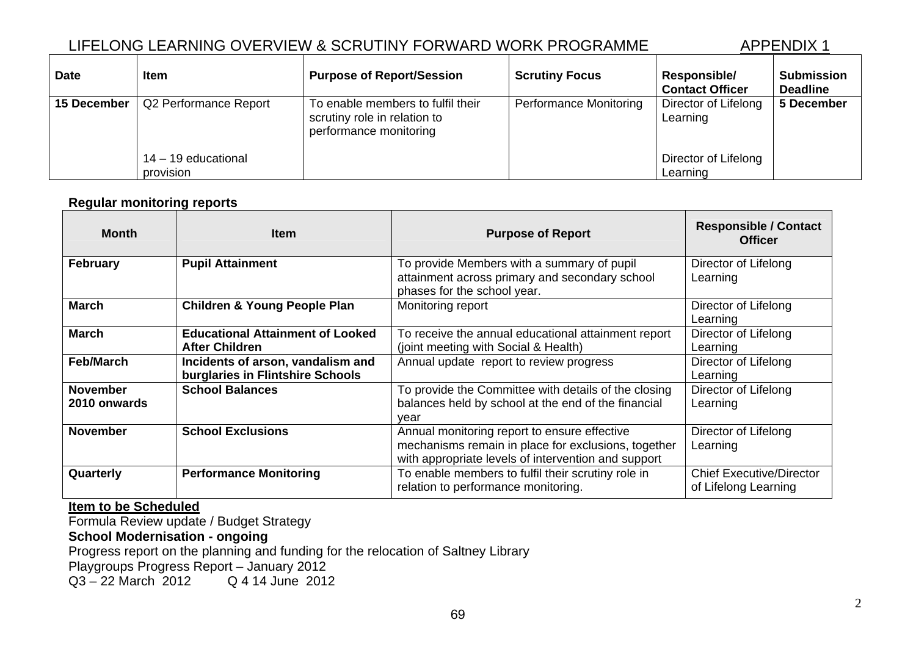# LIFELONG LEARNING OVERVIEW & SCRUTINY FORWARD WORK PROGRAMME

APPENDIX 1

| Date | Item | Purpose of Report/Session | Scrutiny Focus | Responsible/ Contact Officer | Submission Deadline |
|---|---|---|---|---|---|
| **15 December** | Q2 Performance Report<br><br>14 – 19 educational provision | To enable members to fulfil their scrutiny role in relation to performance monitoring | Performance Monitoring | Director of Lifelong Learning<br><br>Director of Lifelong Learning | **5 December** |

**Regular monitoring reports**

| Month | Item | Purpose of Report | Responsible / Contact Officer |
|---|---|---|---|
| **February** | **Pupil Attainment** | To provide Members with a summary of pupil attainment across primary and secondary school phases for the school year. | Director of Lifelong Learning |
| **March** | **Children & Young People Plan** | Monitoring report | Director of Lifelong Learning |
| **March** | **Educational Attainment of Looked After Children** | To receive the annual educational attainment report (joint meeting with Social & Health) | Director of Lifelong Learning |
| **Feb/March** | **Incidents of arson, vandalism and burglaries in Flintshire Schools** | Annual update report to review progress | Director of Lifelong Learning |
| **November 2010 onwards** | **School Balances** | To provide the Committee with details of the closing balances held by school at the end of the financial year | Director of Lifelong Learning |
| **November** | **School Exclusions** | Annual monitoring report to ensure effective mechanisms remain in place for exclusions, together with appropriate levels of intervention and support | Director of Lifelong Learning |
| **Quarterly** | **Performance Monitoring** | To enable members to fulfil their scrutiny role in relation to performance monitoring. | Chief Executive/Director of Lifelong Learning |

**Item to be Scheduled**

Formula Review update / Budget Strategy

**School Modernisation - ongoing**

Progress report on the planning and funding for the relocation of Saltney Library

Playgroups Progress Report – January 2012

Q3 – 22 March 2012 Q 4 14 June 2012